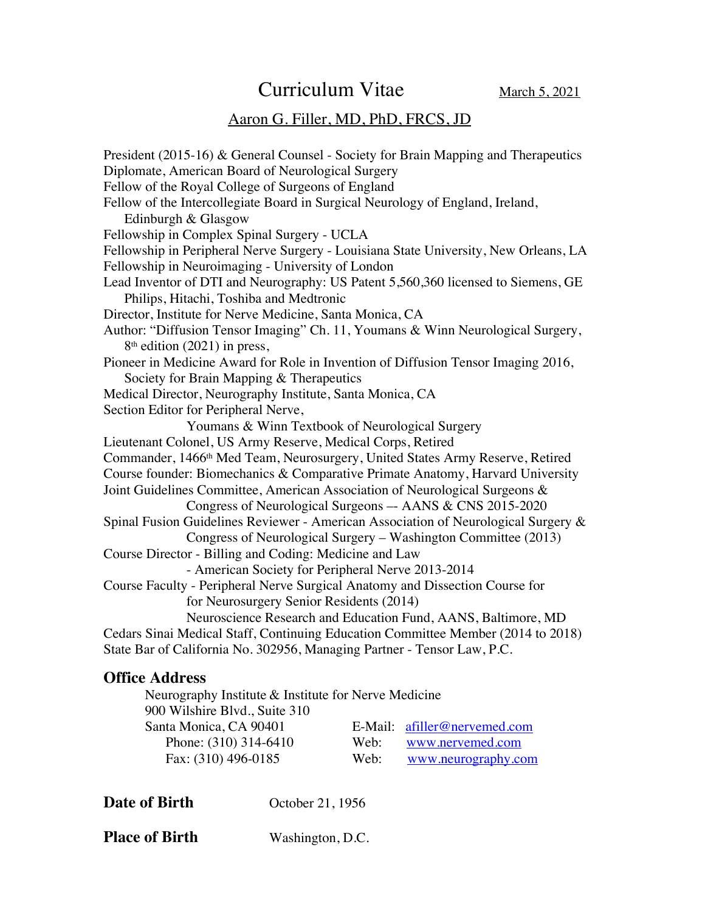# Curriculum Vitae

March 5, 2021

## Aaron G. Filler, MD, PhD, FRCS, JD

President (2015-16) & General Counsel - Society for Brain Mapping and Therapeutics
Diplomate, American Board of Neurological Surgery
Fellow of the Royal College of Surgeons of England
Fellow of the Intercollegiate Board in Surgical Neurology of England, Ireland, Edinburgh & Glasgow
Fellowship in Complex Spinal Surgery - UCLA
Fellowship in Peripheral Nerve Surgery - Louisiana State University, New Orleans, LA
Fellowship in Neuroimaging - University of London
Lead Inventor of DTI and Neurography: US Patent 5,560,360 licensed to Siemens, GE Philips, Hitachi, Toshiba and Medtronic
Director, Institute for Nerve Medicine, Santa Monica, CA
Author: "Diffusion Tensor Imaging" Ch. 11, Youmans & Winn Neurological Surgery, 8th edition (2021) in press,
Pioneer in Medicine Award for Role in Invention of Diffusion Tensor Imaging 2016, Society for Brain Mapping & Therapeutics
Medical Director, Neurography Institute, Santa Monica, CA
Section Editor for Peripheral Nerve,
Youmans & Winn Textbook of Neurological Surgery
Lieutenant Colonel, US Army Reserve, Medical Corps, Retired
Commander, 1466th Med Team, Neurosurgery, United States Army Reserve, Retired
Course founder: Biomechanics & Comparative Primate Anatomy, Harvard University
Joint Guidelines Committee, American Association of Neurological Surgeons & Congress of Neurological Surgeons –- AANS & CNS 2015-2020
Spinal Fusion Guidelines Reviewer - American Association of Neurological Surgery & Congress of Neurological Surgery – Washington Committee (2013)
Course Director - Billing and Coding: Medicine and Law
- American Society for Peripheral Nerve 2013-2014
Course Faculty - Peripheral Nerve Surgical Anatomy and Dissection Course for for Neurosurgery Senior Residents (2014)
Neuroscience Research and Education Fund, AANS, Baltimore, MD
Cedars Sinai Medical Staff, Continuing Education Committee Member (2014 to 2018)
State Bar of California No. 302956, Managing Partner - Tensor Law, P.C.

### Office Address

Neurography Institute & Institute for Nerve Medicine
900 Wilshire Blvd., Suite 310
Santa Monica, CA 90401
Phone: (310) 314-6410
Fax: (310) 496-0185

E-Mail: afiller@nervemed.com
Web: www.nervemed.com
Web: www.neurography.com

**Date of Birth** October 21, 1956

**Place of Birth** Washington, D.C.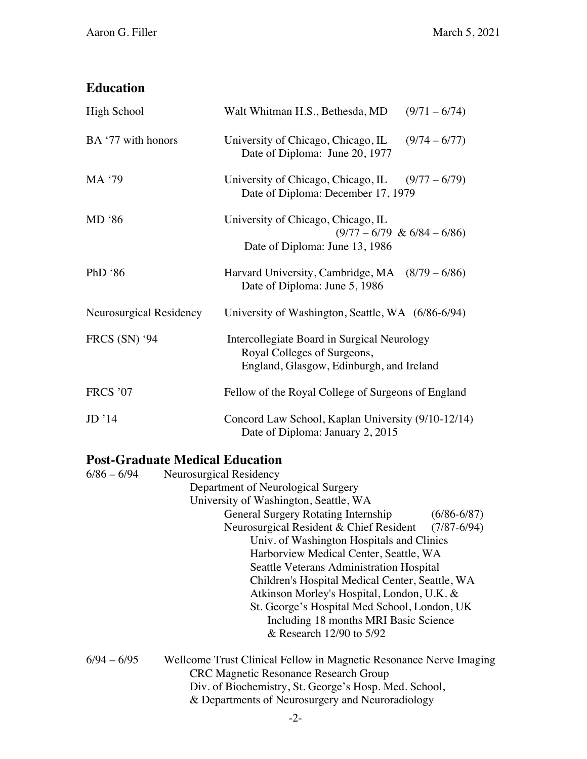## Education

| | | |
|---|---|---|
| High School | Walt Whitman H.S., Bethesda, MD | (9/71 – 6/74) |
| BA '77 with honors | University of Chicago, Chicago, IL<br>Date of Diploma: June 20, 1977 | (9/74 – 6/77) |
| MA '79 | University of Chicago, Chicago, IL<br>Date of Diploma: December 17, 1979 | (9/77 – 6/79) |
| MD '86 | University of Chicago, Chicago, IL<br>Date of Diploma: June 13, 1986 | (9/77 – 6/79 & 6/84 – 6/86) |
| PhD '86 | Harvard University, Cambridge, MA<br>Date of Diploma: June 5, 1986 | (8/79 – 6/86) |
| Neurosurgical Residency | University of Washington, Seattle, WA | (6/86-6/94) |
| FRCS (SN) '94 | Intercollegiate Board in Surgical Neurology<br>Royal Colleges of Surgeons,<br>England, Glasgow, Edinburgh, and Ireland | |
| FRCS '07 | Fellow of the Royal College of Surgeons of England | |
| JD '14 | Concord Law School, Kaplan University<br>Date of Diploma: January 2, 2015 | (9/10-12/14) |

## Post-Graduate Medical Education

6/86 – 6/94 Neurosurgical Residency

Department of Neurological Surgery
University of Washington, Seattle, WA

- General Surgery Rotating Internship (6/86-6/87)
- Neurosurgical Resident & Chief Resident (7/87-6/94)
  - Univ. of Washington Hospitals and Clinics
  - Harborview Medical Center, Seattle, WA
  - Seattle Veterans Administration Hospital
  - Children's Hospital Medical Center, Seattle, WA
  - Atkinson Morley's Hospital, London, U.K. &
  - St. George's Hospital Med School, London, UK
    - Including 18 months MRI Basic Science & Research 12/90 to 5/92

6/94 – 6/95 Wellcome Trust Clinical Fellow in Magnetic Resonance Nerve Imaging

CRC Magnetic Resonance Research Group
Div. of Biochemistry, St. George's Hosp. Med. School,
& Departments of Neurosurgery and Neuroradiology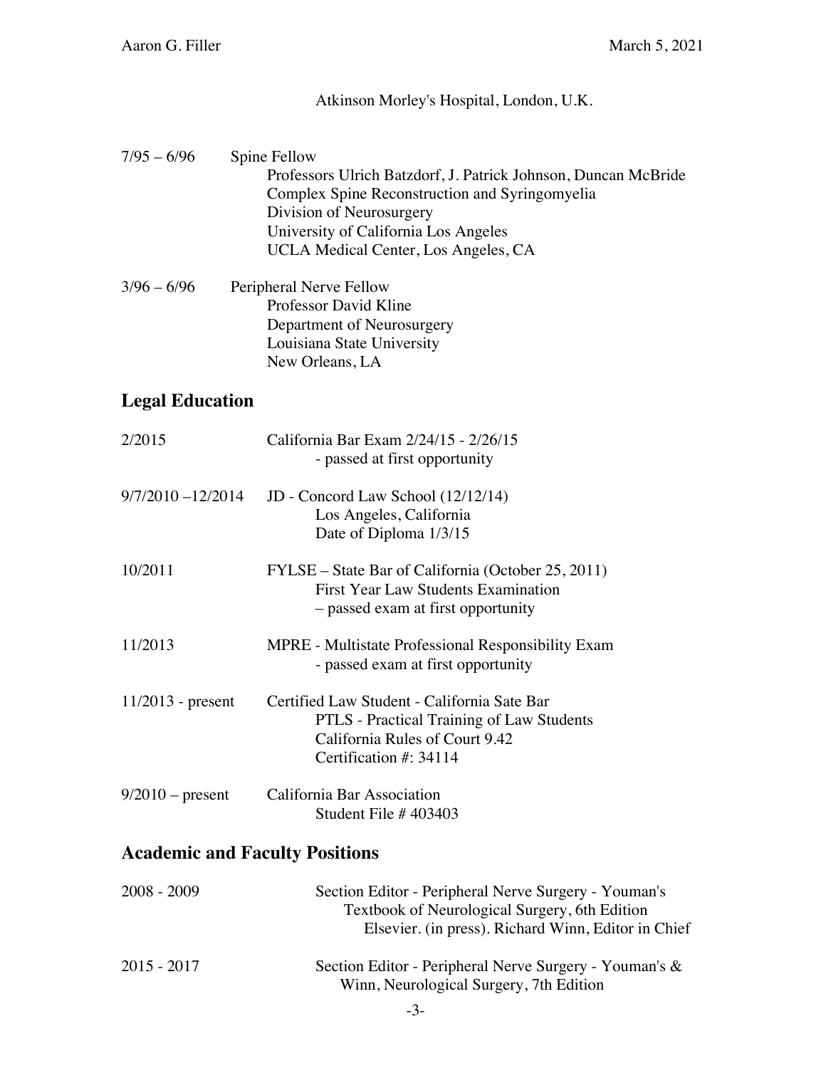Atkinson Morley's Hospital, London, U.K.

7/95 – 6/96 Spine Fellow
Professors Ulrich Batzdorf, J. Patrick Johnson, Duncan McBride
Complex Spine Reconstruction and Syringomyelia
Division of Neurosurgery
University of California Los Angeles
UCLA Medical Center, Los Angeles, CA

3/96 – 6/96 Peripheral Nerve Fellow
Professor David Kline
Department of Neurosurgery
Louisiana State University
New Orleans, LA

## Legal Education

2/2015 California Bar Exam 2/24/15 - 2/26/15
- passed at first opportunity

9/7/2010 –12/2014 JD - Concord Law School (12/12/14)
Los Angeles, California
Date of Diploma 1/3/15

10/2011 FYLSE – State Bar of California (October 25, 2011)
First Year Law Students Examination
– passed exam at first opportunity

11/2013 MPRE - Multistate Professional Responsibility Exam
- passed exam at first opportunity

11/2013 - present Certified Law Student - California Sate Bar
PTLS - Practical Training of Law Students
California Rules of Court 9.42
Certification #: 34114

9/2010 – present California Bar Association
Student File # 403403

## Academic and Faculty Positions

2008 - 2009 Section Editor - Peripheral Nerve Surgery - Youman's
Textbook of Neurological Surgery, 6th Edition
Elsevier. (in press). Richard Winn, Editor in Chief

2015 - 2017 Section Editor - Peripheral Nerve Surgery - Youman's &
Winn, Neurological Surgery, 7th Edition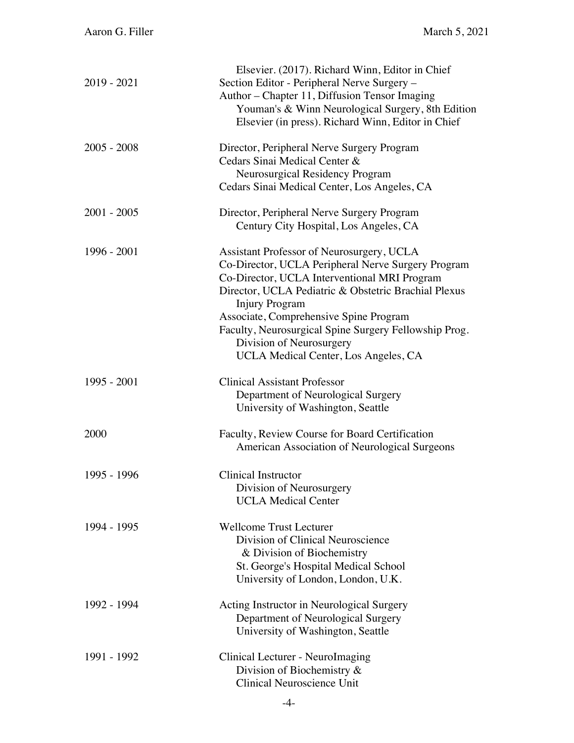| | |
|---|---|
| | Elsevier. (2017). Richard Winn, Editor in Chief |
| 2019 - 2021 | Section Editor - Peripheral Nerve Surgery –<br>Author – Chapter 11, Diffusion Tensor Imaging<br>Youman's & Winn Neurological Surgery, 8th Edition<br>Elsevier (in press). Richard Winn, Editor in Chief |
| 2005 - 2008 | Director, Peripheral Nerve Surgery Program<br>Cedars Sinai Medical Center &<br>Neurosurgical Residency Program<br>Cedars Sinai Medical Center, Los Angeles, CA |
| 2001 - 2005 | Director, Peripheral Nerve Surgery Program<br>Century City Hospital, Los Angeles, CA |
| 1996 - 2001 | Assistant Professor of Neurosurgery, UCLA<br>Co-Director, UCLA Peripheral Nerve Surgery Program<br>Co-Director, UCLA Interventional MRI Program<br>Director, UCLA Pediatric & Obstetric Brachial Plexus Injury Program<br>Associate, Comprehensive Spine Program<br>Faculty, Neurosurgical Spine Surgery Fellowship Prog.<br>Division of Neurosurgery<br>UCLA Medical Center, Los Angeles, CA |
| 1995 - 2001 | Clinical Assistant Professor<br>Department of Neurological Surgery<br>University of Washington, Seattle |
| 2000 | Faculty, Review Course for Board Certification<br>American Association of Neurological Surgeons |
| 1995 - 1996 | Clinical Instructor<br>Division of Neurosurgery<br>UCLA Medical Center |
| 1994 - 1995 | Wellcome Trust Lecturer<br>Division of Clinical Neuroscience<br>& Division of Biochemistry<br>St. George's Hospital Medical School<br>University of London, London, U.K. |
| 1992 - 1994 | Acting Instructor in Neurological Surgery<br>Department of Neurological Surgery<br>University of Washington, Seattle |
| 1991 - 1992 | Clinical Lecturer - NeuroImaging<br>Division of Biochemistry &<br>Clinical Neuroscience Unit |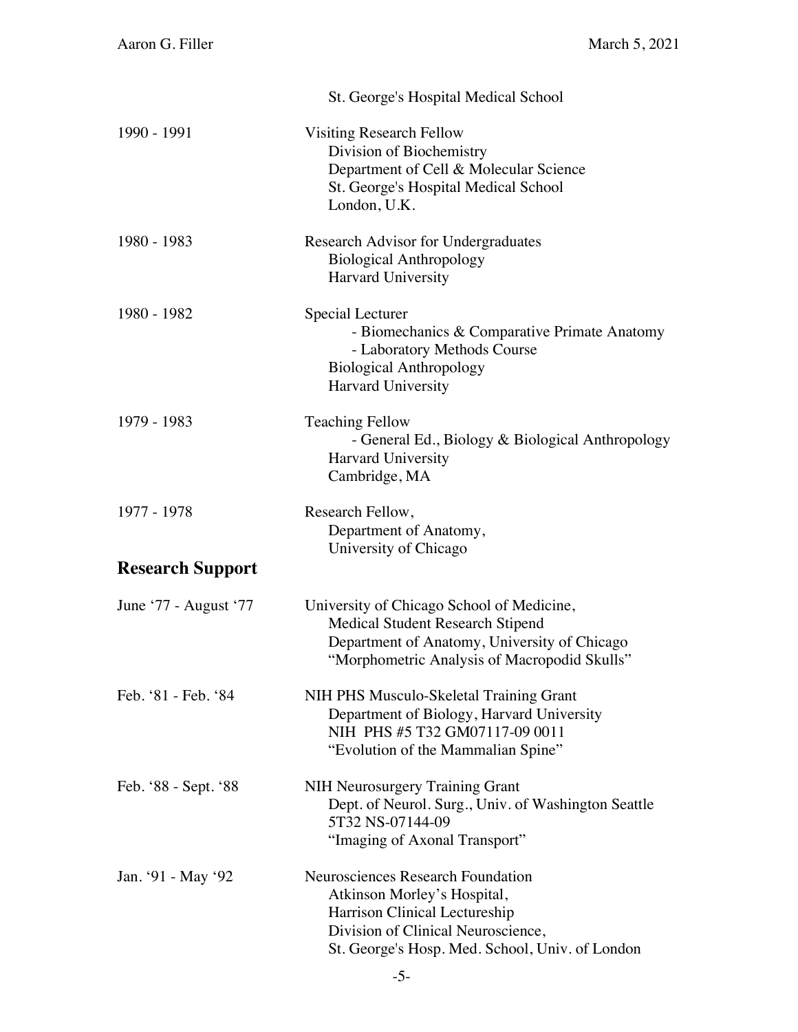St. George's Hospital Medical School

| | |
|---|---|
| 1990 - 1991 | Visiting Research Fellow<br>Division of Biochemistry<br>Department of Cell & Molecular Science<br>St. George's Hospital Medical School<br>London, U.K. |
| 1980 - 1983 | Research Advisor for Undergraduates<br>Biological Anthropology<br>Harvard University |
| 1980 - 1982 | Special Lecturer<br>- Biomechanics & Comparative Primate Anatomy<br>- Laboratory Methods Course<br>Biological Anthropology<br>Harvard University |
| 1979 - 1983 | Teaching Fellow<br>- General Ed., Biology & Biological Anthropology<br>Harvard University<br>Cambridge, MA |
| 1977 - 1978 | Research Fellow,<br>Department of Anatomy,<br>University of Chicago |

## Research Support

| | |
|---|---|
| June '77 - August '77 | University of Chicago School of Medicine,<br>Medical Student Research Stipend<br>Department of Anatomy, University of Chicago<br>"Morphometric Analysis of Macropodid Skulls" |
| Feb. '81 - Feb. '84 | NIH PHS Musculo-Skeletal Training Grant<br>Department of Biology, Harvard University<br>NIH PHS #5 T32 GM07117-09 0011<br>"Evolution of the Mammalian Spine" |
| Feb. '88 - Sept. '88 | NIH Neurosurgery Training Grant<br>Dept. of Neurol. Surg., Univ. of Washington Seattle<br>5T32 NS-07144-09<br>"Imaging of Axonal Transport" |
| Jan. '91 - May '92 | Neurosciences Research Foundation<br>Atkinson Morley's Hospital,<br>Harrison Clinical Lectureship<br>Division of Clinical Neuroscience,<br>St. George's Hosp. Med. School, Univ. of London |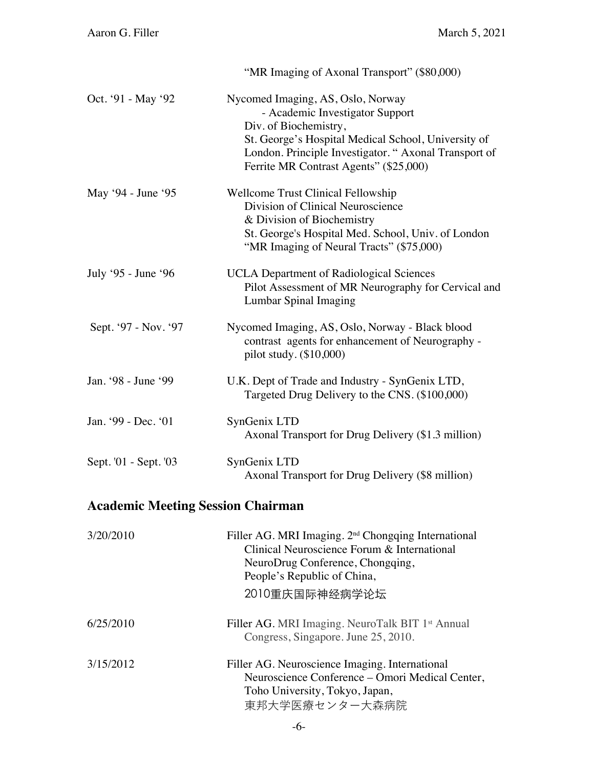"MR Imaging of Axonal Transport" ($80,000)

| | |
|---|---|
| Oct. '91 - May '92 | Nycomed Imaging, AS, Oslo, Norway - Academic Investigator Support Div. of Biochemistry, St. George's Hospital Medical School, University of London. Principle Investigator. " Axonal Transport of Ferrite MR Contrast Agents" ($25,000) |
| May '94 - June '95 | Wellcome Trust Clinical Fellowship Division of Clinical Neuroscience & Division of Biochemistry St. George's Hospital Med. School, Univ. of London "MR Imaging of Neural Tracts" ($75,000) |
| July '95 - June '96 | UCLA Department of Radiological Sciences Pilot Assessment of MR Neurography for Cervical and Lumbar Spinal Imaging |
| Sept. '97 - Nov. '97 | Nycomed Imaging, AS, Oslo, Norway - Black blood contrast agents for enhancement of Neurography - pilot study. ($10,000) |
| Jan. '98 - June '99 | U.K. Dept of Trade and Industry - SynGenix LTD, Targeted Drug Delivery to the CNS. ($100,000) |
| Jan. '99 - Dec. '01 | SynGenix LTD Axonal Transport for Drug Delivery ($1.3 million) |
| Sept. '01 - Sept. '03 | SynGenix LTD Axonal Transport for Drug Delivery ($8 million) |

## Academic Meeting Session Chairman

| | |
|---|---|
| 3/20/2010 | Filler AG. MRI Imaging. 2nd Chongqing International Clinical Neuroscience Forum & International NeuroDrug Conference, Chongqing, People's Republic of China, 2010重庆国际神经病学论坛 |
| 6/25/2010 | Filler AG. MRI Imaging. NeuroTalk BIT 1st Annual Congress, Singapore. June 25, 2010. |
| 3/15/2012 | Filler AG. Neuroscience Imaging. International Neuroscience Conference – Omori Medical Center, Toho University, Tokyo, Japan, 東邦大学医療センター大森病院 |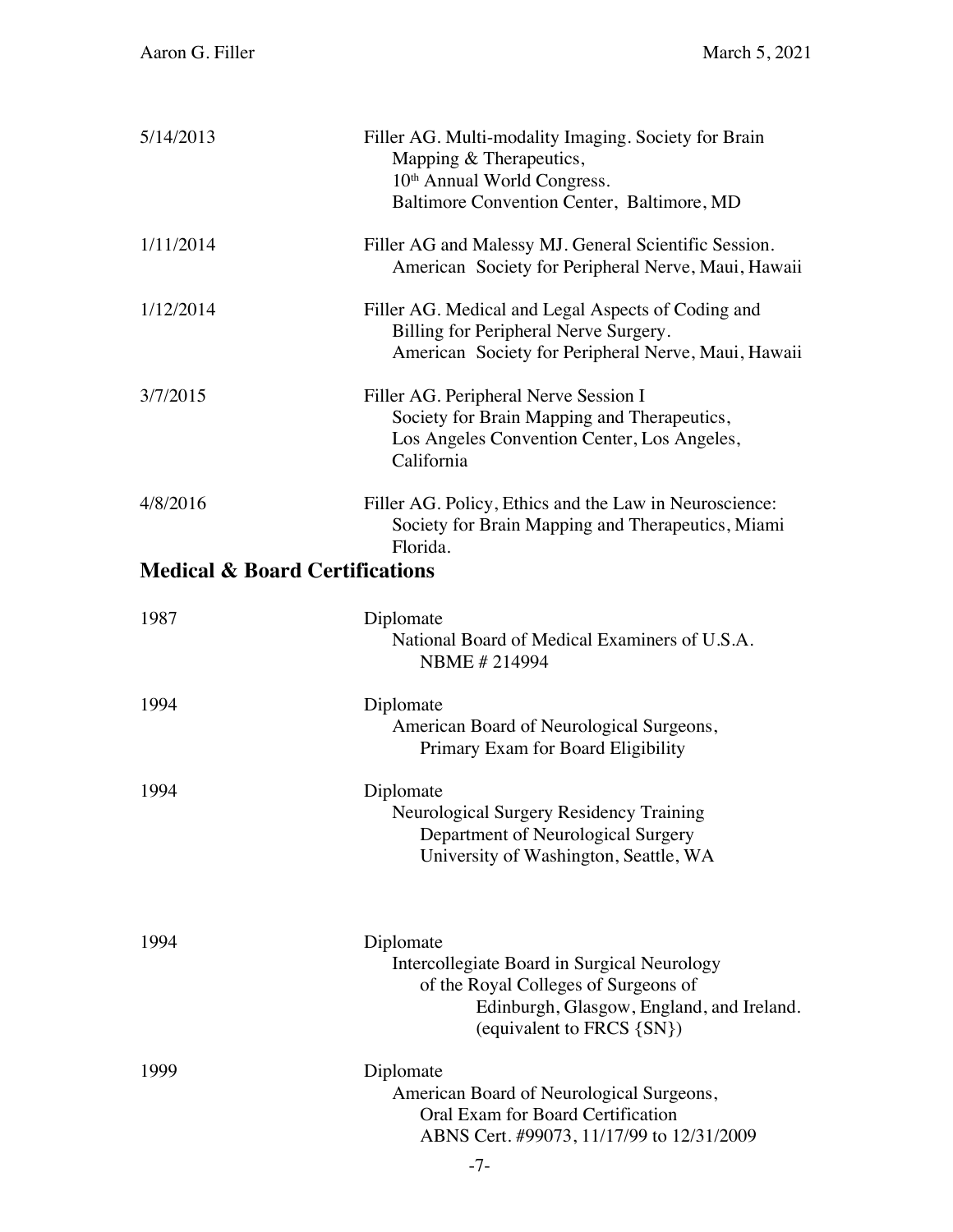| | |
|---|---|
| 5/14/2013 | Filler AG. Multi-modality Imaging. Society for Brain Mapping & Therapeutics, 10th Annual World Congress. Baltimore Convention Center, Baltimore, MD |
| 1/11/2014 | Filler AG and Malessy MJ. General Scientific Session. American Society for Peripheral Nerve, Maui, Hawaii |
| 1/12/2014 | Filler AG. Medical and Legal Aspects of Coding and Billing for Peripheral Nerve Surgery. American Society for Peripheral Nerve, Maui, Hawaii |
| 3/7/2015 | Filler AG. Peripheral Nerve Session I Society for Brain Mapping and Therapeutics, Los Angeles Convention Center, Los Angeles, California |
| 4/8/2016 | Filler AG. Policy, Ethics and the Law in Neuroscience: Society for Brain Mapping and Therapeutics, Miami Florida. |

## Medical & Board Certifications

| | |
|---|---|
| 1987 | Diplomate<br>National Board of Medical Examiners of U.S.A.<br>NBME # 214994 |
| 1994 | Diplomate<br>American Board of Neurological Surgeons,<br>Primary Exam for Board Eligibility |
| 1994 | Diplomate<br>Neurological Surgery Residency Training<br>Department of Neurological Surgery<br>University of Washington, Seattle, WA |
| 1994 | Diplomate<br>Intercollegiate Board in Surgical Neurology<br>of the Royal Colleges of Surgeons of<br>Edinburgh, Glasgow, England, and Ireland.<br>(equivalent to FRCS {SN}) |
| 1999 | Diplomate<br>American Board of Neurological Surgeons,<br>Oral Exam for Board Certification<br>ABNS Cert. #99073, 11/17/99 to 12/31/2009 |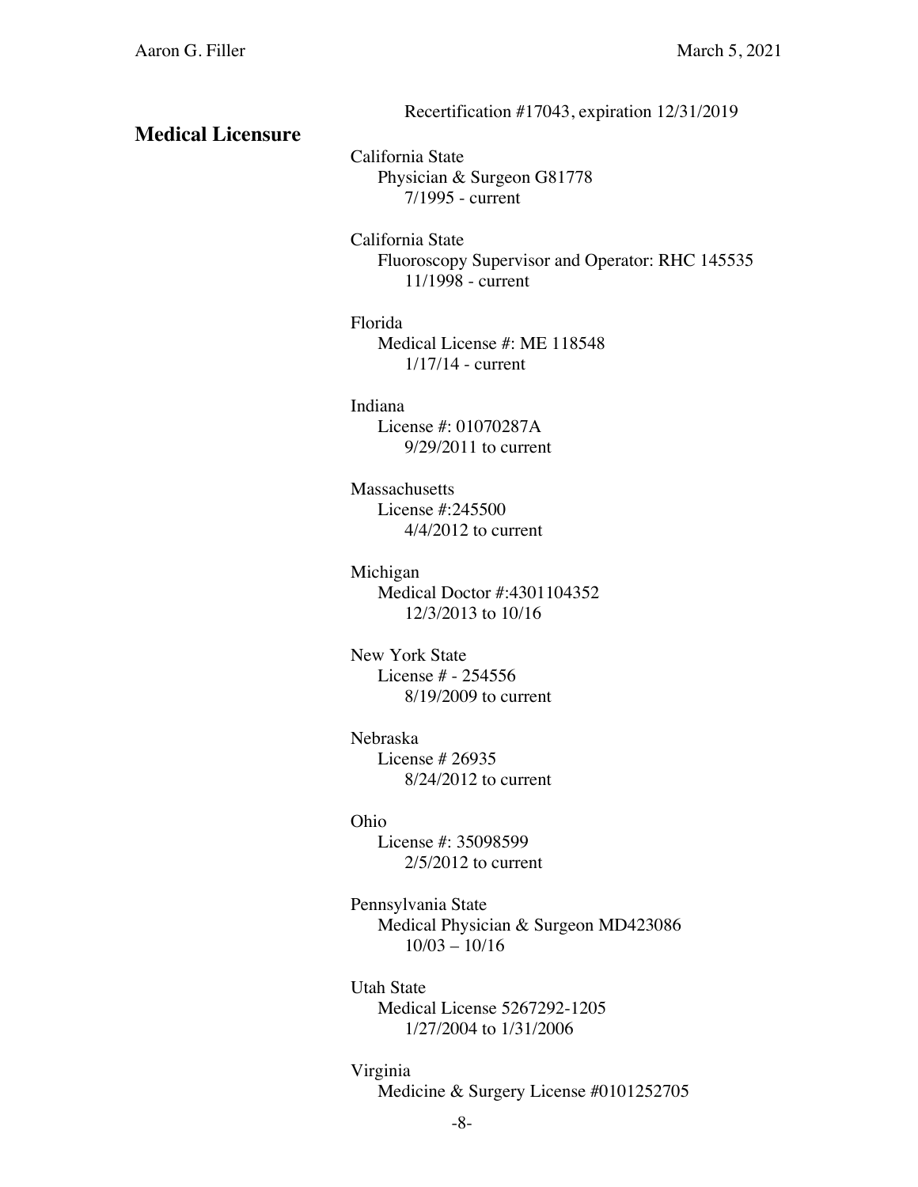Recertification #17043, expiration 12/31/2019

## Medical Licensure

California State
- Physician & Surgeon G81778
  - 7/1995 - current

California State
- Fluoroscopy Supervisor and Operator: RHC 145535
  - 11/1998 - current

Florida
- Medical License #: ME 118548
  - 1/17/14 - current

Indiana
- License #: 01070287A
  - 9/29/2011 to current

Massachusetts
- License #:245500
  - 4/4/2012 to current

Michigan
- Medical Doctor #:4301104352
  - 12/3/2013 to 10/16

New York State
- License # - 254556
  - 8/19/2009 to current

Nebraska
- License # 26935
  - 8/24/2012 to current

Ohio
- License #: 35098599
  - 2/5/2012 to current

Pennsylvania State
- Medical Physician & Surgeon MD423086
  - 10/03 – 10/16

Utah State
- Medical License 5267292-1205
  - 1/27/2004 to 1/31/2006

Virginia
- Medicine & Surgery License #0101252705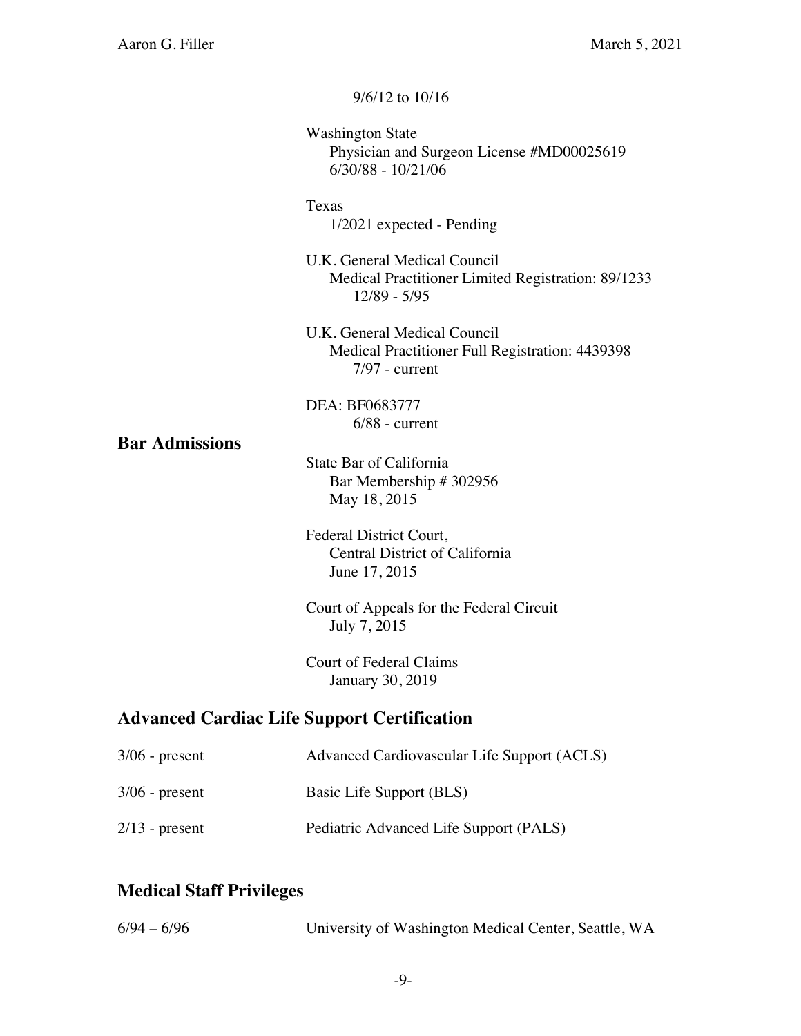9/6/12 to 10/16

Washington State
Physician and Surgeon License #MD00025619
6/30/88 - 10/21/06

Texas
1/2021 expected - Pending

U.K. General Medical Council
Medical Practitioner Limited Registration: 89/1233
12/89 - 5/95

U.K. General Medical Council
Medical Practitioner Full Registration: 4439398
7/97 - current

DEA: BF0683777
6/88 - current

## Bar Admissions

State Bar of California
Bar Membership # 302956
May 18, 2015

Federal District Court,
Central District of California
June 17, 2015

Court of Appeals for the Federal Circuit
July 7, 2015

Court of Federal Claims
January 30, 2019

## Advanced Cardiac Life Support Certification

| | |
|---|---|
| 3/06 - present | Advanced Cardiovascular Life Support (ACLS) |
| 3/06 - present | Basic Life Support (BLS) |
| 2/13 - present | Pediatric Advanced Life Support (PALS) |

## Medical Staff Privileges

| | |
|---|---|
| 6/94 – 6/96 | University of Washington Medical Center, Seattle, WA |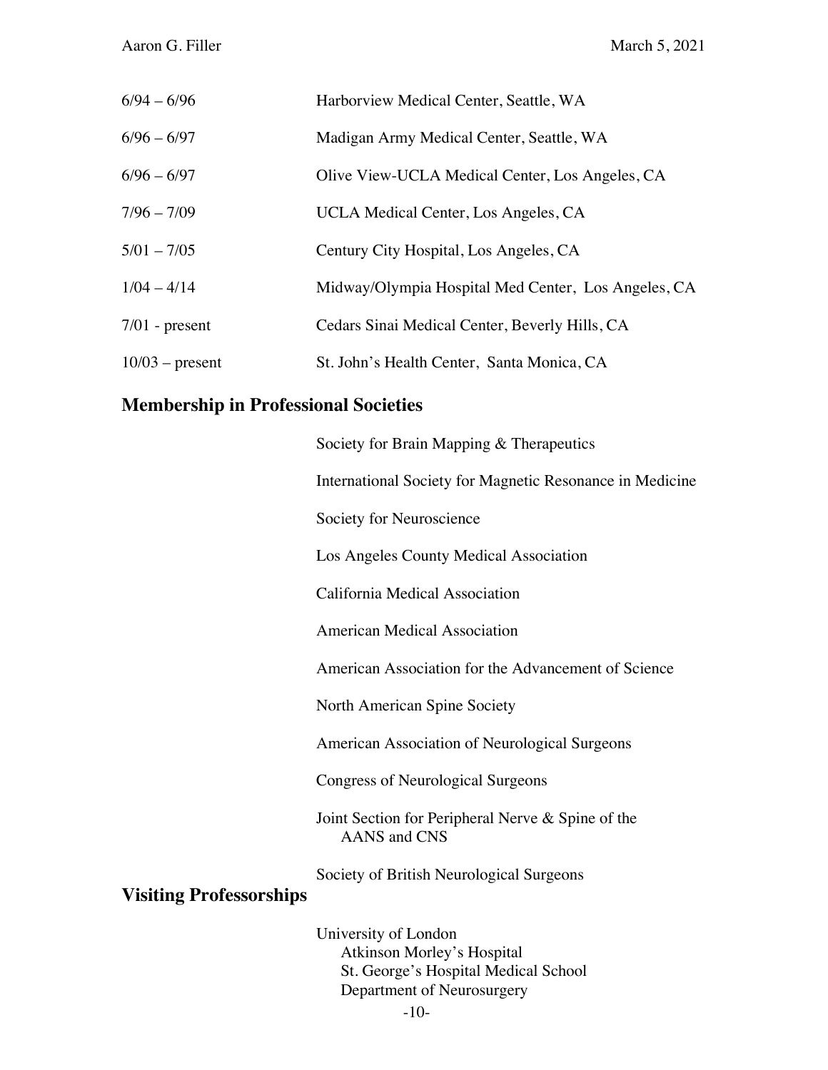| | |
|---|---|
| 6/94 – 6/96 | Harborview Medical Center, Seattle, WA |
| 6/96 – 6/97 | Madigan Army Medical Center, Seattle, WA |
| 6/96 – 6/97 | Olive View-UCLA Medical Center, Los Angeles, CA |
| 7/96 – 7/09 | UCLA Medical Center, Los Angeles, CA |
| 5/01 – 7/05 | Century City Hospital, Los Angeles, CA |
| 1/04 – 4/14 | Midway/Olympia Hospital Med Center, Los Angeles, CA |
| 7/01 - present | Cedars Sinai Medical Center, Beverly Hills, CA |
| 10/03 – present | St. John's Health Center, Santa Monica, CA |

## Membership in Professional Societies

Society for Brain Mapping & Therapeutics

International Society for Magnetic Resonance in Medicine

Society for Neuroscience

Los Angeles County Medical Association

California Medical Association

American Medical Association

American Association for the Advancement of Science

North American Spine Society

American Association of Neurological Surgeons

Congress of Neurological Surgeons

Joint Section for Peripheral Nerve & Spine of the AANS and CNS

Society of British Neurological Surgeons

## Visiting Professorships

University of London
Atkinson Morley's Hospital
St. George's Hospital Medical School
Department of Neurosurgery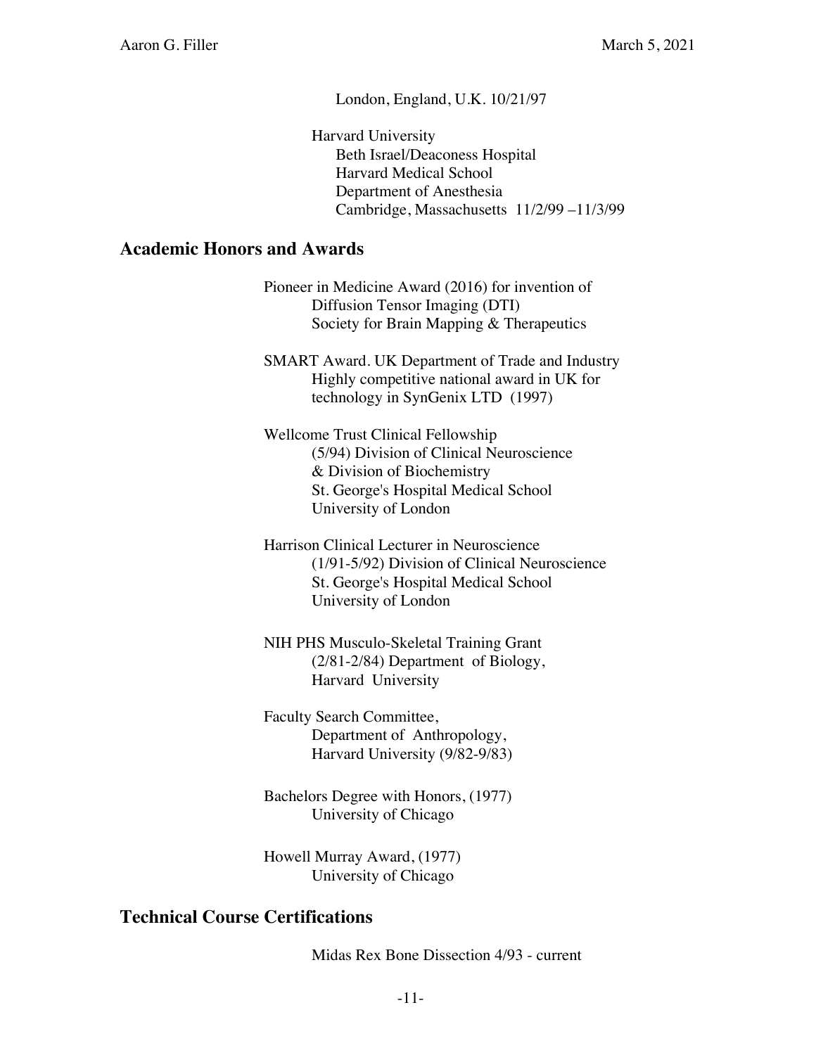London, England, U.K. 10/21/97

Harvard University
Beth Israel/Deaconess Hospital
Harvard Medical School
Department of Anesthesia
Cambridge, Massachusetts 11/2/99 –11/3/99

## Academic Honors and Awards

Pioneer in Medicine Award (2016) for invention of
Diffusion Tensor Imaging (DTI)
Society for Brain Mapping & Therapeutics

SMART Award. UK Department of Trade and Industry
Highly competitive national award in UK for
technology in SynGenix LTD (1997)

Wellcome Trust Clinical Fellowship
(5/94) Division of Clinical Neuroscience
& Division of Biochemistry
St. George's Hospital Medical School
University of London

Harrison Clinical Lecturer in Neuroscience
(1/91-5/92) Division of Clinical Neuroscience
St. George's Hospital Medical School
University of London

NIH PHS Musculo-Skeletal Training Grant
(2/81-2/84) Department of Biology,
Harvard University

Faculty Search Committee,
Department of Anthropology,
Harvard University (9/82-9/83)

Bachelors Degree with Honors, (1977)
University of Chicago

Howell Murray Award, (1977)
University of Chicago

## Technical Course Certifications

Midas Rex Bone Dissection 4/93 - current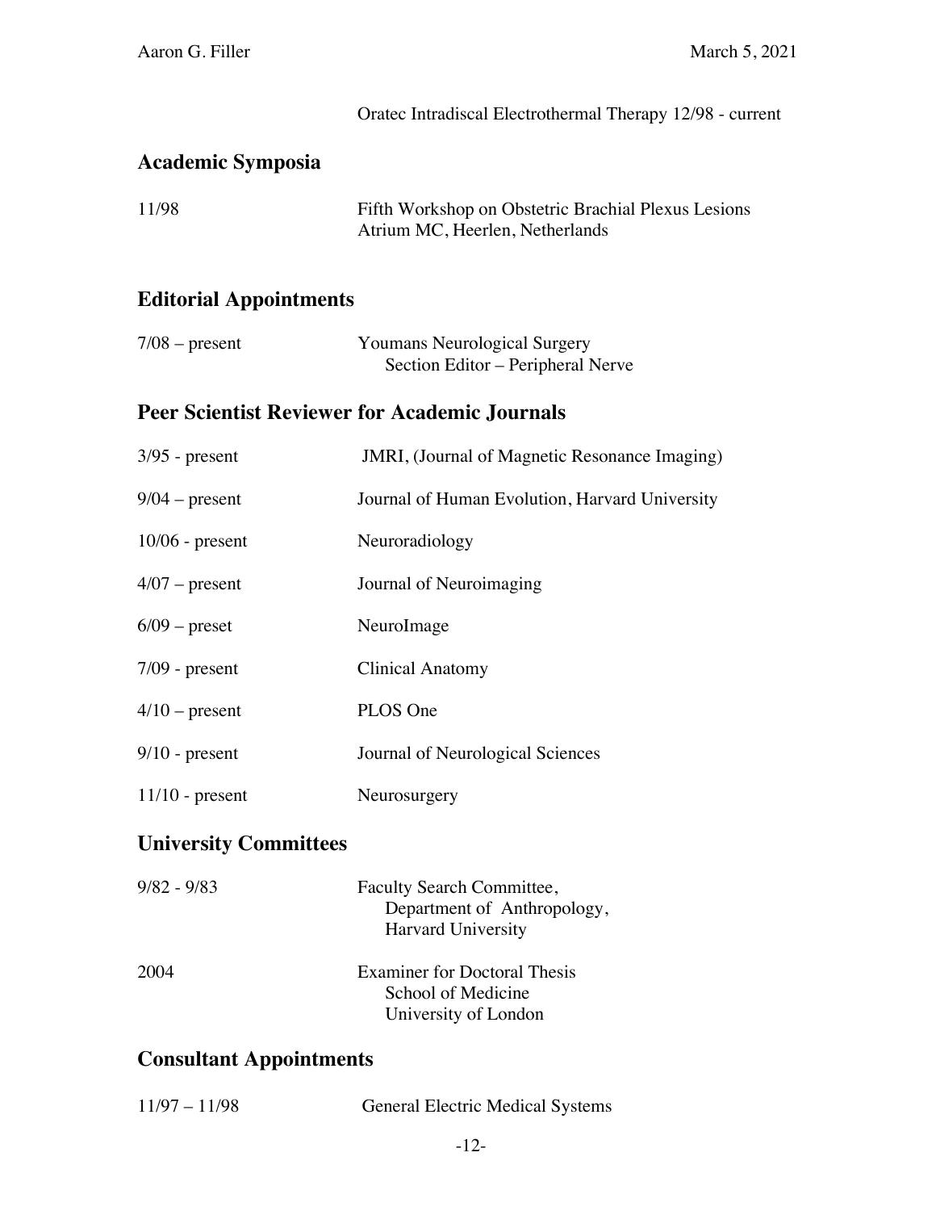Oratec Intradiscal Electrothermal Therapy 12/98 - current

## Academic Symposia

| | |
|---|---|
| 11/98 | Fifth Workshop on Obstetric Brachial Plexus Lesions<br>Atrium MC, Heerlen, Netherlands |

## Editorial Appointments

| | |
|---|---|
| 7/08 – present | Youmans Neurological Surgery<br>Section Editor – Peripheral Nerve |

## Peer Scientist Reviewer for Academic Journals

| | |
|---|---|
| 3/95 - present | JMRI, (Journal of Magnetic Resonance Imaging) |
| 9/04 – present | Journal of Human Evolution, Harvard University |
| 10/06 - present | Neuroradiology |
| 4/07 – present | Journal of Neuroimaging |
| 6/09 – preset | NeuroImage |
| 7/09 - present | Clinical Anatomy |
| 4/10 – present | PLOS One |
| 9/10 - present | Journal of Neurological Sciences |
| 11/10 - present | Neurosurgery |

## University Committees

| | |
|---|---|
| 9/82 - 9/83 | Faculty Search Committee,<br>Department of Anthropology,<br>Harvard University |
| 2004 | Examiner for Doctoral Thesis<br>School of Medicine<br>University of London |

## Consultant Appointments

| | |
|---|---|
| 11/97 – 11/98 | General Electric Medical Systems |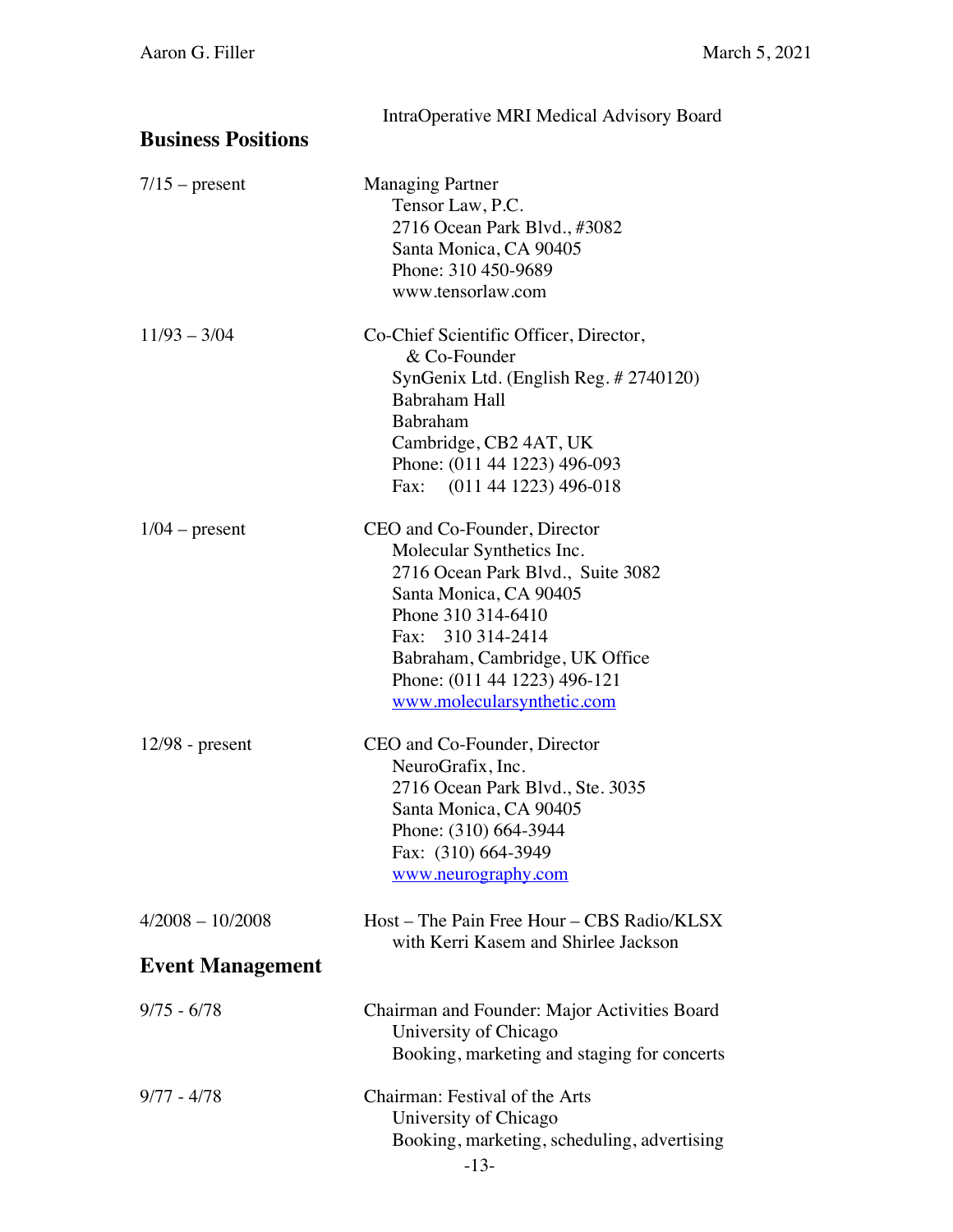IntraOperative MRI Medical Advisory Board

## Business Positions

| | |
|---|---|
| 7/15 – present | Managing Partner<br>Tensor Law, P.C.<br>2716 Ocean Park Blvd., #3082<br>Santa Monica, CA 90405<br>Phone: 310 450-9689<br>www.tensorlaw.com |
| 11/93 – 3/04 | Co-Chief Scientific Officer, Director, & Co-Founder<br>SynGenix Ltd. (English Reg. # 2740120)<br>Babraham Hall<br>Babraham<br>Cambridge, CB2 4AT, UK<br>Phone: (011 44 1223) 496-093<br>Fax: (011 44 1223) 496-018 |
| 1/04 – present | CEO and Co-Founder, Director<br>Molecular Synthetics Inc.<br>2716 Ocean Park Blvd., Suite 3082<br>Santa Monica, CA 90405<br>Phone 310 314-6410<br>Fax: 310 314-2414<br>Babraham, Cambridge, UK Office<br>Phone: (011 44 1223) 496-121<br>www.molecularsynthetic.com |
| 12/98 - present | CEO and Co-Founder, Director<br>NeuroGrafix, Inc.<br>2716 Ocean Park Blvd., Ste. 3035<br>Santa Monica, CA 90405<br>Phone: (310) 664-3944<br>Fax: (310) 664-3949<br>www.neurography.com |
| 4/2008 – 10/2008 | Host – The Pain Free Hour – CBS Radio/KLSX<br>with Kerri Kasem and Shirlee Jackson |

## Event Management

| | |
|---|---|
| 9/75 - 6/78 | Chairman and Founder: Major Activities Board<br>University of Chicago<br>Booking, marketing and staging for concerts |
| 9/77 - 4/78 | Chairman: Festival of the Arts<br>University of Chicago<br>Booking, marketing, scheduling, advertising |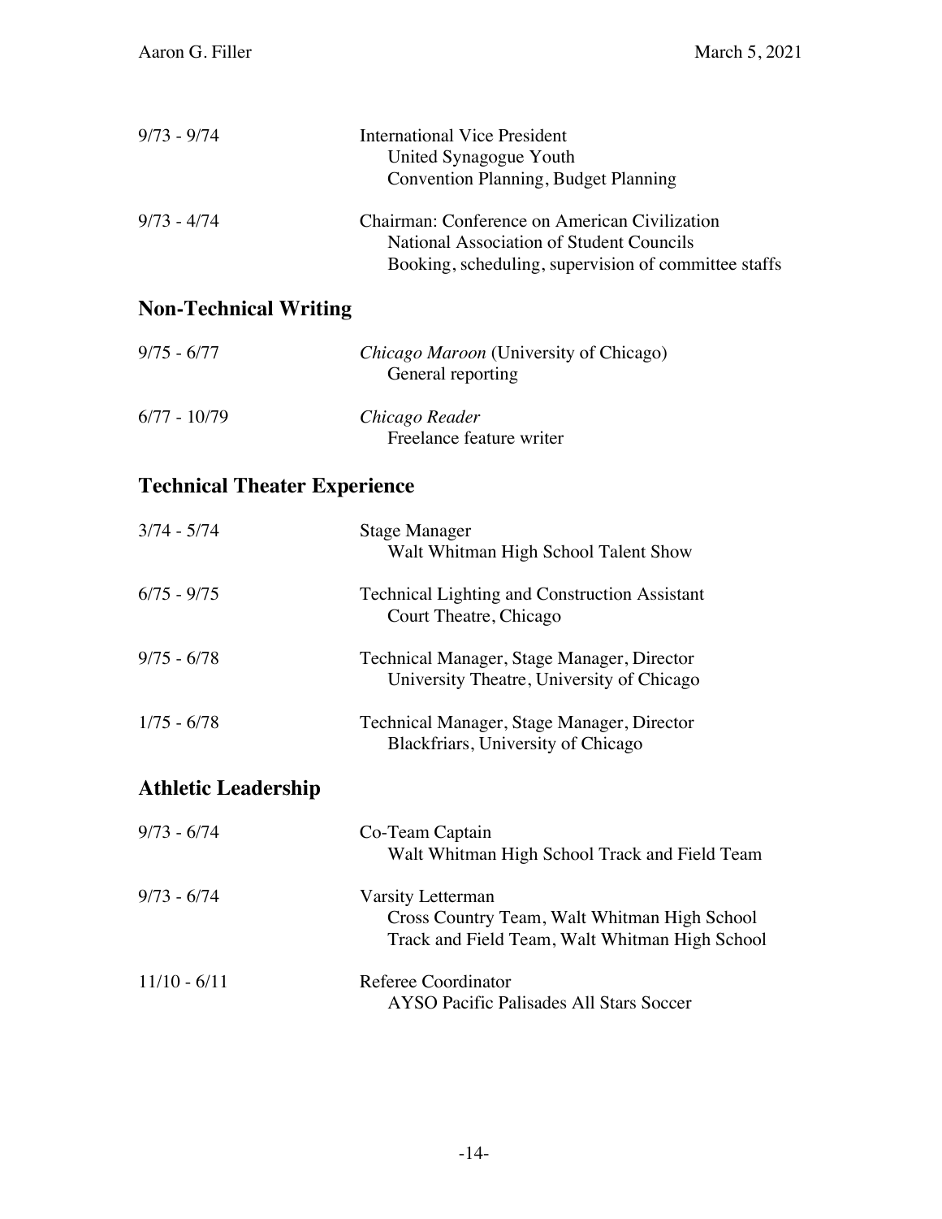9/73 - 9/74 International Vice President
United Synagogue Youth
Convention Planning, Budget Planning

9/73 - 4/74 Chairman: Conference on American Civilization
National Association of Student Councils
Booking, scheduling, supervision of committee staffs

## Non-Technical Writing

9/75 - 6/77 *Chicago Maroon* (University of Chicago)
General reporting

6/77 - 10/79 *Chicago Reader*
Freelance feature writer

## Technical Theater Experience

3/74 - 5/74 Stage Manager
Walt Whitman High School Talent Show

6/75 - 9/75 Technical Lighting and Construction Assistant
Court Theatre, Chicago

9/75 - 6/78 Technical Manager, Stage Manager, Director
University Theatre, University of Chicago

1/75 - 6/78 Technical Manager, Stage Manager, Director
Blackfriars, University of Chicago

## Athletic Leadership

9/73 - 6/74 Co-Team Captain
Walt Whitman High School Track and Field Team

9/73 - 6/74 Varsity Letterman
Cross Country Team, Walt Whitman High School
Track and Field Team, Walt Whitman High School

11/10 - 6/11 Referee Coordinator
AYSO Pacific Palisades All Stars Soccer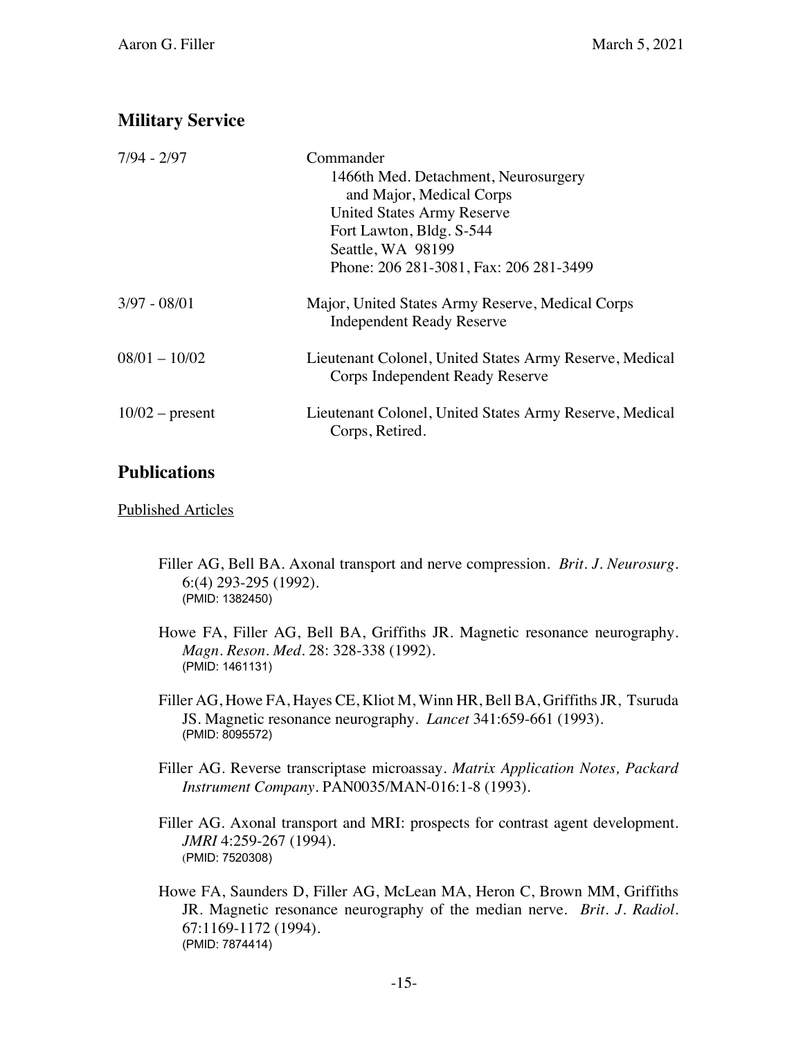## Military Service

| | |
|---|---|
| 7/94 - 2/97 | Commander<br>1466th Med. Detachment, Neurosurgery<br>and Major, Medical Corps<br>United States Army Reserve<br>Fort Lawton, Bldg. S-544<br>Seattle, WA 98199<br>Phone: 206 281-3081, Fax: 206 281-3499 |
| 3/97 - 08/01 | Major, United States Army Reserve, Medical Corps<br>Independent Ready Reserve |
| 08/01 – 10/02 | Lieutenant Colonel, United States Army Reserve, Medical Corps Independent Ready Reserve |
| 10/02 – present | Lieutenant Colonel, United States Army Reserve, Medical Corps, Retired. |

## Publications

Published Articles

Filler AG, Bell BA. Axonal transport and nerve compression. *Brit. J. Neurosurg.* 6:(4) 293-295 (1992).
(PMID: 1382450)

Howe FA, Filler AG, Bell BA, Griffiths JR. Magnetic resonance neurography. *Magn. Reson. Med.* 28: 328-338 (1992).
(PMID: 1461131)

Filler AG, Howe FA, Hayes CE, Kliot M, Winn HR, Bell BA, Griffiths JR, Tsuruda JS. Magnetic resonance neurography. *Lancet* 341:659-661 (1993).
(PMID: 8095572)

Filler AG. Reverse transcriptase microassay. *Matrix Application Notes, Packard Instrument Company*. PAN0035/MAN-016:1-8 (1993).

Filler AG. Axonal transport and MRI: prospects for contrast agent development. *JMRI* 4:259-267 (1994).
(PMID: 7520308)

Howe FA, Saunders D, Filler AG, McLean MA, Heron C, Brown MM, Griffiths JR. Magnetic resonance neurography of the median nerve. *Brit. J. Radiol.* 67:1169-1172 (1994).
(PMID: 7874414)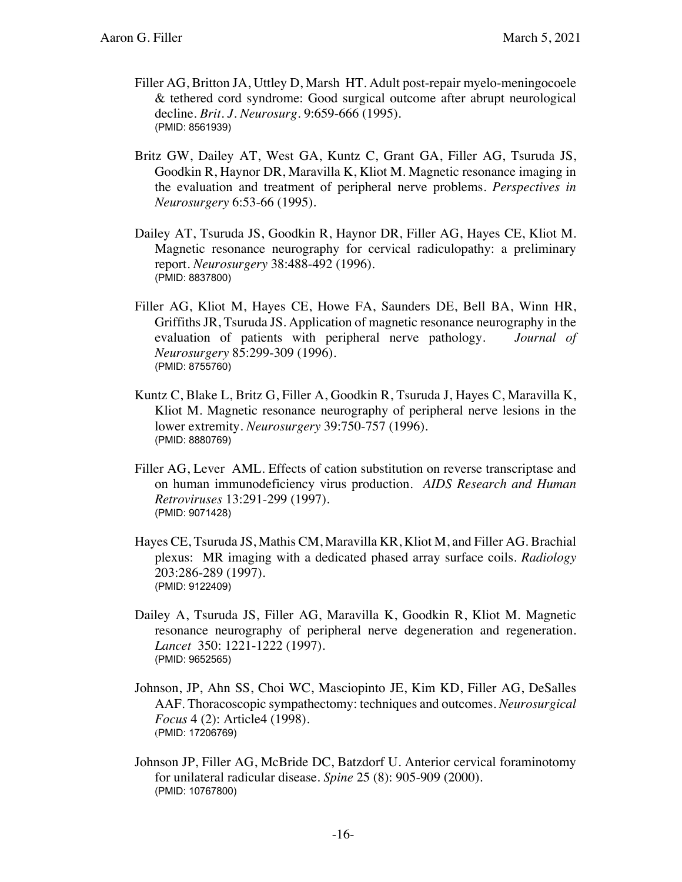Filler AG, Britton JA, Uttley D, Marsh HT. Adult post-repair myelo-meningocoele & tethered cord syndrome: Good surgical outcome after abrupt neurological decline. *Brit. J. Neurosurg.* 9:659-666 (1995).
(PMID: 8561939)

Britz GW, Dailey AT, West GA, Kuntz C, Grant GA, Filler AG, Tsuruda JS, Goodkin R, Haynor DR, Maravilla K, Kliot M. Magnetic resonance imaging in the evaluation and treatment of peripheral nerve problems. *Perspectives in Neurosurgery* 6:53-66 (1995).

Dailey AT, Tsuruda JS, Goodkin R, Haynor DR, Filler AG, Hayes CE, Kliot M. Magnetic resonance neurography for cervical radiculopathy: a preliminary report. *Neurosurgery* 38:488-492 (1996).
(PMID: 8837800)

Filler AG, Kliot M, Hayes CE, Howe FA, Saunders DE, Bell BA, Winn HR, Griffiths JR, Tsuruda JS. Application of magnetic resonance neurography in the evaluation of patients with peripheral nerve pathology. *Journal of Neurosurgery* 85:299-309 (1996).
(PMID: 8755760)

Kuntz C, Blake L, Britz G, Filler A, Goodkin R, Tsuruda J, Hayes C, Maravilla K, Kliot M. Magnetic resonance neurography of peripheral nerve lesions in the lower extremity. *Neurosurgery* 39:750-757 (1996).
(PMID: 8880769)

Filler AG, Lever AML. Effects of cation substitution on reverse transcriptase and on human immunodeficiency virus production. *AIDS Research and Human Retroviruses* 13:291-299 (1997).
(PMID: 9071428)

Hayes CE, Tsuruda JS, Mathis CM, Maravilla KR, Kliot M, and Filler AG. Brachial plexus: MR imaging with a dedicated phased array surface coils. *Radiology* 203:286-289 (1997).
(PMID: 9122409)

Dailey A, Tsuruda JS, Filler AG, Maravilla K, Goodkin R, Kliot M. Magnetic resonance neurography of peripheral nerve degeneration and regeneration. *Lancet* 350: 1221-1222 (1997).
(PMID: 9652565)

Johnson, JP, Ahn SS, Choi WC, Masciopinto JE, Kim KD, Filler AG, DeSalles AAF. Thoracoscopic sympathectomy: techniques and outcomes. *Neurosurgical Focus* 4 (2): Article4 (1998).
(PMID: 17206769)

Johnson JP, Filler AG, McBride DC, Batzdorf U. Anterior cervical foraminotomy for unilateral radicular disease. *Spine* 25 (8): 905-909 (2000).
(PMID: 10767800)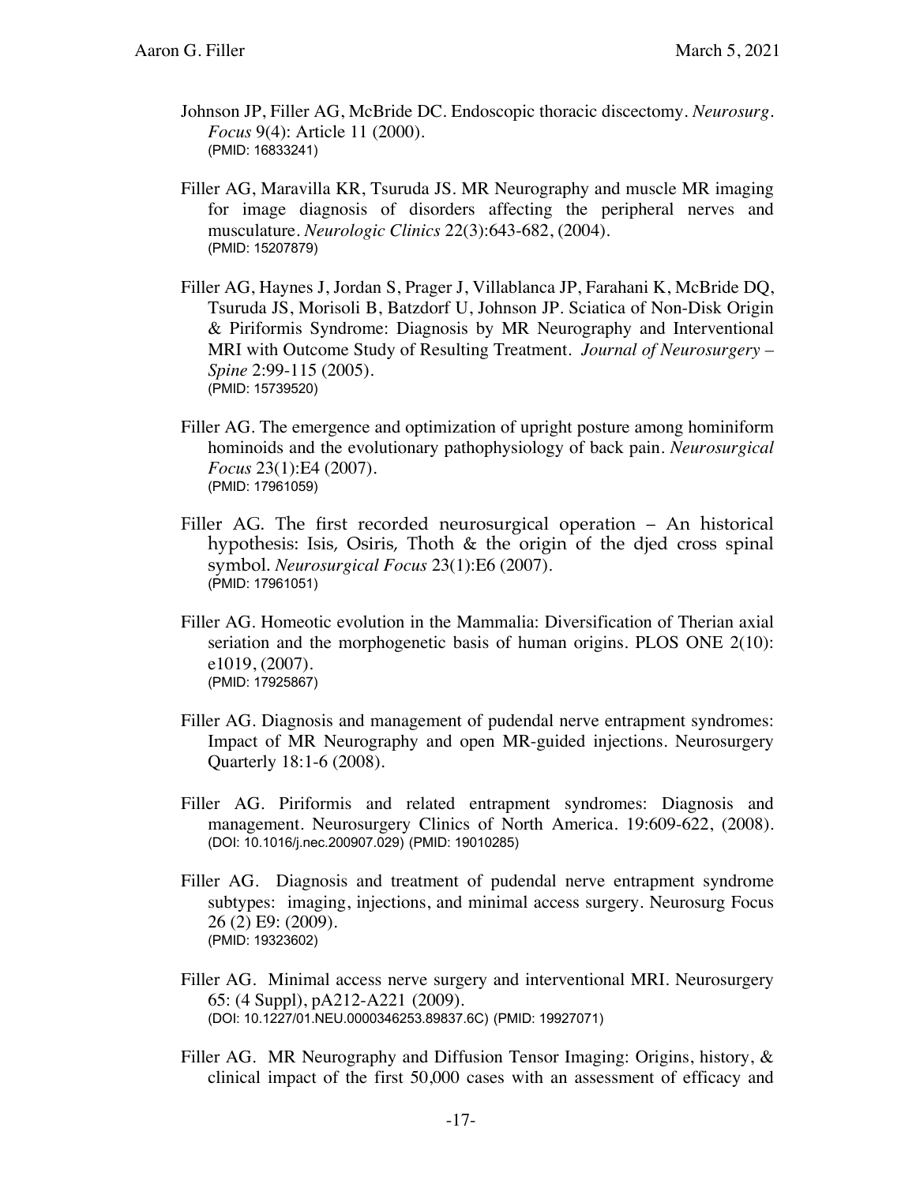Johnson JP, Filler AG, McBride DC. Endoscopic thoracic discectomy. *Neurosurg. Focus* 9(4): Article 11 (2000).
(PMID: 16833241)

Filler AG, Maravilla KR, Tsuruda JS. MR Neurography and muscle MR imaging for image diagnosis of disorders affecting the peripheral nerves and musculature. *Neurologic Clinics* 22(3):643-682, (2004).
(PMID: 15207879)

Filler AG, Haynes J, Jordan S, Prager J, Villablanca JP, Farahani K, McBride DQ, Tsuruda JS, Morisoli B, Batzdorf U, Johnson JP. Sciatica of Non-Disk Origin & Piriformis Syndrome: Diagnosis by MR Neurography and Interventional MRI with Outcome Study of Resulting Treatment. *Journal of Neurosurgery – Spine* 2:99-115 (2005).
(PMID: 15739520)

Filler AG. The emergence and optimization of upright posture among hominiform hominoids and the evolutionary pathophysiology of back pain. *Neurosurgical Focus* 23(1):E4 (2007).
(PMID: 17961059)

Filler AG. The first recorded neurosurgical operation – An historical hypothesis: Isis, Osiris, Thoth & the origin of the djed cross spinal symbol. *Neurosurgical Focus* 23(1):E6 (2007).
(PMID: 17961051)

Filler AG. Homeotic evolution in the Mammalia: Diversification of Therian axial seriation and the morphogenetic basis of human origins. PLOS ONE 2(10): e1019, (2007).
(PMID: 17925867)

Filler AG. Diagnosis and management of pudendal nerve entrapment syndromes: Impact of MR Neurography and open MR-guided injections. Neurosurgery Quarterly 18:1-6 (2008).

Filler AG. Piriformis and related entrapment syndromes: Diagnosis and management. Neurosurgery Clinics of North America. 19:609-622, (2008).
(DOI: 10.1016/j.nec.200907.029) (PMID: 19010285)

Filler AG. Diagnosis and treatment of pudendal nerve entrapment syndrome subtypes: imaging, injections, and minimal access surgery. Neurosurg Focus 26 (2) E9: (2009).
(PMID: 19323602)

Filler AG. Minimal access nerve surgery and interventional MRI. Neurosurgery 65: (4 Suppl), pA212-A221 (2009).
(DOI: 10.1227/01.NEU.0000346253.89837.6C) (PMID: 19927071)

Filler AG. MR Neurography and Diffusion Tensor Imaging: Origins, history, & clinical impact of the first 50,000 cases with an assessment of efficacy and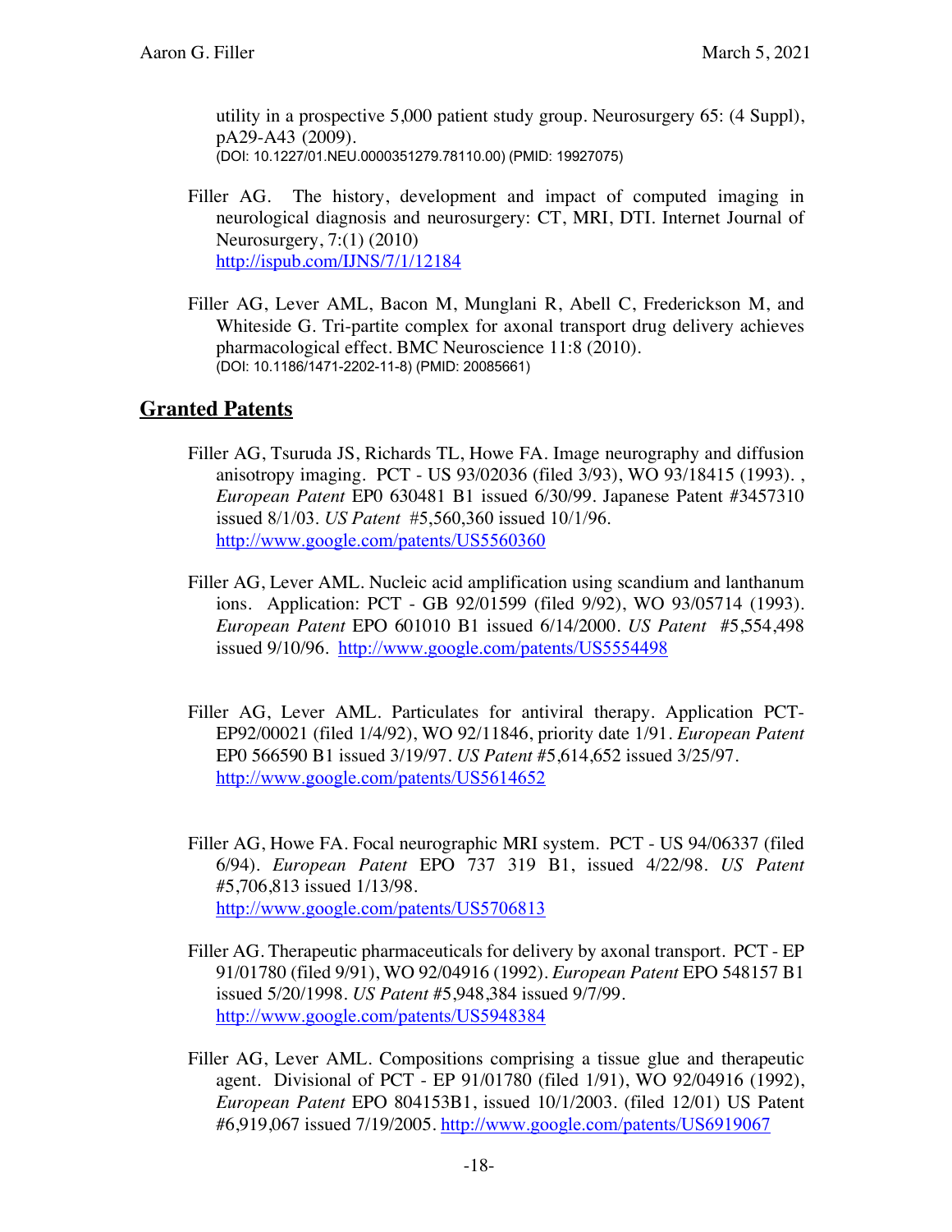utility in a prospective 5,000 patient study group. Neurosurgery 65: (4 Suppl), pA29-A43 (2009).
(DOI: 10.1227/01.NEU.0000351279.78110.00) (PMID: 19927075)

Filler AG. The history, development and impact of computed imaging in neurological diagnosis and neurosurgery: CT, MRI, DTI. Internet Journal of Neurosurgery, 7:(1) (2010)
http://ispub.com/IJNS/7/1/12184

Filler AG, Lever AML, Bacon M, Munglani R, Abell C, Frederickson M, and Whiteside G. Tri-partite complex for axonal transport drug delivery achieves pharmacological effect. BMC Neuroscience 11:8 (2010).
(DOI: 10.1186/1471-2202-11-8) (PMID: 20085661)

## Granted Patents

Filler AG, Tsuruda JS, Richards TL, Howe FA. Image neurography and diffusion anisotropy imaging. PCT - US 93/02036 (filed 3/93), WO 93/18415 (1993). , *European Patent* EP0 630481 B1 issued 6/30/99. Japanese Patent #3457310 issued 8/1/03. *US Patent* #5,560,360 issued 10/1/96.
http://www.google.com/patents/US5560360

Filler AG, Lever AML. Nucleic acid amplification using scandium and lanthanum ions. Application: PCT - GB 92/01599 (filed 9/92), WO 93/05714 (1993). *European Patent* EPO 601010 B1 issued 6/14/2000. *US Patent* #5,554,498 issued 9/10/96. http://www.google.com/patents/US5554498

Filler AG, Lever AML. Particulates for antiviral therapy. Application PCT-EP92/00021 (filed 1/4/92), WO 92/11846, priority date 1/91. *European Patent* EP0 566590 B1 issued 3/19/97. *US Patent* #5,614,652 issued 3/25/97.
http://www.google.com/patents/US5614652

Filler AG, Howe FA. Focal neurographic MRI system. PCT - US 94/06337 (filed 6/94). *European Patent* EPO 737 319 B1, issued 4/22/98. *US Patent* #5,706,813 issued 1/13/98.
http://www.google.com/patents/US5706813

Filler AG. Therapeutic pharmaceuticals for delivery by axonal transport. PCT - EP 91/01780 (filed 9/91), WO 92/04916 (1992). *European Patent* EPO 548157 B1 issued 5/20/1998. *US Patent* #5,948,384 issued 9/7/99.
http://www.google.com/patents/US5948384

Filler AG, Lever AML. Compositions comprising a tissue glue and therapeutic agent. Divisional of PCT - EP 91/01780 (filed 1/91), WO 92/04916 (1992), *European Patent* EPO 804153B1, issued 10/1/2003. (filed 12/01) US Patent #6,919,067 issued 7/19/2005. http://www.google.com/patents/US6919067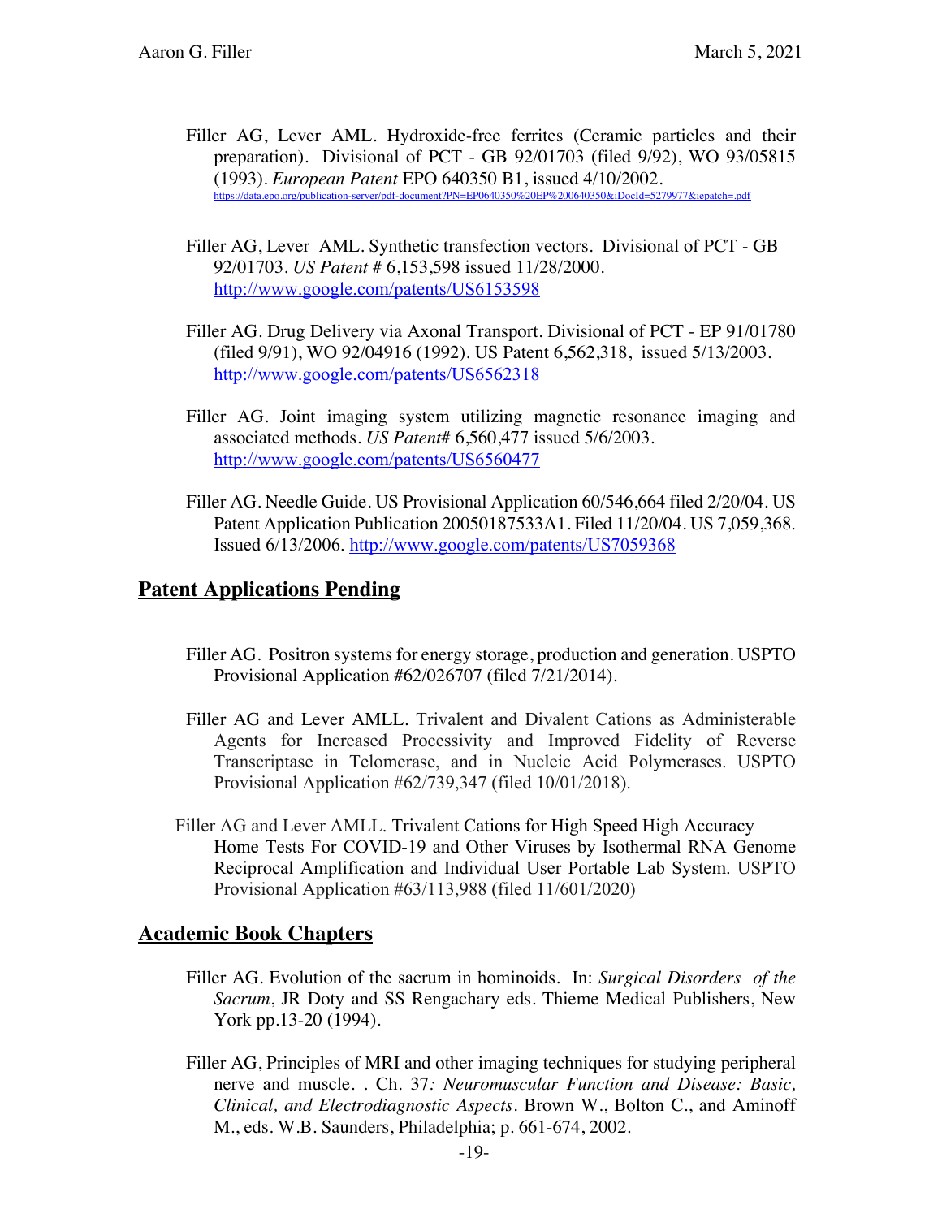Filler AG, Lever AML. Hydroxide-free ferrites (Ceramic particles and their preparation). Divisional of PCT - GB 92/01703 (filed 9/92), WO 93/05815 (1993). *European Patent* EPO 640350 B1, issued 4/10/2002. https://data.epo.org/publication-server/pdf-document?PN=EP0640350%20EP%200640350&iDocId=5279977&iepatch=.pdf

Filler AG, Lever AML. Synthetic transfection vectors. Divisional of PCT - GB 92/01703. *US Patent #* 6,153,598 issued 11/28/2000. http://www.google.com/patents/US6153598

Filler AG. Drug Delivery via Axonal Transport. Divisional of PCT - EP 91/01780 (filed 9/91), WO 92/04916 (1992). US Patent 6,562,318, issued 5/13/2003. http://www.google.com/patents/US6562318

Filler AG. Joint imaging system utilizing magnetic resonance imaging and associated methods. *US Patent#* 6,560,477 issued 5/6/2003. http://www.google.com/patents/US6560477

Filler AG. Needle Guide. US Provisional Application 60/546,664 filed 2/20/04. US Patent Application Publication 20050187533A1. Filed 11/20/04. US 7,059,368. Issued 6/13/2006. http://www.google.com/patents/US7059368

## Patent Applications Pending

Filler AG. Positron systems for energy storage, production and generation. USPTO Provisional Application #62/026707 (filed 7/21/2014).

Filler AG and Lever AMLL. Trivalent and Divalent Cations as Administerable Agents for Increased Processivity and Improved Fidelity of Reverse Transcriptase in Telomerase, and in Nucleic Acid Polymerases. USPTO Provisional Application #62/739,347 (filed 10/01/2018).

Filler AG and Lever AMLL. Trivalent Cations for High Speed High Accuracy Home Tests For COVID-19 and Other Viruses by Isothermal RNA Genome Reciprocal Amplification and Individual User Portable Lab System. USPTO Provisional Application #63/113,988 (filed 11/601/2020)

## Academic Book Chapters

Filler AG. Evolution of the sacrum in hominoids. In: *Surgical Disorders of the Sacrum*, JR Doty and SS Rengachary eds. Thieme Medical Publishers, New York pp.13-20 (1994).

Filler AG, Principles of MRI and other imaging techniques for studying peripheral nerve and muscle. . Ch. 37*: Neuromuscular Function and Disease: Basic, Clinical, and Electrodiagnostic Aspects*. Brown W., Bolton C., and Aminoff M., eds. W.B. Saunders, Philadelphia; p. 661-674, 2002.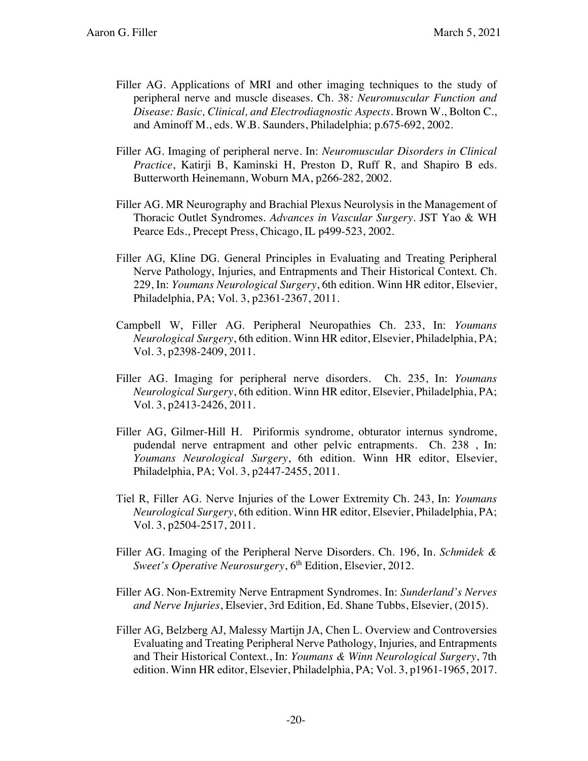Filler AG. Applications of MRI and other imaging techniques to the study of peripheral nerve and muscle diseases. Ch. 38*: Neuromuscular Function and Disease: Basic, Clinical, and Electrodiagnostic Aspects*. Brown W., Bolton C., and Aminoff M., eds. W.B. Saunders, Philadelphia; p.675-692, 2002.

Filler AG. Imaging of peripheral nerve. In: *Neuromuscular Disorders in Clinical Practice*, Katirji B, Kaminski H, Preston D, Ruff R, and Shapiro B eds. Butterworth Heinemann, Woburn MA, p266-282, 2002.

Filler AG. MR Neurography and Brachial Plexus Neurolysis in the Management of Thoracic Outlet Syndromes. *Advances in Vascular Surgery*. JST Yao & WH Pearce Eds., Precept Press, Chicago, IL p499-523, 2002.

Filler AG, Kline DG. General Principles in Evaluating and Treating Peripheral Nerve Pathology, Injuries, and Entrapments and Their Historical Context. Ch. 229, In: *Youmans Neurological Surgery*, 6th edition. Winn HR editor, Elsevier, Philadelphia, PA; Vol. 3, p2361-2367, 2011.

Campbell W, Filler AG. Peripheral Neuropathies Ch. 233, In: *Youmans Neurological Surgery*, 6th edition. Winn HR editor, Elsevier, Philadelphia, PA; Vol. 3, p2398-2409, 2011.

Filler AG. Imaging for peripheral nerve disorders. Ch. 235, In: *Youmans Neurological Surgery*, 6th edition. Winn HR editor, Elsevier, Philadelphia, PA; Vol. 3, p2413-2426, 2011.

Filler AG, Gilmer-Hill H. Piriformis syndrome, obturator internus syndrome, pudendal nerve entrapment and other pelvic entrapments. Ch. 238 , In: *Youmans Neurological Surgery*, 6th edition. Winn HR editor, Elsevier, Philadelphia, PA; Vol. 3, p2447-2455, 2011.

Tiel R, Filler AG. Nerve Injuries of the Lower Extremity Ch. 243, In: *Youmans Neurological Surgery*, 6th edition. Winn HR editor, Elsevier, Philadelphia, PA; Vol. 3, p2504-2517, 2011.

Filler AG. Imaging of the Peripheral Nerve Disorders. Ch. 196, In. *Schmidek & Sweet's Operative Neurosurgery*, 6th Edition, Elsevier, 2012.

Filler AG. Non-Extremity Nerve Entrapment Syndromes. In: *Sunderland's Nerves and Nerve Injuries*, Elsevier, 3rd Edition, Ed. Shane Tubbs, Elsevier, (2015).

Filler AG, Belzberg AJ, Malessy Martijn JA, Chen L. Overview and Controversies Evaluating and Treating Peripheral Nerve Pathology, Injuries, and Entrapments and Their Historical Context., In: *Youmans & Winn Neurological Surgery*, 7th edition. Winn HR editor, Elsevier, Philadelphia, PA; Vol. 3, p1961-1965, 2017.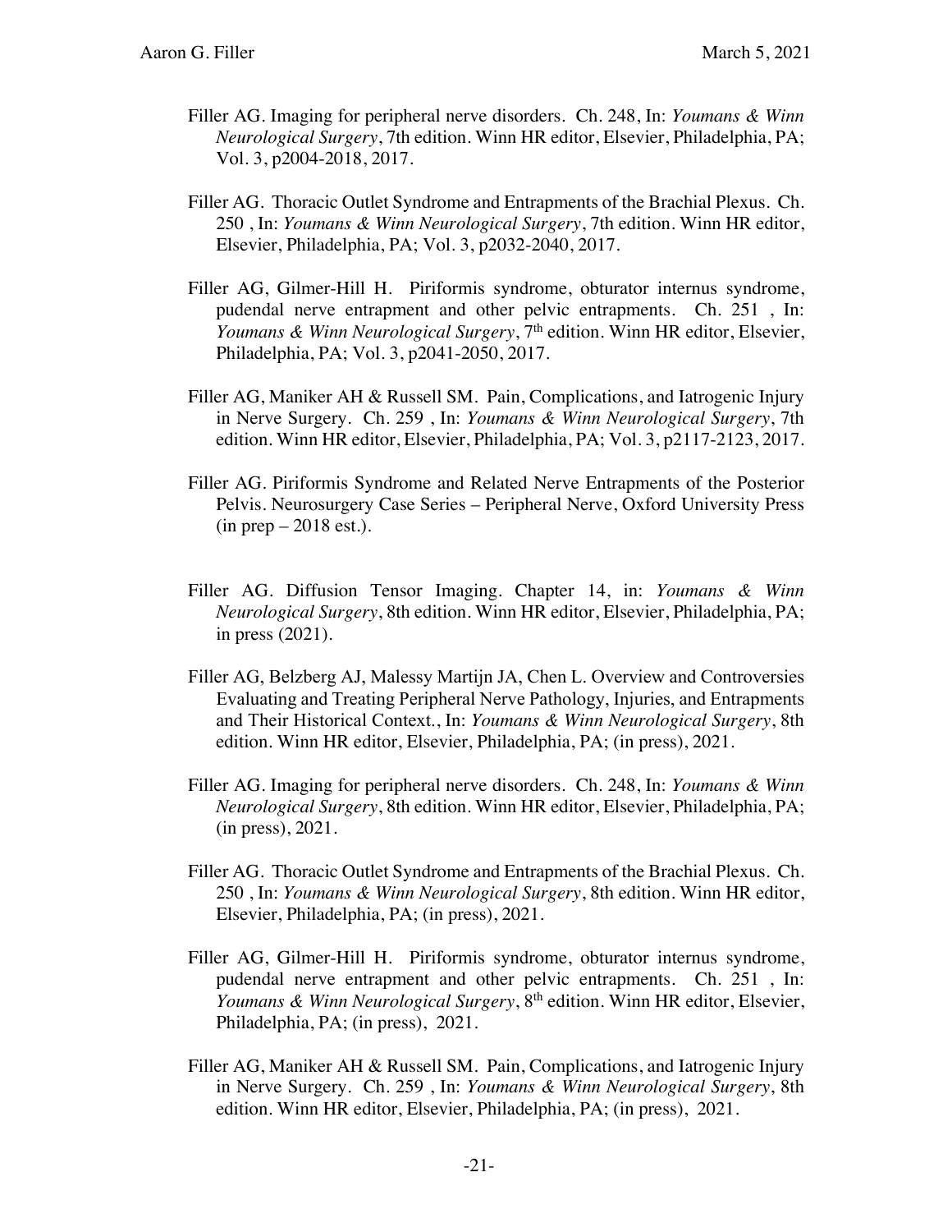Filler AG. Imaging for peripheral nerve disorders. Ch. 248, In: *Youmans & Winn Neurological Surgery*, 7th edition. Winn HR editor, Elsevier, Philadelphia, PA; Vol. 3, p2004-2018, 2017.

Filler AG. Thoracic Outlet Syndrome and Entrapments of the Brachial Plexus. Ch. 250 , In: *Youmans & Winn Neurological Surgery*, 7th edition. Winn HR editor, Elsevier, Philadelphia, PA; Vol. 3, p2032-2040, 2017.

Filler AG, Gilmer-Hill H. Piriformis syndrome, obturator internus syndrome, pudendal nerve entrapment and other pelvic entrapments. Ch. 251 , In: *Youmans & Winn Neurological Surgery*, 7th edition. Winn HR editor, Elsevier, Philadelphia, PA; Vol. 3, p2041-2050, 2017.

Filler AG, Maniker AH & Russell SM. Pain, Complications, and Iatrogenic Injury in Nerve Surgery. Ch. 259 , In: *Youmans & Winn Neurological Surgery*, 7th edition. Winn HR editor, Elsevier, Philadelphia, PA; Vol. 3, p2117-2123, 2017.

Filler AG. Piriformis Syndrome and Related Nerve Entrapments of the Posterior Pelvis. Neurosurgery Case Series – Peripheral Nerve, Oxford University Press (in prep – 2018 est.).

Filler AG. Diffusion Tensor Imaging. Chapter 14, in: *Youmans & Winn Neurological Surgery*, 8th edition. Winn HR editor, Elsevier, Philadelphia, PA; in press (2021).

Filler AG, Belzberg AJ, Malessy Martijn JA, Chen L. Overview and Controversies Evaluating and Treating Peripheral Nerve Pathology, Injuries, and Entrapments and Their Historical Context., In: *Youmans & Winn Neurological Surgery*, 8th edition. Winn HR editor, Elsevier, Philadelphia, PA; (in press), 2021.

Filler AG. Imaging for peripheral nerve disorders. Ch. 248, In: *Youmans & Winn Neurological Surgery*, 8th edition. Winn HR editor, Elsevier, Philadelphia, PA; (in press), 2021.

Filler AG. Thoracic Outlet Syndrome and Entrapments of the Brachial Plexus. Ch. 250 , In: *Youmans & Winn Neurological Surgery*, 8th edition. Winn HR editor, Elsevier, Philadelphia, PA; (in press), 2021.

Filler AG, Gilmer-Hill H. Piriformis syndrome, obturator internus syndrome, pudendal nerve entrapment and other pelvic entrapments. Ch. 251 , In: *Youmans & Winn Neurological Surgery*, 8th edition. Winn HR editor, Elsevier, Philadelphia, PA; (in press), 2021.

Filler AG, Maniker AH & Russell SM. Pain, Complications, and Iatrogenic Injury in Nerve Surgery. Ch. 259 , In: *Youmans & Winn Neurological Surgery*, 8th edition. Winn HR editor, Elsevier, Philadelphia, PA; (in press), 2021.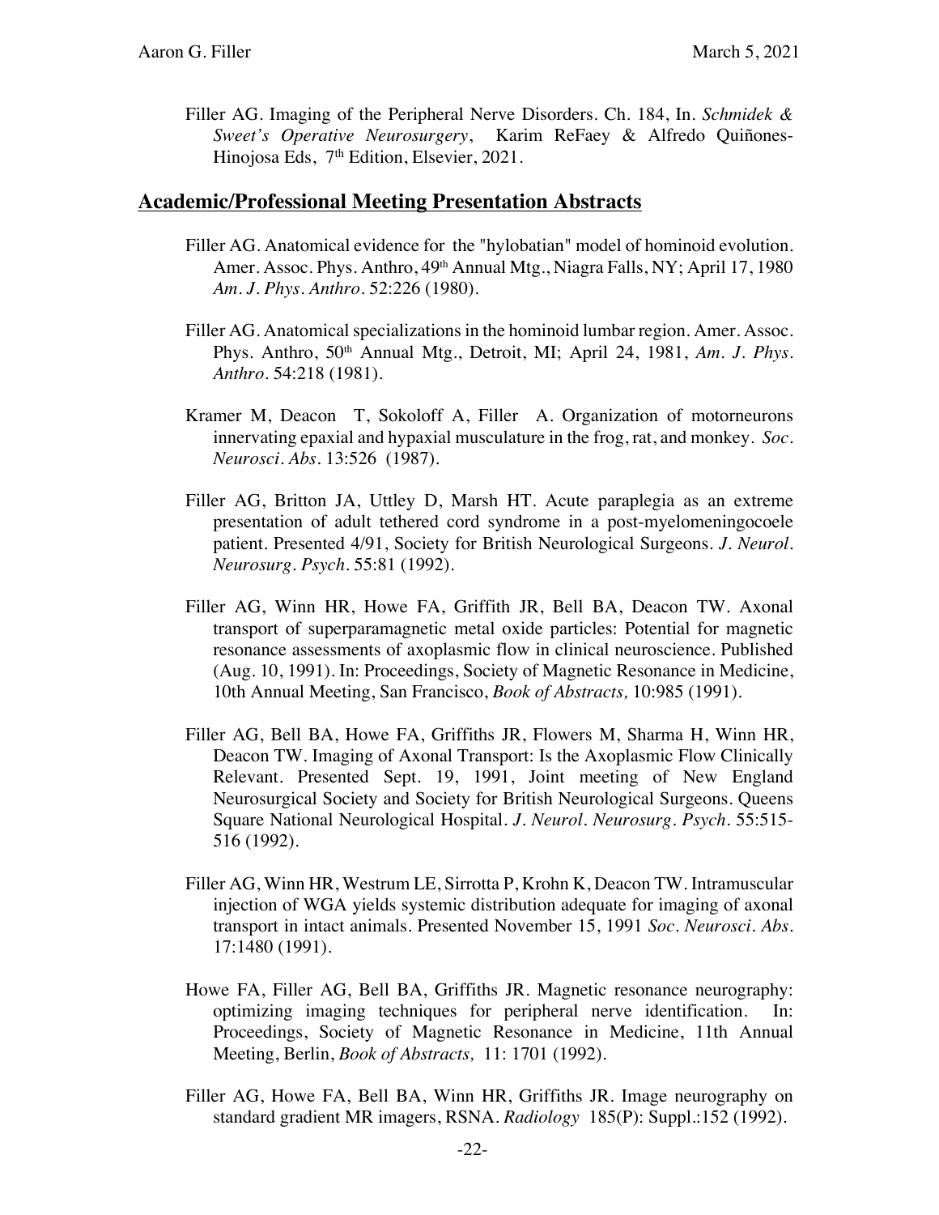Filler AG. Imaging of the Peripheral Nerve Disorders. Ch. 184, In. *Schmidek & Sweet's Operative Neurosurgery*, Karim ReFaey & Alfredo Quiñones-Hinojosa Eds, 7th Edition, Elsevier, 2021.

## Academic/Professional Meeting Presentation Abstracts

Filler AG. Anatomical evidence for the "hylobatian" model of hominoid evolution. Amer. Assoc. Phys. Anthro, 49th Annual Mtg., Niagra Falls, NY; April 17, 1980 *Am. J. Phys. Anthro.* 52:226 (1980).

Filler AG. Anatomical specializations in the hominoid lumbar region. Amer. Assoc. Phys. Anthro, 50th Annual Mtg., Detroit, MI; April 24, 1981, *Am. J. Phys. Anthro.* 54:218 (1981).

Kramer M, Deacon T, Sokoloff A, Filler A. Organization of motorneurons innervating epaxial and hypaxial musculature in the frog, rat, and monkey. *Soc. Neurosci. Abs.* 13:526 (1987).

Filler AG, Britton JA, Uttley D, Marsh HT. Acute paraplegia as an extreme presentation of adult tethered cord syndrome in a post-myelomeningocoele patient. Presented 4/91, Society for British Neurological Surgeons. *J. Neurol. Neurosurg. Psych.* 55:81 (1992).

Filler AG, Winn HR, Howe FA, Griffith JR, Bell BA, Deacon TW. Axonal transport of superparamagnetic metal oxide particles: Potential for magnetic resonance assessments of axoplasmic flow in clinical neuroscience. Published (Aug. 10, 1991). In: Proceedings, Society of Magnetic Resonance in Medicine, 10th Annual Meeting, San Francisco, *Book of Abstracts,* 10:985 (1991).

Filler AG, Bell BA, Howe FA, Griffiths JR, Flowers M, Sharma H, Winn HR, Deacon TW. Imaging of Axonal Transport: Is the Axoplasmic Flow Clinically Relevant. Presented Sept. 19, 1991, Joint meeting of New England Neurosurgical Society and Society for British Neurological Surgeons. Queens Square National Neurological Hospital. *J. Neurol. Neurosurg. Psych.* 55:515-516 (1992).

Filler AG, Winn HR, Westrum LE, Sirrotta P, Krohn K, Deacon TW. Intramuscular injection of WGA yields systemic distribution adequate for imaging of axonal transport in intact animals. Presented November 15, 1991 *Soc. Neurosci. Abs.* 17:1480 (1991).

Howe FA, Filler AG, Bell BA, Griffiths JR. Magnetic resonance neurography: optimizing imaging techniques for peripheral nerve identification. In: Proceedings, Society of Magnetic Resonance in Medicine, 11th Annual Meeting, Berlin, *Book of Abstracts,* 11: 1701 (1992).

Filler AG, Howe FA, Bell BA, Winn HR, Griffiths JR. Image neurography on standard gradient MR imagers, RSNA. *Radiology* 185(P): Suppl.:152 (1992).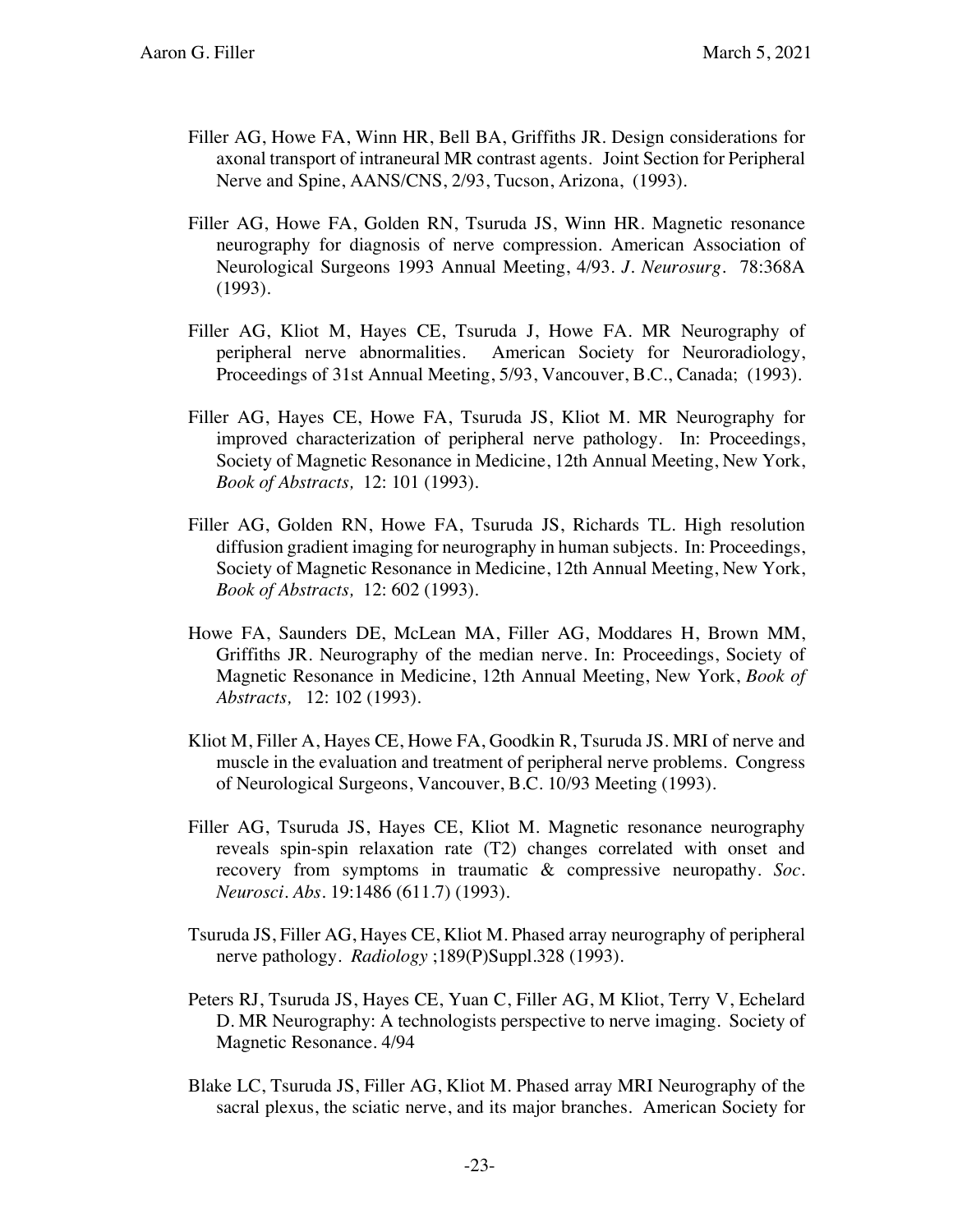Filler AG, Howe FA, Winn HR, Bell BA, Griffiths JR. Design considerations for axonal transport of intraneural MR contrast agents. Joint Section for Peripheral Nerve and Spine, AANS/CNS, 2/93, Tucson, Arizona, (1993).

Filler AG, Howe FA, Golden RN, Tsuruda JS, Winn HR. Magnetic resonance neurography for diagnosis of nerve compression. American Association of Neurological Surgeons 1993 Annual Meeting, 4/93. *J. Neurosurg.* 78:368A (1993).

Filler AG, Kliot M, Hayes CE, Tsuruda J, Howe FA. MR Neurography of peripheral nerve abnormalities. American Society for Neuroradiology, Proceedings of 31st Annual Meeting, 5/93, Vancouver, B.C., Canada; (1993).

Filler AG, Hayes CE, Howe FA, Tsuruda JS, Kliot M. MR Neurography for improved characterization of peripheral nerve pathology. In: Proceedings, Society of Magnetic Resonance in Medicine, 12th Annual Meeting, New York, *Book of Abstracts,* 12: 101 (1993).

Filler AG, Golden RN, Howe FA, Tsuruda JS, Richards TL. High resolution diffusion gradient imaging for neurography in human subjects. In: Proceedings, Society of Magnetic Resonance in Medicine, 12th Annual Meeting, New York, *Book of Abstracts,* 12: 602 (1993).

Howe FA, Saunders DE, McLean MA, Filler AG, Moddares H, Brown MM, Griffiths JR. Neurography of the median nerve. In: Proceedings, Society of Magnetic Resonance in Medicine, 12th Annual Meeting, New York, *Book of Abstracts,* 12: 102 (1993).

Kliot M, Filler A, Hayes CE, Howe FA, Goodkin R, Tsuruda JS. MRI of nerve and muscle in the evaluation and treatment of peripheral nerve problems. Congress of Neurological Surgeons, Vancouver, B.C. 10/93 Meeting (1993).

Filler AG, Tsuruda JS, Hayes CE, Kliot M. Magnetic resonance neurography reveals spin-spin relaxation rate (T2) changes correlated with onset and recovery from symptoms in traumatic & compressive neuropathy. *Soc. Neurosci. Abs.* 19:1486 (611.7) (1993).

Tsuruda JS, Filler AG, Hayes CE, Kliot M. Phased array neurography of peripheral nerve pathology. *Radiology* ;189(P)Suppl.328 (1993).

Peters RJ, Tsuruda JS, Hayes CE, Yuan C, Filler AG, M Kliot, Terry V, Echelard D. MR Neurography: A technologists perspective to nerve imaging. Society of Magnetic Resonance. 4/94

Blake LC, Tsuruda JS, Filler AG, Kliot M. Phased array MRI Neurography of the sacral plexus, the sciatic nerve, and its major branches. American Society for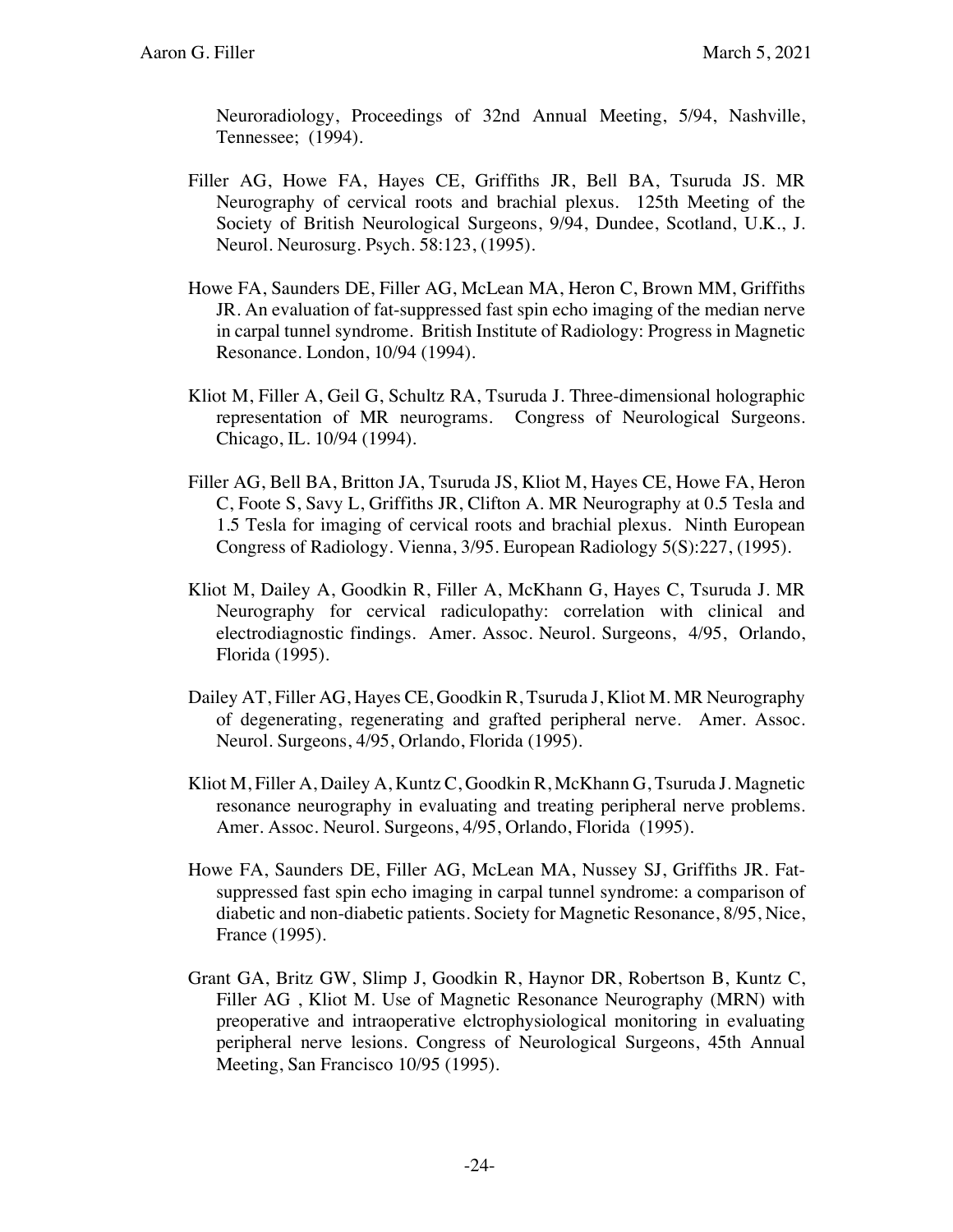Neuroradiology, Proceedings of 32nd Annual Meeting, 5/94, Nashville, Tennessee; (1994).

Filler AG, Howe FA, Hayes CE, Griffiths JR, Bell BA, Tsuruda JS. MR Neurography of cervical roots and brachial plexus. 125th Meeting of the Society of British Neurological Surgeons, 9/94, Dundee, Scotland, U.K., J. Neurol. Neurosurg. Psych. 58:123, (1995).

Howe FA, Saunders DE, Filler AG, McLean MA, Heron C, Brown MM, Griffiths JR. An evaluation of fat-suppressed fast spin echo imaging of the median nerve in carpal tunnel syndrome. British Institute of Radiology: Progress in Magnetic Resonance. London, 10/94 (1994).

Kliot M, Filler A, Geil G, Schultz RA, Tsuruda J. Three-dimensional holographic representation of MR neurograms. Congress of Neurological Surgeons. Chicago, IL. 10/94 (1994).

Filler AG, Bell BA, Britton JA, Tsuruda JS, Kliot M, Hayes CE, Howe FA, Heron C, Foote S, Savy L, Griffiths JR, Clifton A. MR Neurography at 0.5 Tesla and 1.5 Tesla for imaging of cervical roots and brachial plexus. Ninth European Congress of Radiology. Vienna, 3/95. European Radiology 5(S):227, (1995).

Kliot M, Dailey A, Goodkin R, Filler A, McKhann G, Hayes C, Tsuruda J. MR Neurography for cervical radiculopathy: correlation with clinical and electrodiagnostic findings. Amer. Assoc. Neurol. Surgeons, 4/95, Orlando, Florida (1995).

Dailey AT, Filler AG, Hayes CE, Goodkin R, Tsuruda J, Kliot M. MR Neurography of degenerating, regenerating and grafted peripheral nerve. Amer. Assoc. Neurol. Surgeons, 4/95, Orlando, Florida (1995).

Kliot M, Filler A, Dailey A, Kuntz C, Goodkin R, McKhann G, Tsuruda J. Magnetic resonance neurography in evaluating and treating peripheral nerve problems. Amer. Assoc. Neurol. Surgeons, 4/95, Orlando, Florida (1995).

Howe FA, Saunders DE, Filler AG, McLean MA, Nussey SJ, Griffiths JR. Fat-suppressed fast spin echo imaging in carpal tunnel syndrome: a comparison of diabetic and non-diabetic patients. Society for Magnetic Resonance, 8/95, Nice, France (1995).

Grant GA, Britz GW, Slimp J, Goodkin R, Haynor DR, Robertson B, Kuntz C, Filler AG , Kliot M. Use of Magnetic Resonance Neurography (MRN) with preoperative and intraoperative elctrophysiological monitoring in evaluating peripheral nerve lesions. Congress of Neurological Surgeons, 45th Annual Meeting, San Francisco 10/95 (1995).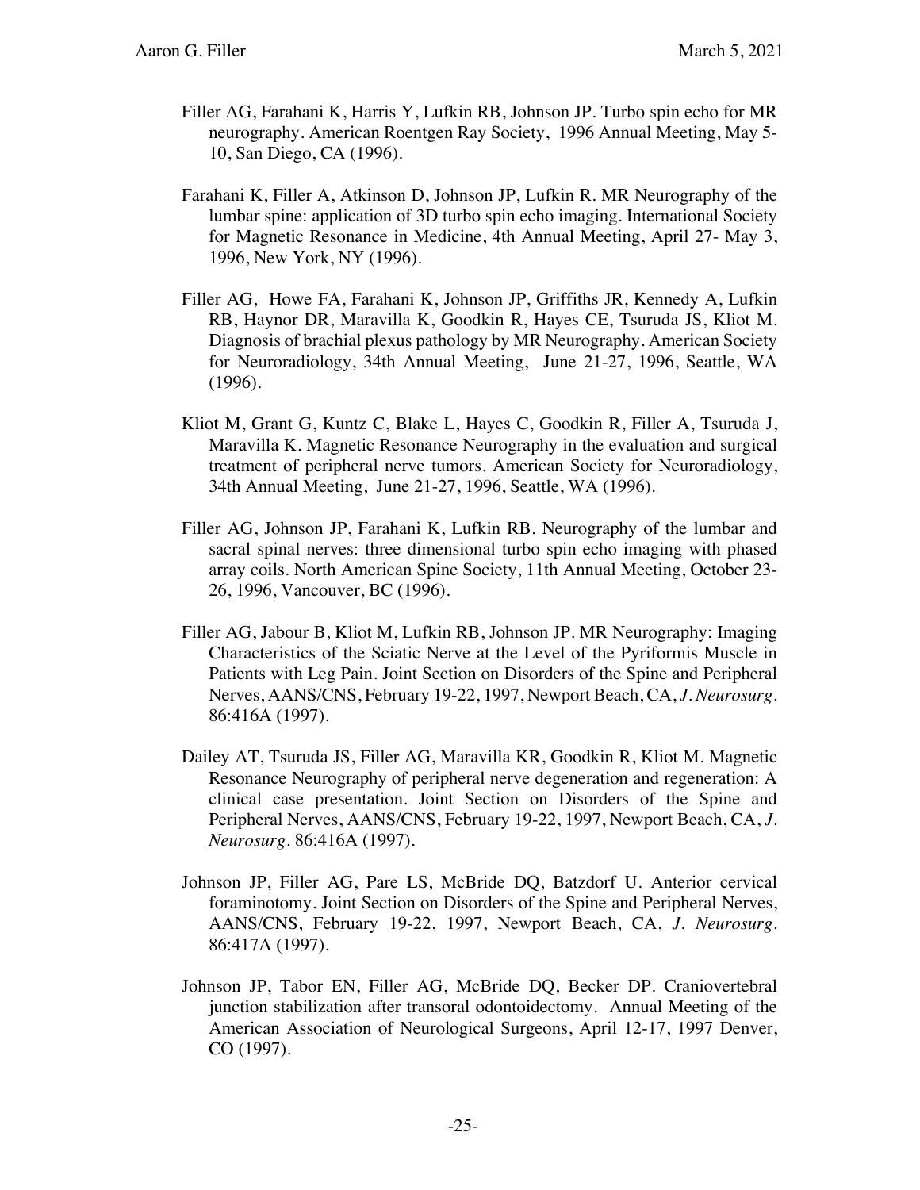Filler AG, Farahani K, Harris Y, Lufkin RB, Johnson JP. Turbo spin echo for MR neurography. American Roentgen Ray Society, 1996 Annual Meeting, May 5-10, San Diego, CA (1996).

Farahani K, Filler A, Atkinson D, Johnson JP, Lufkin R. MR Neurography of the lumbar spine: application of 3D turbo spin echo imaging. International Society for Magnetic Resonance in Medicine, 4th Annual Meeting, April 27- May 3, 1996, New York, NY (1996).

Filler AG, Howe FA, Farahani K, Johnson JP, Griffiths JR, Kennedy A, Lufkin RB, Haynor DR, Maravilla K, Goodkin R, Hayes CE, Tsuruda JS, Kliot M. Diagnosis of brachial plexus pathology by MR Neurography. American Society for Neuroradiology, 34th Annual Meeting, June 21-27, 1996, Seattle, WA (1996).

Kliot M, Grant G, Kuntz C, Blake L, Hayes C, Goodkin R, Filler A, Tsuruda J, Maravilla K. Magnetic Resonance Neurography in the evaluation and surgical treatment of peripheral nerve tumors. American Society for Neuroradiology, 34th Annual Meeting, June 21-27, 1996, Seattle, WA (1996).

Filler AG, Johnson JP, Farahani K, Lufkin RB. Neurography of the lumbar and sacral spinal nerves: three dimensional turbo spin echo imaging with phased array coils. North American Spine Society, 11th Annual Meeting, October 23-26, 1996, Vancouver, BC (1996).

Filler AG, Jabour B, Kliot M, Lufkin RB, Johnson JP. MR Neurography: Imaging Characteristics of the Sciatic Nerve at the Level of the Pyriformis Muscle in Patients with Leg Pain. Joint Section on Disorders of the Spine and Peripheral Nerves, AANS/CNS, February 19-22, 1997, Newport Beach, CA, *J. Neurosurg.* 86:416A (1997).

Dailey AT, Tsuruda JS, Filler AG, Maravilla KR, Goodkin R, Kliot M. Magnetic Resonance Neurography of peripheral nerve degeneration and regeneration: A clinical case presentation. Joint Section on Disorders of the Spine and Peripheral Nerves, AANS/CNS, February 19-22, 1997, Newport Beach, CA, *J. Neurosurg.* 86:416A (1997).

Johnson JP, Filler AG, Pare LS, McBride DQ, Batzdorf U. Anterior cervical foraminotomy. Joint Section on Disorders of the Spine and Peripheral Nerves, AANS/CNS, February 19-22, 1997, Newport Beach, CA, *J. Neurosurg.* 86:417A (1997).

Johnson JP, Tabor EN, Filler AG, McBride DQ, Becker DP. Craniovertebral junction stabilization after transoral odontoidectomy. Annual Meeting of the American Association of Neurological Surgeons, April 12-17, 1997 Denver, CO (1997).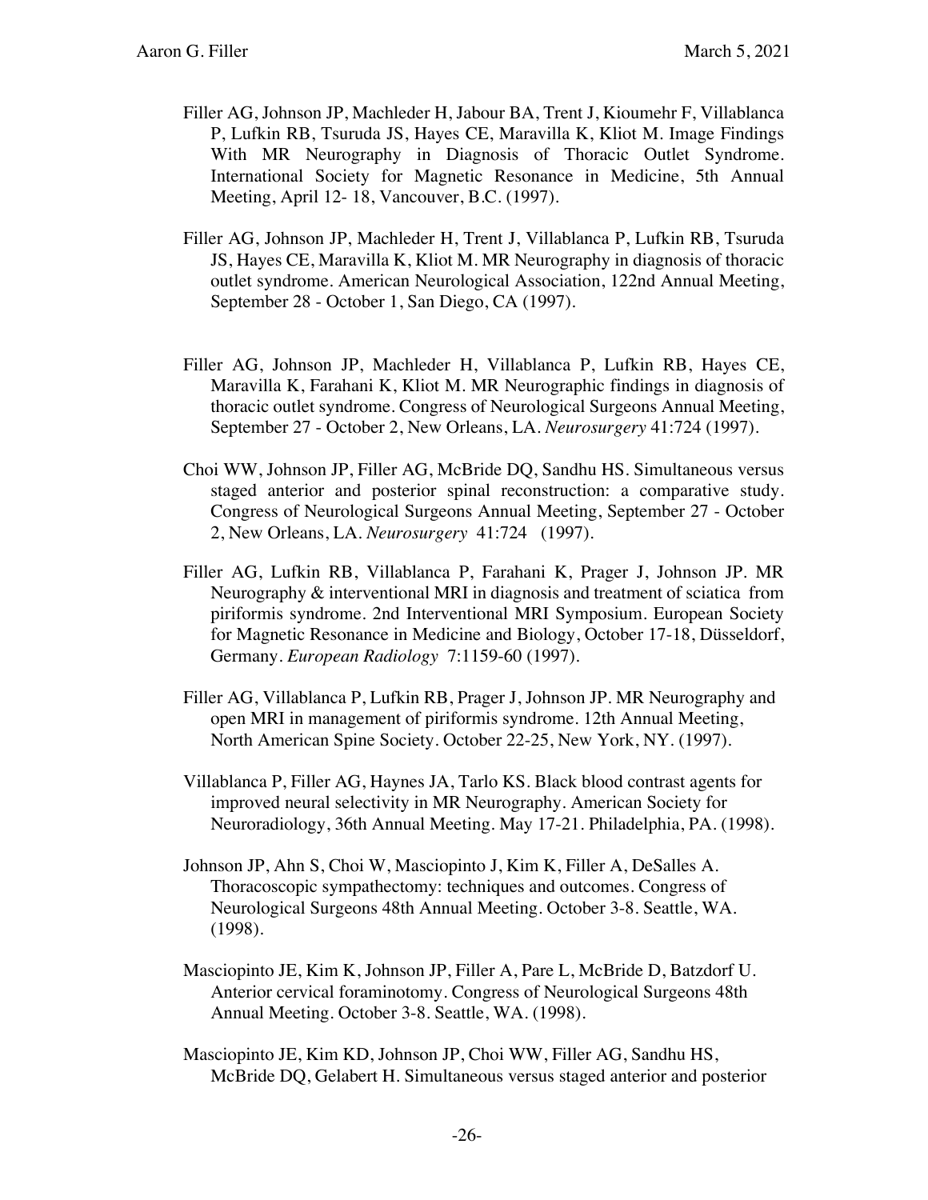Filler AG, Johnson JP, Machleder H, Jabour BA, Trent J, Kioumehr F, Villablanca P, Lufkin RB, Tsuruda JS, Hayes CE, Maravilla K, Kliot M. Image Findings With MR Neurography in Diagnosis of Thoracic Outlet Syndrome. International Society for Magnetic Resonance in Medicine, 5th Annual Meeting, April 12- 18, Vancouver, B.C. (1997).

Filler AG, Johnson JP, Machleder H, Trent J, Villablanca P, Lufkin RB, Tsuruda JS, Hayes CE, Maravilla K, Kliot M. MR Neurography in diagnosis of thoracic outlet syndrome. American Neurological Association, 122nd Annual Meeting, September 28 - October 1, San Diego, CA (1997).

Filler AG, Johnson JP, Machleder H, Villablanca P, Lufkin RB, Hayes CE, Maravilla K, Farahani K, Kliot M. MR Neurographic findings in diagnosis of thoracic outlet syndrome. Congress of Neurological Surgeons Annual Meeting, September 27 - October 2, New Orleans, LA. *Neurosurgery* 41:724 (1997).

Choi WW, Johnson JP, Filler AG, McBride DQ, Sandhu HS. Simultaneous versus staged anterior and posterior spinal reconstruction: a comparative study. Congress of Neurological Surgeons Annual Meeting, September 27 - October 2, New Orleans, LA. *Neurosurgery* 41:724 (1997).

Filler AG, Lufkin RB, Villablanca P, Farahani K, Prager J, Johnson JP. MR Neurography & interventional MRI in diagnosis and treatment of sciatica from piriformis syndrome. 2nd Interventional MRI Symposium. European Society for Magnetic Resonance in Medicine and Biology, October 17-18, Düsseldorf, Germany. *European Radiology* 7:1159-60 (1997).

Filler AG, Villablanca P, Lufkin RB, Prager J, Johnson JP. MR Neurography and open MRI in management of piriformis syndrome. 12th Annual Meeting, North American Spine Society. October 22-25, New York, NY. (1997).

Villablanca P, Filler AG, Haynes JA, Tarlo KS. Black blood contrast agents for improved neural selectivity in MR Neurography. American Society for Neuroradiology, 36th Annual Meeting. May 17-21. Philadelphia, PA. (1998).

Johnson JP, Ahn S, Choi W, Masciopinto J, Kim K, Filler A, DeSalles A. Thoracoscopic sympathectomy: techniques and outcomes. Congress of Neurological Surgeons 48th Annual Meeting. October 3-8. Seattle, WA. (1998).

Masciopinto JE, Kim K, Johnson JP, Filler A, Pare L, McBride D, Batzdorf U. Anterior cervical foraminotomy. Congress of Neurological Surgeons 48th Annual Meeting. October 3-8. Seattle, WA. (1998).

Masciopinto JE, Kim KD, Johnson JP, Choi WW, Filler AG, Sandhu HS, McBride DQ, Gelabert H. Simultaneous versus staged anterior and posterior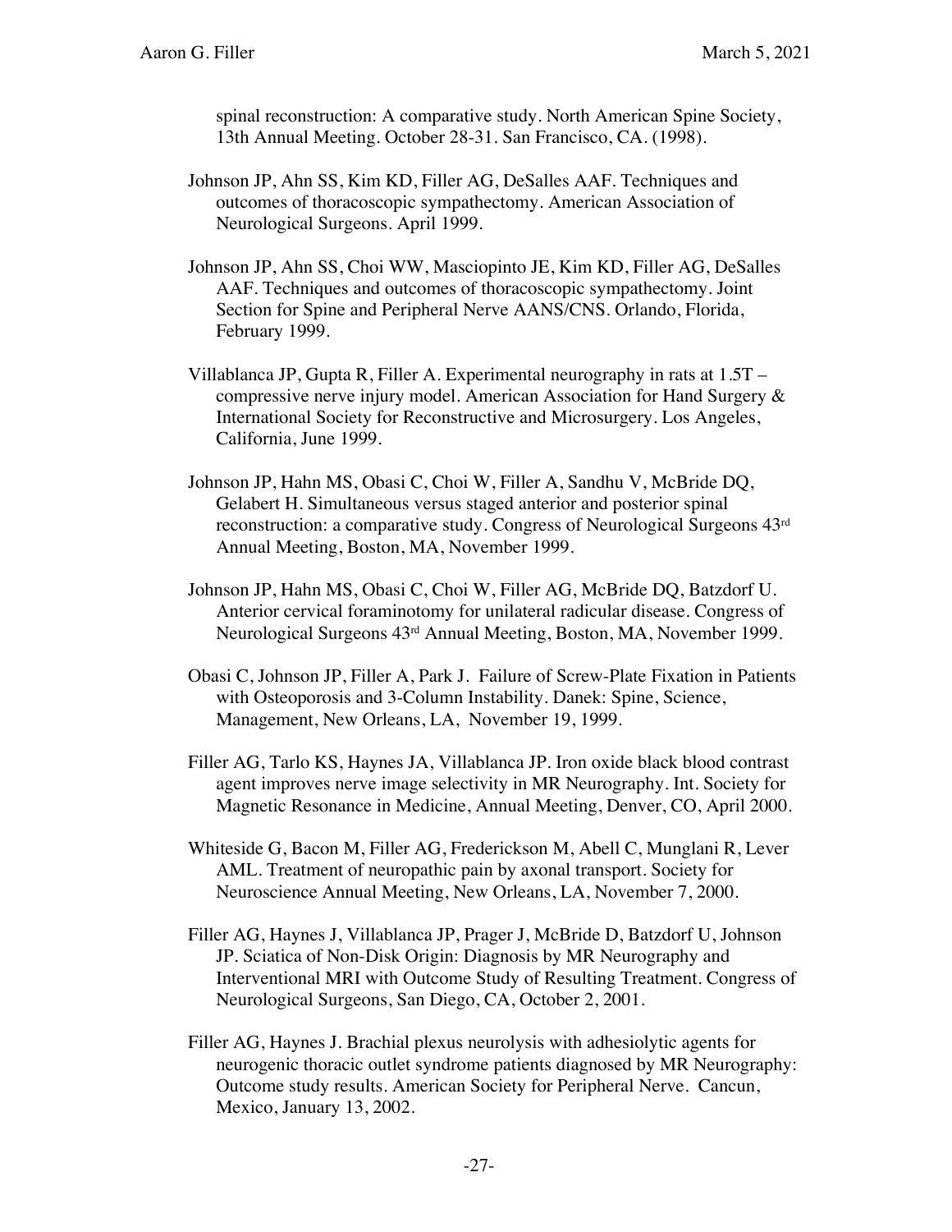spinal reconstruction: A comparative study. North American Spine Society, 13th Annual Meeting. October 28-31. San Francisco, CA. (1998).

Johnson JP, Ahn SS, Kim KD, Filler AG, DeSalles AAF. Techniques and outcomes of thoracoscopic sympathectomy. American Association of Neurological Surgeons. April 1999.

Johnson JP, Ahn SS, Choi WW, Masciopinto JE, Kim KD, Filler AG, DeSalles AAF. Techniques and outcomes of thoracoscopic sympathectomy. Joint Section for Spine and Peripheral Nerve AANS/CNS. Orlando, Florida, February 1999.

Villablanca JP, Gupta R, Filler A. Experimental neurography in rats at 1.5T – compressive nerve injury model. American Association for Hand Surgery & International Society for Reconstructive and Microsurgery. Los Angeles, California, June 1999.

Johnson JP, Hahn MS, Obasi C, Choi W, Filler A, Sandhu V, McBride DQ, Gelabert H. Simultaneous versus staged anterior and posterior spinal reconstruction: a comparative study. Congress of Neurological Surgeons 43rd Annual Meeting, Boston, MA, November 1999.

Johnson JP, Hahn MS, Obasi C, Choi W, Filler AG, McBride DQ, Batzdorf U. Anterior cervical foraminotomy for unilateral radicular disease. Congress of Neurological Surgeons 43rd Annual Meeting, Boston, MA, November 1999.

Obasi C, Johnson JP, Filler A, Park J. Failure of Screw-Plate Fixation in Patients with Osteoporosis and 3-Column Instability. Danek: Spine, Science, Management, New Orleans, LA, November 19, 1999.

Filler AG, Tarlo KS, Haynes JA, Villablanca JP. Iron oxide black blood contrast agent improves nerve image selectivity in MR Neurography. Int. Society for Magnetic Resonance in Medicine, Annual Meeting, Denver, CO, April 2000.

Whiteside G, Bacon M, Filler AG, Frederickson M, Abell C, Munglani R, Lever AML. Treatment of neuropathic pain by axonal transport. Society for Neuroscience Annual Meeting, New Orleans, LA, November 7, 2000.

Filler AG, Haynes J, Villablanca JP, Prager J, McBride D, Batzdorf U, Johnson JP. Sciatica of Non-Disk Origin: Diagnosis by MR Neurography and Interventional MRI with Outcome Study of Resulting Treatment. Congress of Neurological Surgeons, San Diego, CA, October 2, 2001.

Filler AG, Haynes J. Brachial plexus neurolysis with adhesiolytic agents for neurogenic thoracic outlet syndrome patients diagnosed by MR Neurography: Outcome study results. American Society for Peripheral Nerve. Cancun, Mexico, January 13, 2002.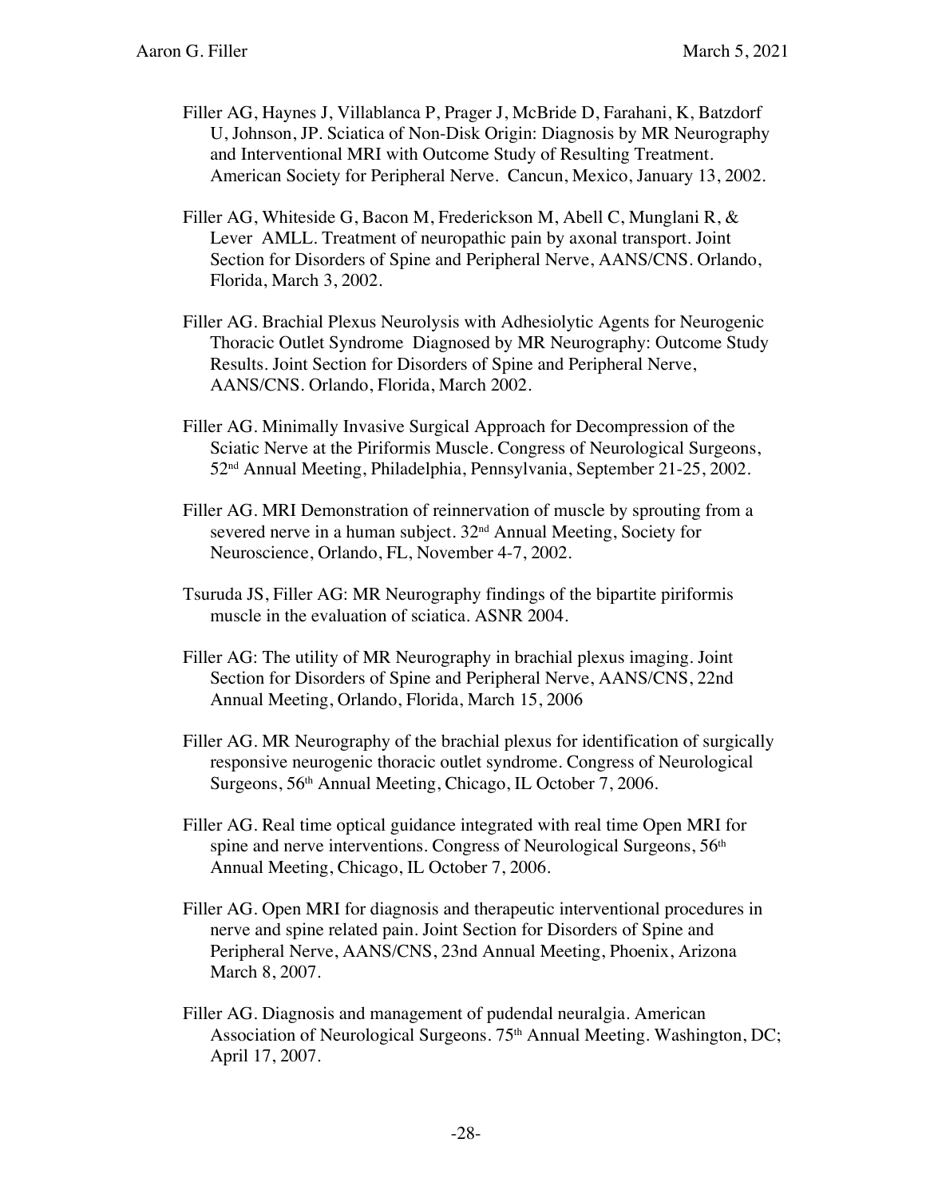Filler AG, Haynes J, Villablanca P, Prager J, McBride D, Farahani, K, Batzdorf U, Johnson, JP. Sciatica of Non-Disk Origin: Diagnosis by MR Neurography and Interventional MRI with Outcome Study of Resulting Treatment. American Society for Peripheral Nerve. Cancun, Mexico, January 13, 2002.

Filler AG, Whiteside G, Bacon M, Frederickson M, Abell C, Munglani R, & Lever AMLL. Treatment of neuropathic pain by axonal transport. Joint Section for Disorders of Spine and Peripheral Nerve, AANS/CNS. Orlando, Florida, March 3, 2002.

Filler AG. Brachial Plexus Neurolysis with Adhesiolytic Agents for Neurogenic Thoracic Outlet Syndrome Diagnosed by MR Neurography: Outcome Study Results. Joint Section for Disorders of Spine and Peripheral Nerve, AANS/CNS. Orlando, Florida, March 2002.

Filler AG. Minimally Invasive Surgical Approach for Decompression of the Sciatic Nerve at the Piriformis Muscle. Congress of Neurological Surgeons, 52nd Annual Meeting, Philadelphia, Pennsylvania, September 21-25, 2002.

Filler AG. MRI Demonstration of reinnervation of muscle by sprouting from a severed nerve in a human subject. 32nd Annual Meeting, Society for Neuroscience, Orlando, FL, November 4-7, 2002.

Tsuruda JS, Filler AG: MR Neurography findings of the bipartite piriformis muscle in the evaluation of sciatica. ASNR 2004.

Filler AG: The utility of MR Neurography in brachial plexus imaging. Joint Section for Disorders of Spine and Peripheral Nerve, AANS/CNS, 22nd Annual Meeting, Orlando, Florida, March 15, 2006

Filler AG. MR Neurography of the brachial plexus for identification of surgically responsive neurogenic thoracic outlet syndrome. Congress of Neurological Surgeons, 56th Annual Meeting, Chicago, IL October 7, 2006.

Filler AG. Real time optical guidance integrated with real time Open MRI for spine and nerve interventions. Congress of Neurological Surgeons, 56th Annual Meeting, Chicago, IL October 7, 2006.

Filler AG. Open MRI for diagnosis and therapeutic interventional procedures in nerve and spine related pain. Joint Section for Disorders of Spine and Peripheral Nerve, AANS/CNS, 23nd Annual Meeting, Phoenix, Arizona March 8, 2007.

Filler AG. Diagnosis and management of pudendal neuralgia. American Association of Neurological Surgeons. 75th Annual Meeting. Washington, DC; April 17, 2007.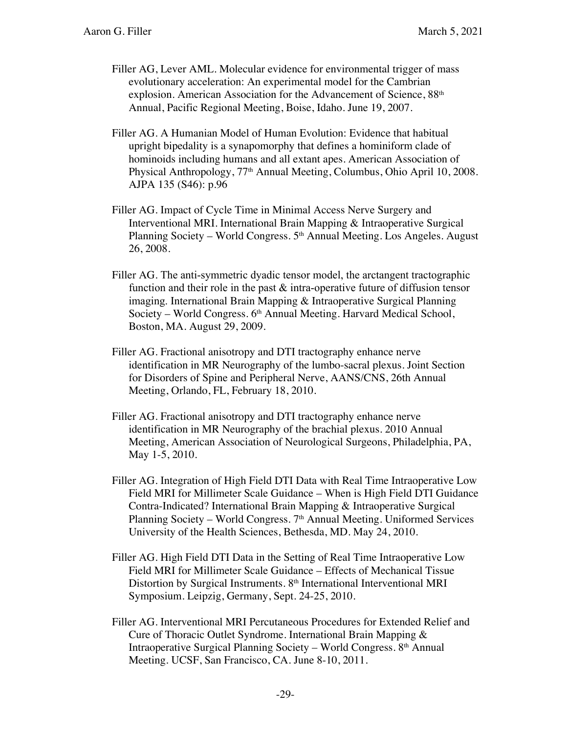Filler AG, Lever AML. Molecular evidence for environmental trigger of mass evolutionary acceleration: An experimental model for the Cambrian explosion. American Association for the Advancement of Science, 88th Annual, Pacific Regional Meeting, Boise, Idaho. June 19, 2007.

Filler AG. A Humanian Model of Human Evolution: Evidence that habitual upright bipedality is a synapomorphy that defines a hominiform clade of hominoids including humans and all extant apes. American Association of Physical Anthropology, 77th Annual Meeting, Columbus, Ohio April 10, 2008. AJPA 135 (S46): p.96

Filler AG. Impact of Cycle Time in Minimal Access Nerve Surgery and Interventional MRI. International Brain Mapping & Intraoperative Surgical Planning Society – World Congress. 5th Annual Meeting. Los Angeles. August 26, 2008.

Filler AG. The anti-symmetric dyadic tensor model, the arctangent tractographic function and their role in the past & intra-operative future of diffusion tensor imaging. International Brain Mapping & Intraoperative Surgical Planning Society – World Congress. 6th Annual Meeting. Harvard Medical School, Boston, MA. August 29, 2009.

Filler AG. Fractional anisotropy and DTI tractography enhance nerve identification in MR Neurography of the lumbo-sacral plexus. Joint Section for Disorders of Spine and Peripheral Nerve, AANS/CNS, 26th Annual Meeting, Orlando, FL, February 18, 2010.

Filler AG. Fractional anisotropy and DTI tractography enhance nerve identification in MR Neurography of the brachial plexus. 2010 Annual Meeting, American Association of Neurological Surgeons, Philadelphia, PA, May 1-5, 2010.

Filler AG. Integration of High Field DTI Data with Real Time Intraoperative Low Field MRI for Millimeter Scale Guidance – When is High Field DTI Guidance Contra-Indicated? International Brain Mapping & Intraoperative Surgical Planning Society – World Congress. 7th Annual Meeting. Uniformed Services University of the Health Sciences, Bethesda, MD. May 24, 2010.

Filler AG. High Field DTI Data in the Setting of Real Time Intraoperative Low Field MRI for Millimeter Scale Guidance – Effects of Mechanical Tissue Distortion by Surgical Instruments. 8th International Interventional MRI Symposium. Leipzig, Germany, Sept. 24-25, 2010.

Filler AG. Interventional MRI Percutaneous Procedures for Extended Relief and Cure of Thoracic Outlet Syndrome. International Brain Mapping & Intraoperative Surgical Planning Society – World Congress. 8th Annual Meeting. UCSF, San Francisco, CA. June 8-10, 2011.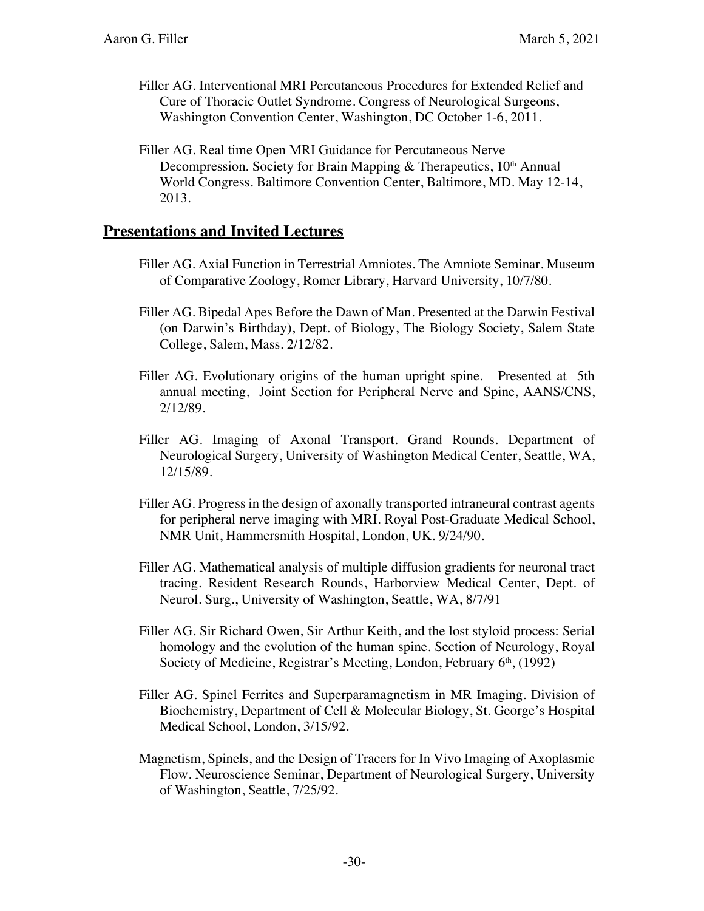Filler AG. Interventional MRI Percutaneous Procedures for Extended Relief and Cure of Thoracic Outlet Syndrome. Congress of Neurological Surgeons, Washington Convention Center, Washington, DC October 1-6, 2011.

Filler AG. Real time Open MRI Guidance for Percutaneous Nerve Decompression. Society for Brain Mapping & Therapeutics, 10th Annual World Congress. Baltimore Convention Center, Baltimore, MD. May 12-14, 2013.

## Presentations and Invited Lectures

Filler AG. Axial Function in Terrestrial Amniotes. The Amniote Seminar. Museum of Comparative Zoology, Romer Library, Harvard University, 10/7/80.

Filler AG. Bipedal Apes Before the Dawn of Man. Presented at the Darwin Festival (on Darwin's Birthday), Dept. of Biology, The Biology Society, Salem State College, Salem, Mass. 2/12/82.

Filler AG. Evolutionary origins of the human upright spine. Presented at 5th annual meeting, Joint Section for Peripheral Nerve and Spine, AANS/CNS, 2/12/89.

Filler AG. Imaging of Axonal Transport. Grand Rounds. Department of Neurological Surgery, University of Washington Medical Center, Seattle, WA, 12/15/89.

Filler AG. Progress in the design of axonally transported intraneural contrast agents for peripheral nerve imaging with MRI. Royal Post-Graduate Medical School, NMR Unit, Hammersmith Hospital, London, UK. 9/24/90.

Filler AG. Mathematical analysis of multiple diffusion gradients for neuronal tract tracing. Resident Research Rounds, Harborview Medical Center, Dept. of Neurol. Surg., University of Washington, Seattle, WA, 8/7/91

Filler AG. Sir Richard Owen, Sir Arthur Keith, and the lost styloid process: Serial homology and the evolution of the human spine. Section of Neurology, Royal Society of Medicine, Registrar's Meeting, London, February 6th, (1992)

Filler AG. Spinel Ferrites and Superparamagnetism in MR Imaging. Division of Biochemistry, Department of Cell & Molecular Biology, St. George's Hospital Medical School, London, 3/15/92.

Magnetism, Spinels, and the Design of Tracers for In Vivo Imaging of Axoplasmic Flow. Neuroscience Seminar, Department of Neurological Surgery, University of Washington, Seattle, 7/25/92.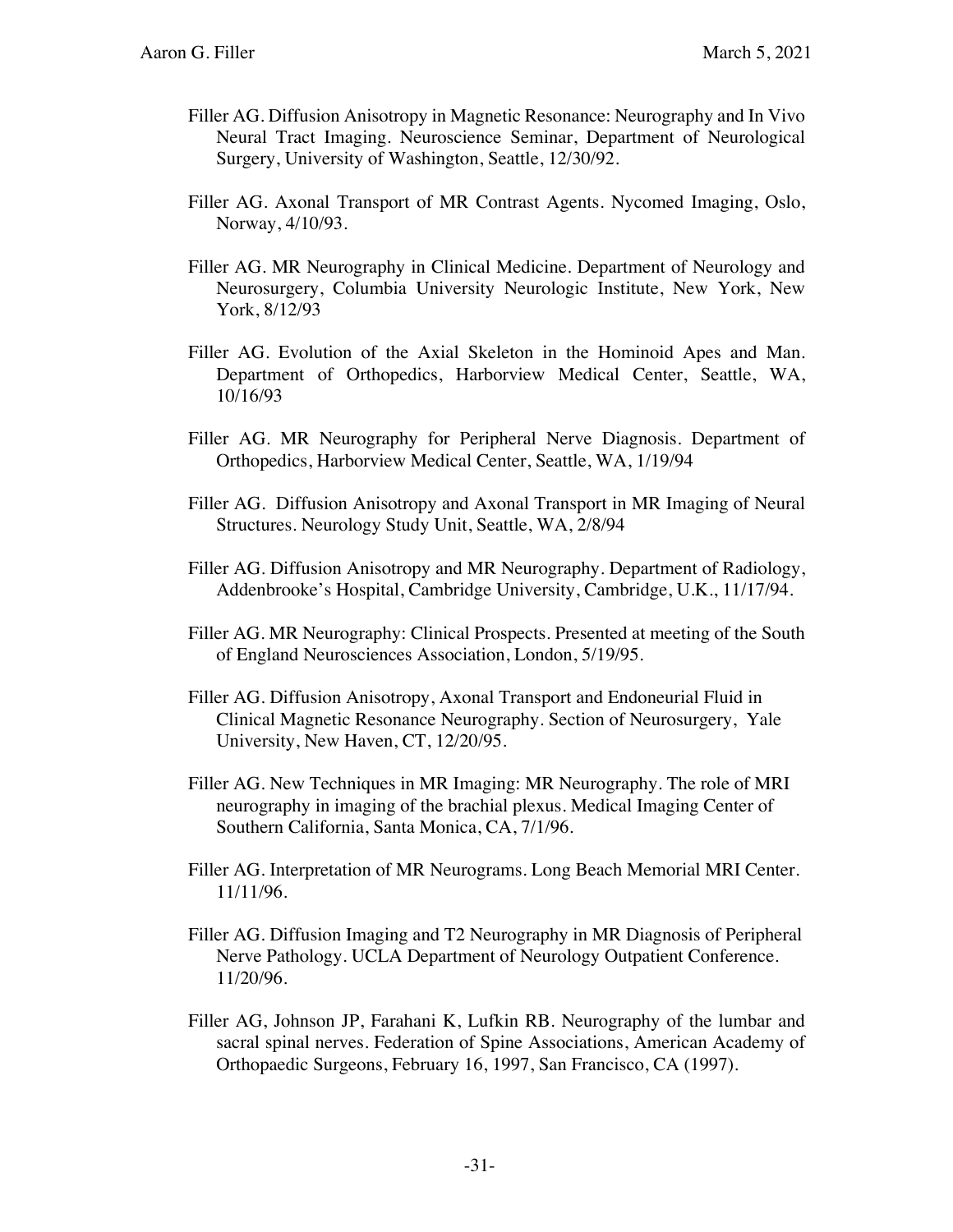Filler AG. Diffusion Anisotropy in Magnetic Resonance: Neurography and In Vivo Neural Tract Imaging. Neuroscience Seminar, Department of Neurological Surgery, University of Washington, Seattle, 12/30/92.

Filler AG. Axonal Transport of MR Contrast Agents. Nycomed Imaging, Oslo, Norway, 4/10/93.

Filler AG. MR Neurography in Clinical Medicine. Department of Neurology and Neurosurgery, Columbia University Neurologic Institute, New York, New York, 8/12/93

Filler AG. Evolution of the Axial Skeleton in the Hominoid Apes and Man. Department of Orthopedics, Harborview Medical Center, Seattle, WA, 10/16/93

Filler AG. MR Neurography for Peripheral Nerve Diagnosis. Department of Orthopedics, Harborview Medical Center, Seattle, WA, 1/19/94

Filler AG. Diffusion Anisotropy and Axonal Transport in MR Imaging of Neural Structures. Neurology Study Unit, Seattle, WA, 2/8/94

Filler AG. Diffusion Anisotropy and MR Neurography. Department of Radiology, Addenbrooke's Hospital, Cambridge University, Cambridge, U.K., 11/17/94.

Filler AG. MR Neurography: Clinical Prospects. Presented at meeting of the South of England Neurosciences Association, London, 5/19/95.

Filler AG. Diffusion Anisotropy, Axonal Transport and Endoneurial Fluid in Clinical Magnetic Resonance Neurography. Section of Neurosurgery, Yale University, New Haven, CT, 12/20/95.

Filler AG. New Techniques in MR Imaging: MR Neurography. The role of MRI neurography in imaging of the brachial plexus. Medical Imaging Center of Southern California, Santa Monica, CA, 7/1/96.

Filler AG. Interpretation of MR Neurograms. Long Beach Memorial MRI Center. 11/11/96.

Filler AG. Diffusion Imaging and T2 Neurography in MR Diagnosis of Peripheral Nerve Pathology. UCLA Department of Neurology Outpatient Conference. 11/20/96.

Filler AG, Johnson JP, Farahani K, Lufkin RB. Neurography of the lumbar and sacral spinal nerves. Federation of Spine Associations, American Academy of Orthopaedic Surgeons, February 16, 1997, San Francisco, CA (1997).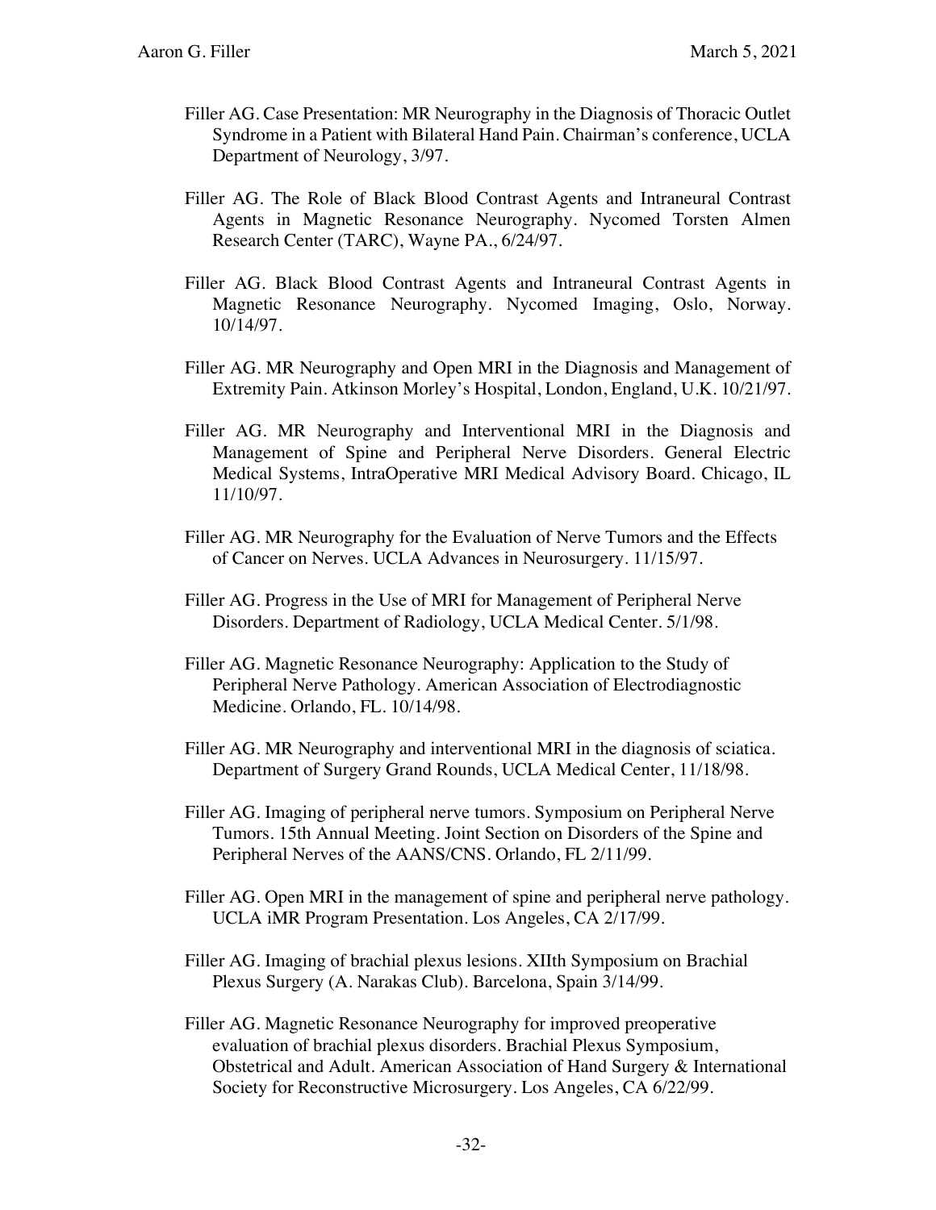Filler AG. Case Presentation: MR Neurography in the Diagnosis of Thoracic Outlet Syndrome in a Patient with Bilateral Hand Pain. Chairman's conference, UCLA Department of Neurology, 3/97.

Filler AG. The Role of Black Blood Contrast Agents and Intraneural Contrast Agents in Magnetic Resonance Neurography. Nycomed Torsten Almen Research Center (TARC), Wayne PA., 6/24/97.

Filler AG. Black Blood Contrast Agents and Intraneural Contrast Agents in Magnetic Resonance Neurography. Nycomed Imaging, Oslo, Norway. 10/14/97.

Filler AG. MR Neurography and Open MRI in the Diagnosis and Management of Extremity Pain. Atkinson Morley's Hospital, London, England, U.K. 10/21/97.

Filler AG. MR Neurography and Interventional MRI in the Diagnosis and Management of Spine and Peripheral Nerve Disorders. General Electric Medical Systems, IntraOperative MRI Medical Advisory Board. Chicago, IL 11/10/97.

Filler AG. MR Neurography for the Evaluation of Nerve Tumors and the Effects of Cancer on Nerves. UCLA Advances in Neurosurgery. 11/15/97.

Filler AG. Progress in the Use of MRI for Management of Peripheral Nerve Disorders. Department of Radiology, UCLA Medical Center. 5/1/98.

Filler AG. Magnetic Resonance Neurography: Application to the Study of Peripheral Nerve Pathology. American Association of Electrodiagnostic Medicine. Orlando, FL. 10/14/98.

Filler AG. MR Neurography and interventional MRI in the diagnosis of sciatica. Department of Surgery Grand Rounds, UCLA Medical Center, 11/18/98.

Filler AG. Imaging of peripheral nerve tumors. Symposium on Peripheral Nerve Tumors. 15th Annual Meeting. Joint Section on Disorders of the Spine and Peripheral Nerves of the AANS/CNS. Orlando, FL 2/11/99.

Filler AG. Open MRI in the management of spine and peripheral nerve pathology. UCLA iMR Program Presentation. Los Angeles, CA 2/17/99.

Filler AG. Imaging of brachial plexus lesions. XIIth Symposium on Brachial Plexus Surgery (A. Narakas Club). Barcelona, Spain 3/14/99.

Filler AG. Magnetic Resonance Neurography for improved preoperative evaluation of brachial plexus disorders. Brachial Plexus Symposium, Obstetrical and Adult. American Association of Hand Surgery & International Society for Reconstructive Microsurgery. Los Angeles, CA 6/22/99.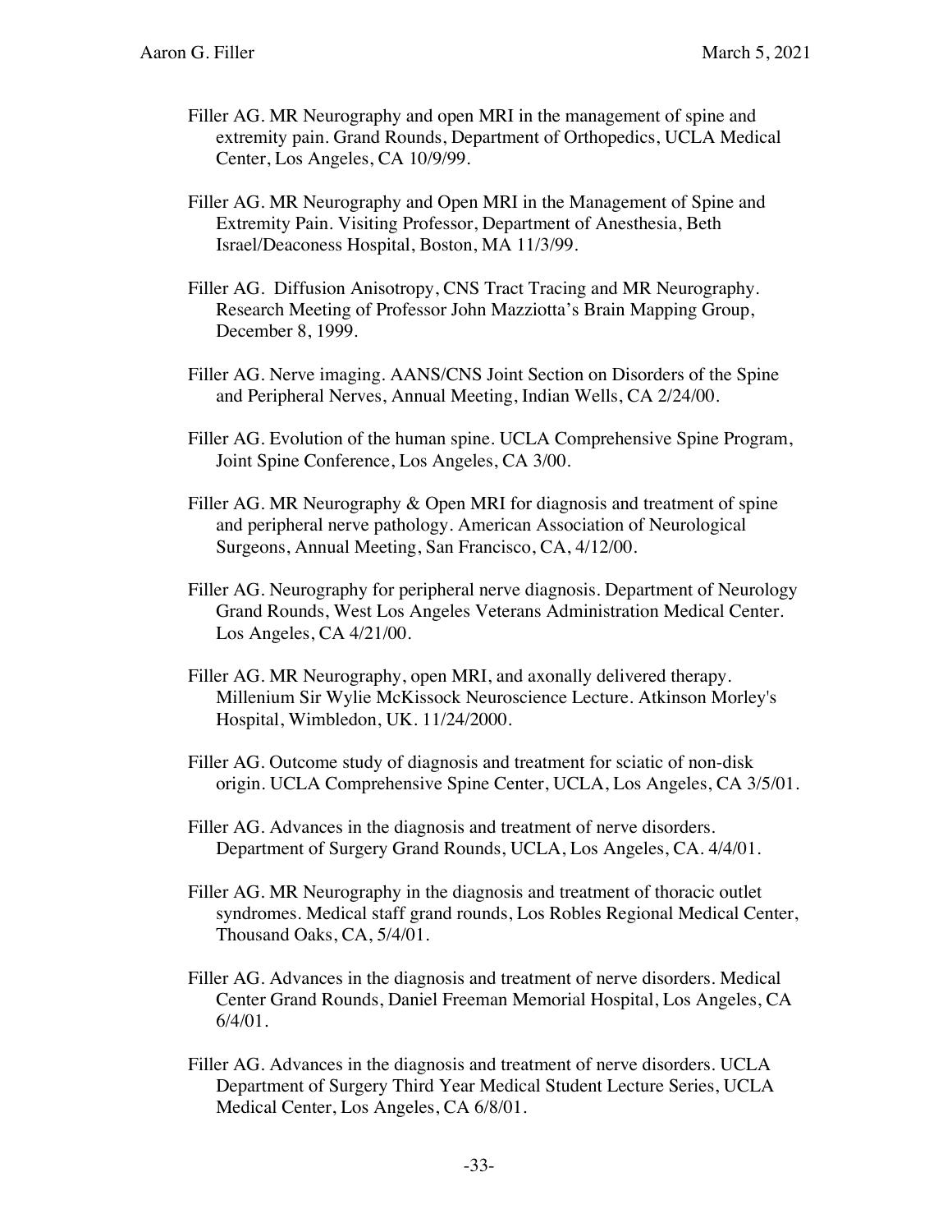Filler AG. MR Neurography and open MRI in the management of spine and extremity pain. Grand Rounds, Department of Orthopedics, UCLA Medical Center, Los Angeles, CA 10/9/99.

Filler AG. MR Neurography and Open MRI in the Management of Spine and Extremity Pain. Visiting Professor, Department of Anesthesia, Beth Israel/Deaconess Hospital, Boston, MA 11/3/99.

Filler AG. Diffusion Anisotropy, CNS Tract Tracing and MR Neurography. Research Meeting of Professor John Mazziotta's Brain Mapping Group, December 8, 1999.

Filler AG. Nerve imaging. AANS/CNS Joint Section on Disorders of the Spine and Peripheral Nerves, Annual Meeting, Indian Wells, CA 2/24/00.

Filler AG. Evolution of the human spine. UCLA Comprehensive Spine Program, Joint Spine Conference, Los Angeles, CA 3/00.

Filler AG. MR Neurography & Open MRI for diagnosis and treatment of spine and peripheral nerve pathology. American Association of Neurological Surgeons, Annual Meeting, San Francisco, CA, 4/12/00.

Filler AG. Neurography for peripheral nerve diagnosis. Department of Neurology Grand Rounds, West Los Angeles Veterans Administration Medical Center. Los Angeles, CA 4/21/00.

Filler AG. MR Neurography, open MRI, and axonally delivered therapy. Millenium Sir Wylie McKissock Neuroscience Lecture. Atkinson Morley's Hospital, Wimbledon, UK. 11/24/2000.

Filler AG. Outcome study of diagnosis and treatment for sciatic of non-disk origin. UCLA Comprehensive Spine Center, UCLA, Los Angeles, CA 3/5/01.

Filler AG. Advances in the diagnosis and treatment of nerve disorders. Department of Surgery Grand Rounds, UCLA, Los Angeles, CA. 4/4/01.

Filler AG. MR Neurography in the diagnosis and treatment of thoracic outlet syndromes. Medical staff grand rounds, Los Robles Regional Medical Center, Thousand Oaks, CA, 5/4/01.

Filler AG. Advances in the diagnosis and treatment of nerve disorders. Medical Center Grand Rounds, Daniel Freeman Memorial Hospital, Los Angeles, CA 6/4/01.

Filler AG. Advances in the diagnosis and treatment of nerve disorders. UCLA Department of Surgery Third Year Medical Student Lecture Series, UCLA Medical Center, Los Angeles, CA 6/8/01.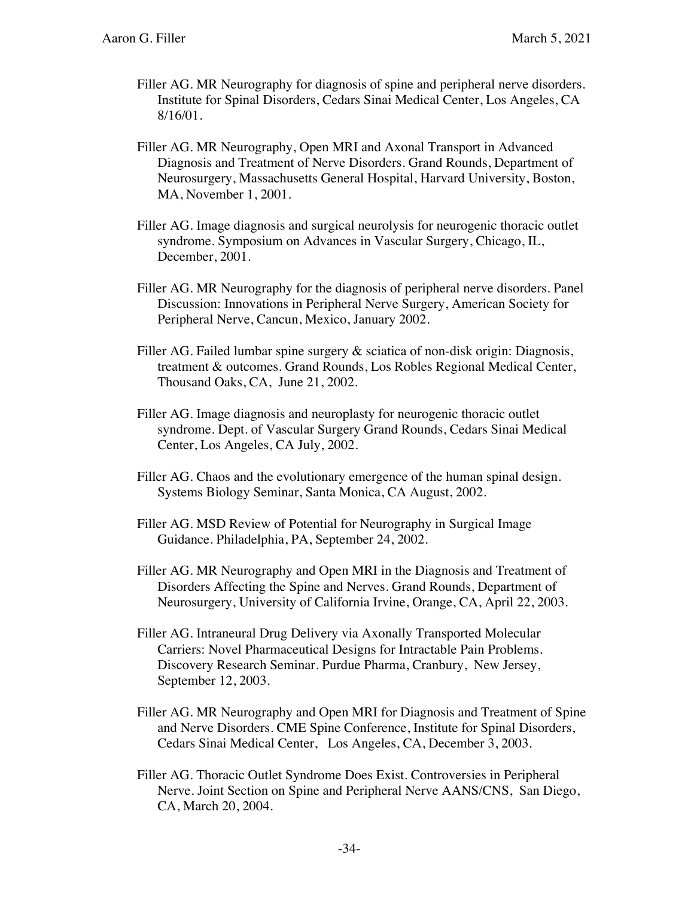Filler AG. MR Neurography for diagnosis of spine and peripheral nerve disorders. Institute for Spinal Disorders, Cedars Sinai Medical Center, Los Angeles, CA 8/16/01.

Filler AG. MR Neurography, Open MRI and Axonal Transport in Advanced Diagnosis and Treatment of Nerve Disorders. Grand Rounds, Department of Neurosurgery, Massachusetts General Hospital, Harvard University, Boston, MA, November 1, 2001.

Filler AG. Image diagnosis and surgical neurolysis for neurogenic thoracic outlet syndrome. Symposium on Advances in Vascular Surgery, Chicago, IL, December, 2001.

Filler AG. MR Neurography for the diagnosis of peripheral nerve disorders. Panel Discussion: Innovations in Peripheral Nerve Surgery, American Society for Peripheral Nerve, Cancun, Mexico, January 2002.

Filler AG. Failed lumbar spine surgery & sciatica of non-disk origin: Diagnosis, treatment & outcomes. Grand Rounds, Los Robles Regional Medical Center, Thousand Oaks, CA, June 21, 2002.

Filler AG. Image diagnosis and neuroplasty for neurogenic thoracic outlet syndrome. Dept. of Vascular Surgery Grand Rounds, Cedars Sinai Medical Center, Los Angeles, CA July, 2002.

Filler AG. Chaos and the evolutionary emergence of the human spinal design. Systems Biology Seminar, Santa Monica, CA August, 2002.

Filler AG. MSD Review of Potential for Neurography in Surgical Image Guidance. Philadelphia, PA, September 24, 2002.

Filler AG. MR Neurography and Open MRI in the Diagnosis and Treatment of Disorders Affecting the Spine and Nerves. Grand Rounds, Department of Neurosurgery, University of California Irvine, Orange, CA, April 22, 2003.

Filler AG. Intraneural Drug Delivery via Axonally Transported Molecular Carriers: Novel Pharmaceutical Designs for Intractable Pain Problems. Discovery Research Seminar. Purdue Pharma, Cranbury, New Jersey, September 12, 2003.

Filler AG. MR Neurography and Open MRI for Diagnosis and Treatment of Spine and Nerve Disorders. CME Spine Conference, Institute for Spinal Disorders, Cedars Sinai Medical Center, Los Angeles, CA, December 3, 2003.

Filler AG. Thoracic Outlet Syndrome Does Exist. Controversies in Peripheral Nerve. Joint Section on Spine and Peripheral Nerve AANS/CNS, San Diego, CA, March 20, 2004.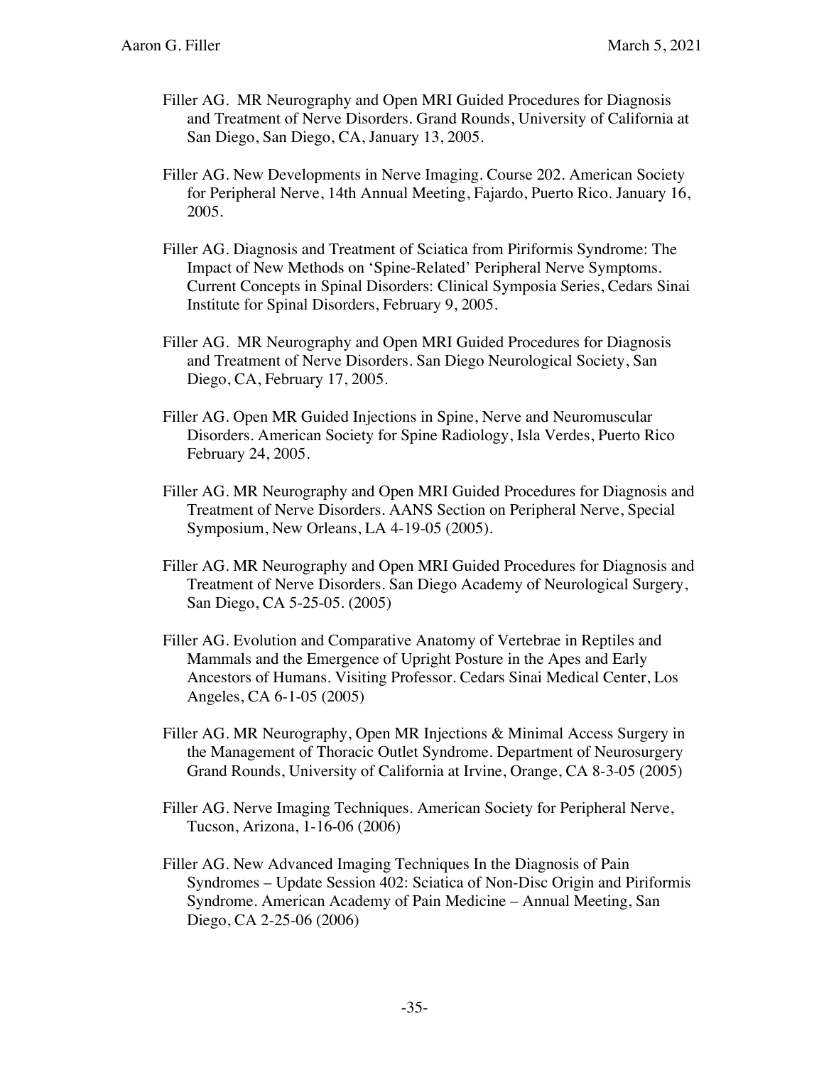Filler AG. MR Neurography and Open MRI Guided Procedures for Diagnosis and Treatment of Nerve Disorders. Grand Rounds, University of California at San Diego, San Diego, CA, January 13, 2005.

Filler AG. New Developments in Nerve Imaging. Course 202. American Society for Peripheral Nerve, 14th Annual Meeting, Fajardo, Puerto Rico. January 16, 2005.

Filler AG. Diagnosis and Treatment of Sciatica from Piriformis Syndrome: The Impact of New Methods on 'Spine-Related' Peripheral Nerve Symptoms. Current Concepts in Spinal Disorders: Clinical Symposia Series, Cedars Sinai Institute for Spinal Disorders, February 9, 2005.

Filler AG. MR Neurography and Open MRI Guided Procedures for Diagnosis and Treatment of Nerve Disorders. San Diego Neurological Society, San Diego, CA, February 17, 2005.

Filler AG. Open MR Guided Injections in Spine, Nerve and Neuromuscular Disorders. American Society for Spine Radiology, Isla Verdes, Puerto Rico February 24, 2005.

Filler AG. MR Neurography and Open MRI Guided Procedures for Diagnosis and Treatment of Nerve Disorders. AANS Section on Peripheral Nerve, Special Symposium, New Orleans, LA 4-19-05 (2005).

Filler AG. MR Neurography and Open MRI Guided Procedures for Diagnosis and Treatment of Nerve Disorders. San Diego Academy of Neurological Surgery, San Diego, CA 5-25-05. (2005)

Filler AG. Evolution and Comparative Anatomy of Vertebrae in Reptiles and Mammals and the Emergence of Upright Posture in the Apes and Early Ancestors of Humans. Visiting Professor. Cedars Sinai Medical Center, Los Angeles, CA 6-1-05 (2005)

Filler AG. MR Neurography, Open MR Injections & Minimal Access Surgery in the Management of Thoracic Outlet Syndrome. Department of Neurosurgery Grand Rounds, University of California at Irvine, Orange, CA 8-3-05 (2005)

Filler AG. Nerve Imaging Techniques. American Society for Peripheral Nerve, Tucson, Arizona, 1-16-06 (2006)

Filler AG. New Advanced Imaging Techniques In the Diagnosis of Pain Syndromes – Update Session 402: Sciatica of Non-Disc Origin and Piriformis Syndrome. American Academy of Pain Medicine – Annual Meeting, San Diego, CA 2-25-06 (2006)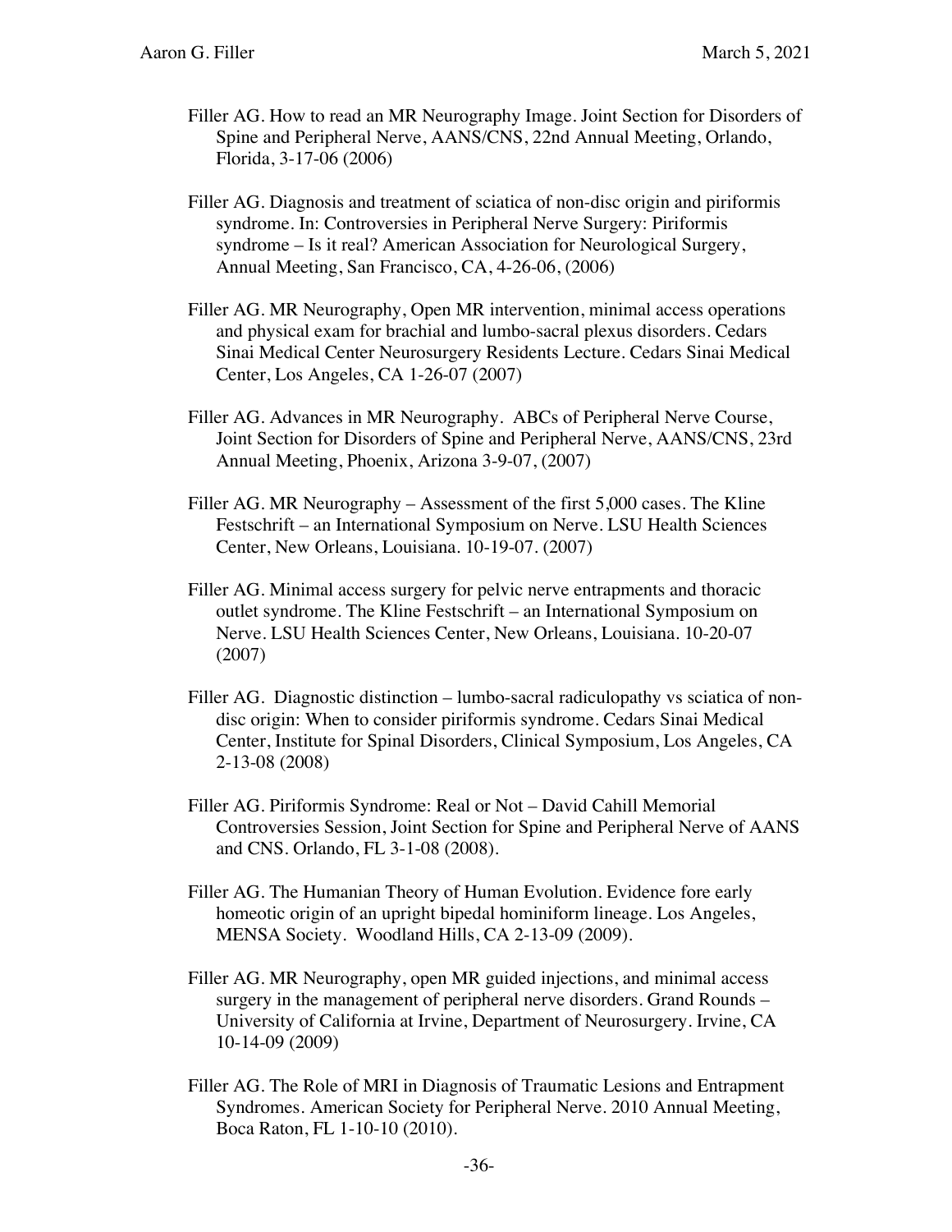Filler AG. How to read an MR Neurography Image. Joint Section for Disorders of Spine and Peripheral Nerve, AANS/CNS, 22nd Annual Meeting, Orlando, Florida, 3-17-06 (2006)

Filler AG. Diagnosis and treatment of sciatica of non-disc origin and piriformis syndrome. In: Controversies in Peripheral Nerve Surgery: Piriformis syndrome – Is it real? American Association for Neurological Surgery, Annual Meeting, San Francisco, CA, 4-26-06, (2006)

Filler AG. MR Neurography, Open MR intervention, minimal access operations and physical exam for brachial and lumbo-sacral plexus disorders. Cedars Sinai Medical Center Neurosurgery Residents Lecture. Cedars Sinai Medical Center, Los Angeles, CA 1-26-07 (2007)

Filler AG. Advances in MR Neurography. ABCs of Peripheral Nerve Course, Joint Section for Disorders of Spine and Peripheral Nerve, AANS/CNS, 23rd Annual Meeting, Phoenix, Arizona 3-9-07, (2007)

Filler AG. MR Neurography – Assessment of the first 5,000 cases. The Kline Festschrift – an International Symposium on Nerve. LSU Health Sciences Center, New Orleans, Louisiana. 10-19-07. (2007)

Filler AG. Minimal access surgery for pelvic nerve entrapments and thoracic outlet syndrome. The Kline Festschrift – an International Symposium on Nerve. LSU Health Sciences Center, New Orleans, Louisiana. 10-20-07 (2007)

Filler AG. Diagnostic distinction – lumbo-sacral radiculopathy vs sciatica of non-disc origin: When to consider piriformis syndrome. Cedars Sinai Medical Center, Institute for Spinal Disorders, Clinical Symposium, Los Angeles, CA 2-13-08 (2008)

Filler AG. Piriformis Syndrome: Real or Not – David Cahill Memorial Controversies Session, Joint Section for Spine and Peripheral Nerve of AANS and CNS. Orlando, FL 3-1-08 (2008).

Filler AG. The Humanian Theory of Human Evolution. Evidence fore early homeotic origin of an upright bipedal hominiform lineage. Los Angeles, MENSA Society. Woodland Hills, CA 2-13-09 (2009).

Filler AG. MR Neurography, open MR guided injections, and minimal access surgery in the management of peripheral nerve disorders. Grand Rounds – University of California at Irvine, Department of Neurosurgery. Irvine, CA 10-14-09 (2009)

Filler AG. The Role of MRI in Diagnosis of Traumatic Lesions and Entrapment Syndromes. American Society for Peripheral Nerve. 2010 Annual Meeting, Boca Raton, FL 1-10-10 (2010).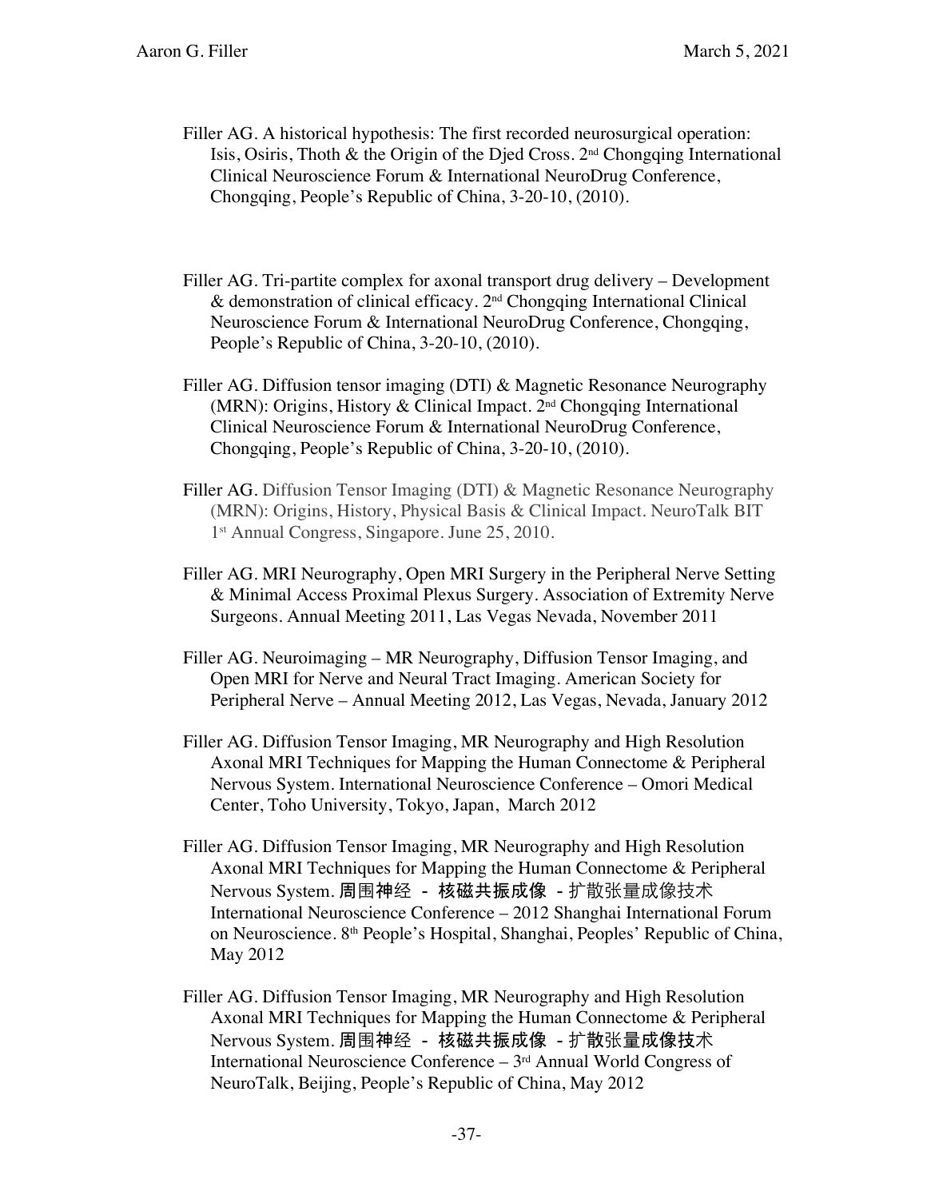Filler AG. A historical hypothesis: The first recorded neurosurgical operation: Isis, Osiris, Thoth & the Origin of the Djed Cross. 2nd Chongqing International Clinical Neuroscience Forum & International NeuroDrug Conference, Chongqing, People's Republic of China, 3-20-10, (2010).

Filler AG. Tri-partite complex for axonal transport drug delivery – Development & demonstration of clinical efficacy. 2nd Chongqing International Clinical Neuroscience Forum & International NeuroDrug Conference, Chongqing, People's Republic of China, 3-20-10, (2010).

Filler AG. Diffusion tensor imaging (DTI) & Magnetic Resonance Neurography (MRN): Origins, History & Clinical Impact. 2nd Chongqing International Clinical Neuroscience Forum & International NeuroDrug Conference, Chongqing, People's Republic of China, 3-20-10, (2010).

Filler AG. Diffusion Tensor Imaging (DTI) & Magnetic Resonance Neurography (MRN): Origins, History, Physical Basis & Clinical Impact. NeuroTalk BIT 1st Annual Congress, Singapore. June 25, 2010.

Filler AG. MRI Neurography, Open MRI Surgery in the Peripheral Nerve Setting & Minimal Access Proximal Plexus Surgery. Association of Extremity Nerve Surgeons. Annual Meeting 2011, Las Vegas Nevada, November 2011

Filler AG. Neuroimaging – MR Neurography, Diffusion Tensor Imaging, and Open MRI for Nerve and Neural Tract Imaging. American Society for Peripheral Nerve – Annual Meeting 2012, Las Vegas, Nevada, January 2012

Filler AG. Diffusion Tensor Imaging, MR Neurography and High Resolution Axonal MRI Techniques for Mapping the Human Connectome & Peripheral Nervous System. International Neuroscience Conference – Omori Medical Center, Toho University, Tokyo, Japan, March 2012

Filler AG. Diffusion Tensor Imaging, MR Neurography and High Resolution Axonal MRI Techniques for Mapping the Human Connectome & Peripheral Nervous System. 周围神经 - 核磁共振成像 - 扩散张量成像技术 International Neuroscience Conference – 2012 Shanghai International Forum on Neuroscience. 8th People's Hospital, Shanghai, Peoples' Republic of China, May 2012

Filler AG. Diffusion Tensor Imaging, MR Neurography and High Resolution Axonal MRI Techniques for Mapping the Human Connectome & Peripheral Nervous System. 周围神经 - 核磁共振成像 - 扩散张量成像技术 International Neuroscience Conference – 3rd Annual World Congress of NeuroTalk, Beijing, People's Republic of China, May 2012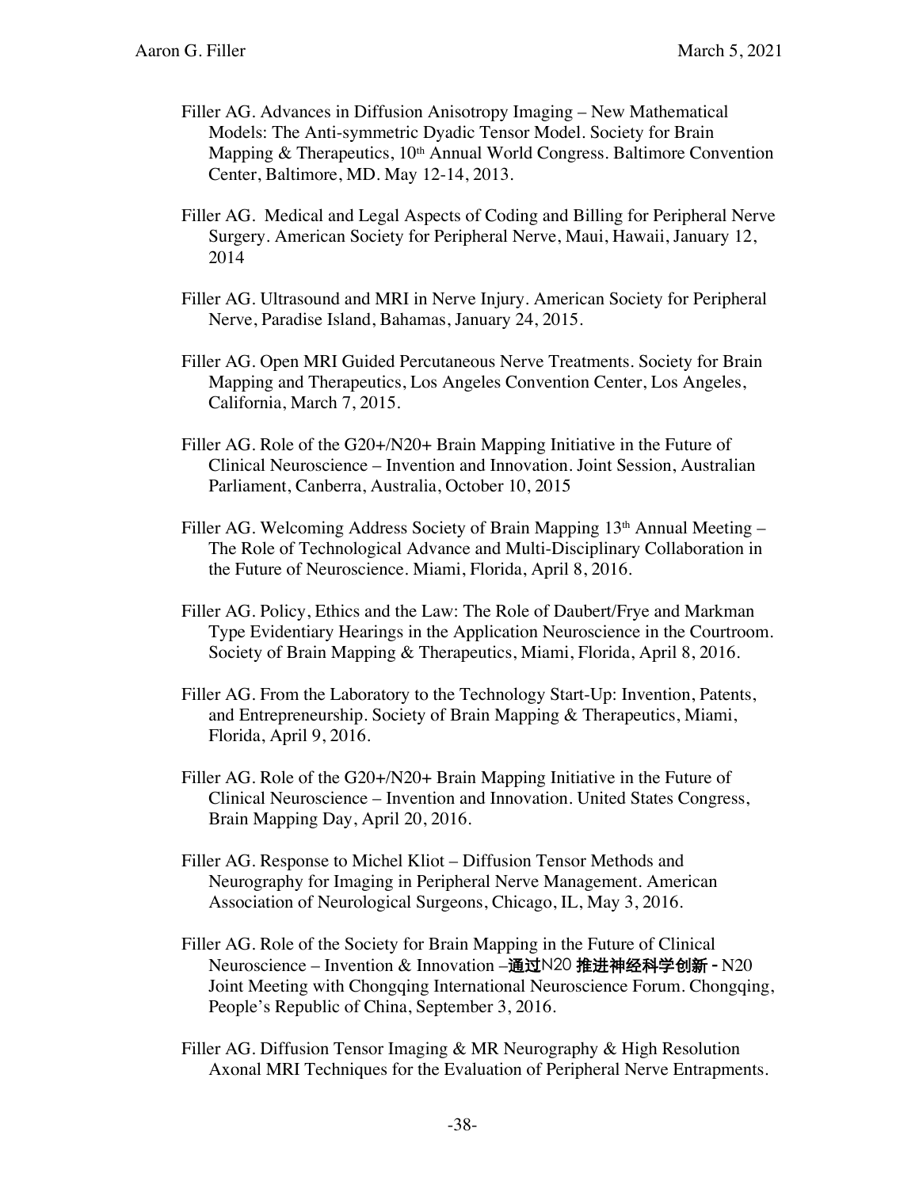Filler AG. Advances in Diffusion Anisotropy Imaging – New Mathematical Models: The Anti-symmetric Dyadic Tensor Model. Society for Brain Mapping & Therapeutics, 10th Annual World Congress. Baltimore Convention Center, Baltimore, MD. May 12-14, 2013.

Filler AG. Medical and Legal Aspects of Coding and Billing for Peripheral Nerve Surgery. American Society for Peripheral Nerve, Maui, Hawaii, January 12, 2014

Filler AG. Ultrasound and MRI in Nerve Injury. American Society for Peripheral Nerve, Paradise Island, Bahamas, January 24, 2015.

Filler AG. Open MRI Guided Percutaneous Nerve Treatments. Society for Brain Mapping and Therapeutics, Los Angeles Convention Center, Los Angeles, California, March 7, 2015.

Filler AG. Role of the G20+/N20+ Brain Mapping Initiative in the Future of Clinical Neuroscience – Invention and Innovation. Joint Session, Australian Parliament, Canberra, Australia, October 10, 2015

Filler AG. Welcoming Address Society of Brain Mapping 13th Annual Meeting – The Role of Technological Advance and Multi-Disciplinary Collaboration in the Future of Neuroscience. Miami, Florida, April 8, 2016.

Filler AG. Policy, Ethics and the Law: The Role of Daubert/Frye and Markman Type Evidentiary Hearings in the Application Neuroscience in the Courtroom. Society of Brain Mapping & Therapeutics, Miami, Florida, April 8, 2016.

Filler AG. From the Laboratory to the Technology Start-Up: Invention, Patents, and Entrepreneurship. Society of Brain Mapping & Therapeutics, Miami, Florida, April 9, 2016.

Filler AG. Role of the G20+/N20+ Brain Mapping Initiative in the Future of Clinical Neuroscience – Invention and Innovation. United States Congress, Brain Mapping Day, April 20, 2016.

Filler AG. Response to Michel Kliot – Diffusion Tensor Methods and Neurography for Imaging in Peripheral Nerve Management. American Association of Neurological Surgeons, Chicago, IL, May 3, 2016.

Filler AG. Role of the Society for Brain Mapping in the Future of Clinical Neuroscience – Invention & Innovation –**通过**N20 **推进神经科学创新** - N20 Joint Meeting with Chongqing International Neuroscience Forum. Chongqing, People's Republic of China, September 3, 2016.

Filler AG. Diffusion Tensor Imaging & MR Neurography & High Resolution Axonal MRI Techniques for the Evaluation of Peripheral Nerve Entrapments.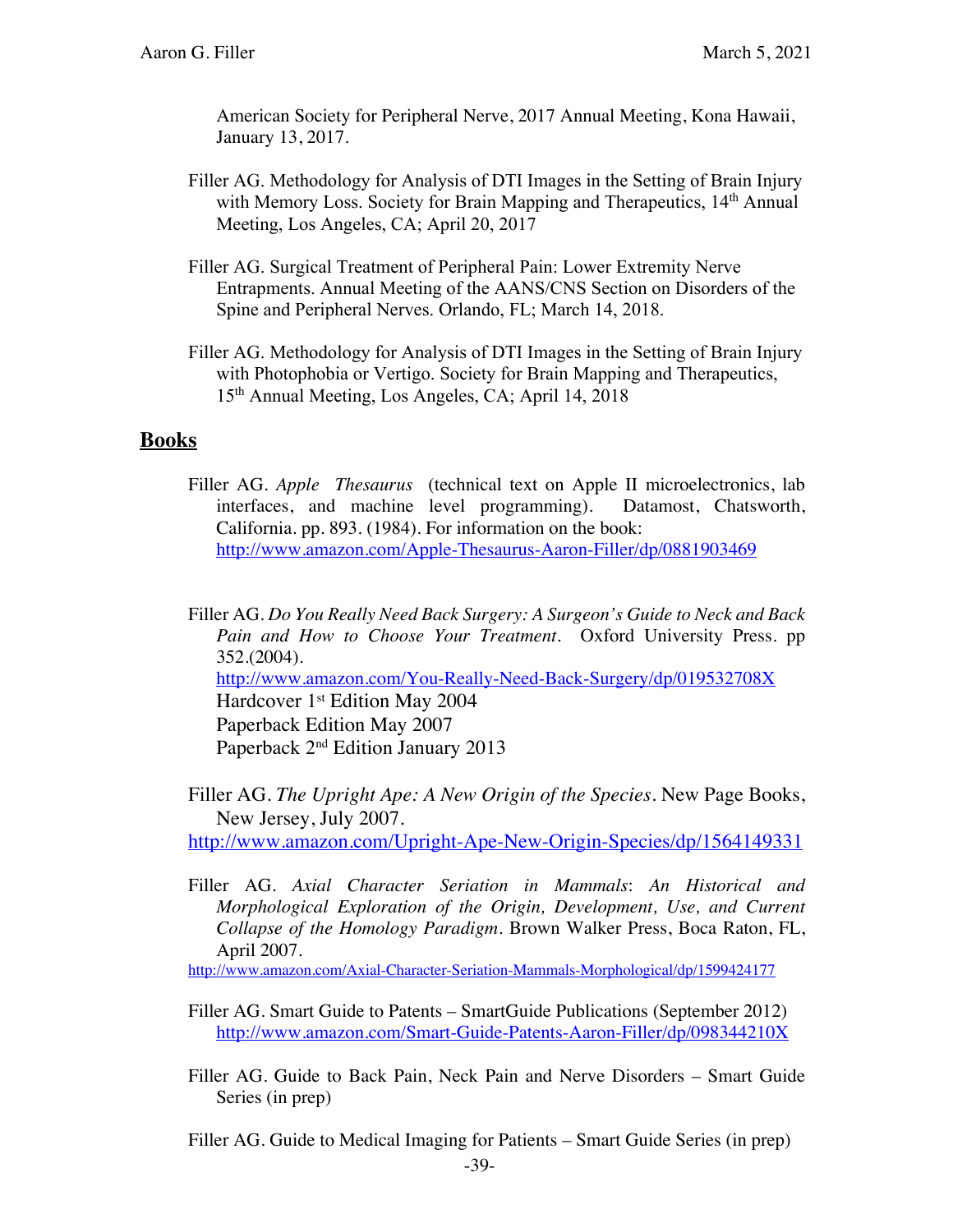American Society for Peripheral Nerve, 2017 Annual Meeting, Kona Hawaii, January 13, 2017.

Filler AG. Methodology for Analysis of DTI Images in the Setting of Brain Injury with Memory Loss. Society for Brain Mapping and Therapeutics, 14th Annual Meeting, Los Angeles, CA; April 20, 2017

Filler AG. Surgical Treatment of Peripheral Pain: Lower Extremity Nerve Entrapments. Annual Meeting of the AANS/CNS Section on Disorders of the Spine and Peripheral Nerves. Orlando, FL; March 14, 2018.

Filler AG. Methodology for Analysis of DTI Images in the Setting of Brain Injury with Photophobia or Vertigo. Society for Brain Mapping and Therapeutics, 15th Annual Meeting, Los Angeles, CA; April 14, 2018

## **Books**

Filler AG. *Apple Thesaurus* (technical text on Apple II microelectronics, lab interfaces, and machine level programming). Datamost, Chatsworth, California. pp. 893. (1984). For information on the book:
http://www.amazon.com/Apple-Thesaurus-Aaron-Filler/dp/0881903469

Filler AG. *Do You Really Need Back Surgery: A Surgeon's Guide to Neck and Back Pain and How to Choose Your Treatment*. Oxford University Press. pp 352.(2004).
http://www.amazon.com/You-Really-Need-Back-Surgery/dp/019532708X
Hardcover 1st Edition May 2004
Paperback Edition May 2007
Paperback 2nd Edition January 2013

Filler AG. *The Upright Ape: A New Origin of the Species*. New Page Books, New Jersey, July 2007.
http://www.amazon.com/Upright-Ape-New-Origin-Species/dp/1564149331

Filler AG. *Axial Character Seriation in Mammals*: *An Historical and Morphological Exploration of the Origin, Development, Use, and Current Collapse of the Homology Paradigm*. Brown Walker Press, Boca Raton, FL, April 2007.
http://www.amazon.com/Axial-Character-Seriation-Mammals-Morphological/dp/1599424177

Filler AG. Smart Guide to Patents – SmartGuide Publications (September 2012)
http://www.amazon.com/Smart-Guide-Patents-Aaron-Filler/dp/098344210X

Filler AG. Guide to Back Pain, Neck Pain and Nerve Disorders – Smart Guide Series (in prep)

Filler AG. Guide to Medical Imaging for Patients – Smart Guide Series (in prep)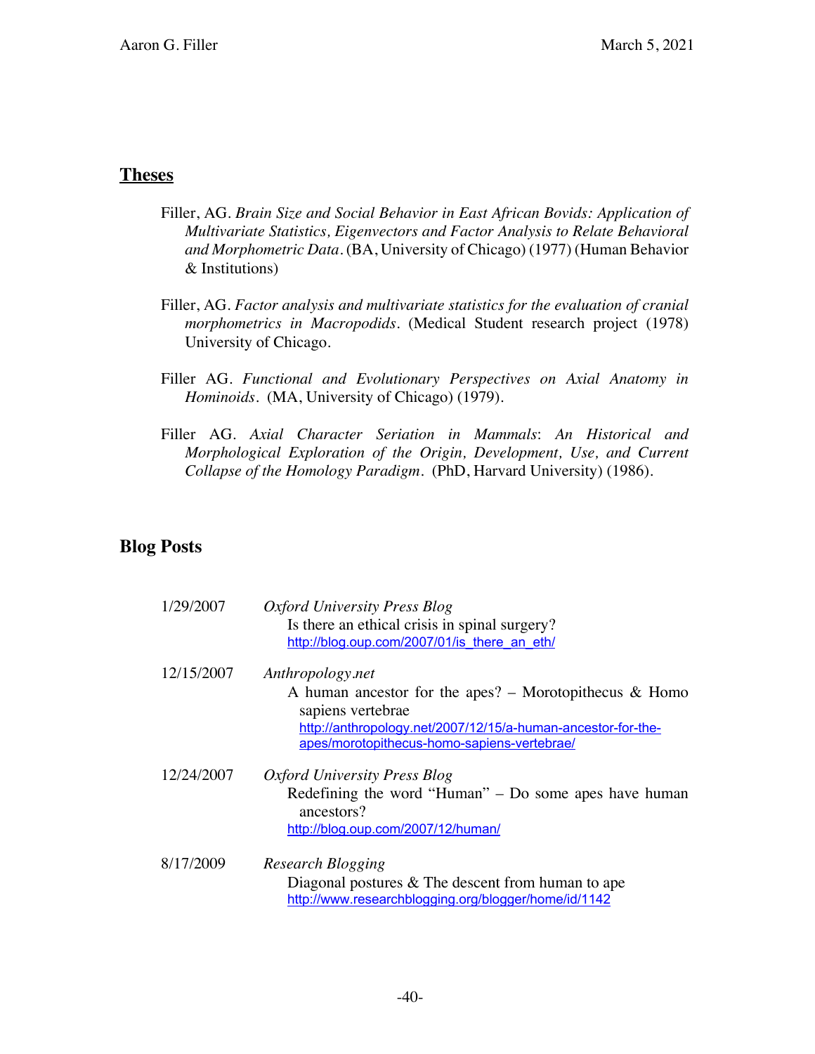## Theses

Filler, AG. *Brain Size and Social Behavior in East African Bovids: Application of Multivariate Statistics, Eigenvectors and Factor Analysis to Relate Behavioral and Morphometric Data*. (BA, University of Chicago) (1977) (Human Behavior & Institutions)

Filler, AG. *Factor analysis and multivariate statistics for the evaluation of cranial morphometrics in Macropodids*. (Medical Student research project (1978) University of Chicago.

Filler AG. *Functional and Evolutionary Perspectives on Axial Anatomy in Hominoids*. (MA, University of Chicago) (1979).

Filler AG. *Axial Character Seriation in Mammals*: *An Historical and Morphological Exploration of the Origin, Development, Use, and Current Collapse of the Homology Paradigm*. (PhD, Harvard University) (1986).

## Blog Posts

| | |
|---|---|
| 1/29/2007 | *Oxford University Press Blog*<br>Is there an ethical crisis in spinal surgery?<br>http://blog.oup.com/2007/01/is_there_an_eth/ |
| 12/15/2007 | *Anthropology.net*<br>A human ancestor for the apes? – Morotopithecus & Homo sapiens vertebrae<br>http://anthropology.net/2007/12/15/a-human-ancestor-for-the-apes/morotopithecus-homo-sapiens-vertebrae/ |
| 12/24/2007 | *Oxford University Press Blog*<br>Redefining the word "Human" – Do some apes have human ancestors?<br>http://blog.oup.com/2007/12/human/ |
| 8/17/2009 | *Research Blogging*<br>Diagonal postures & The descent from human to ape<br>http://www.researchblogging.org/blogger/home/id/1142 |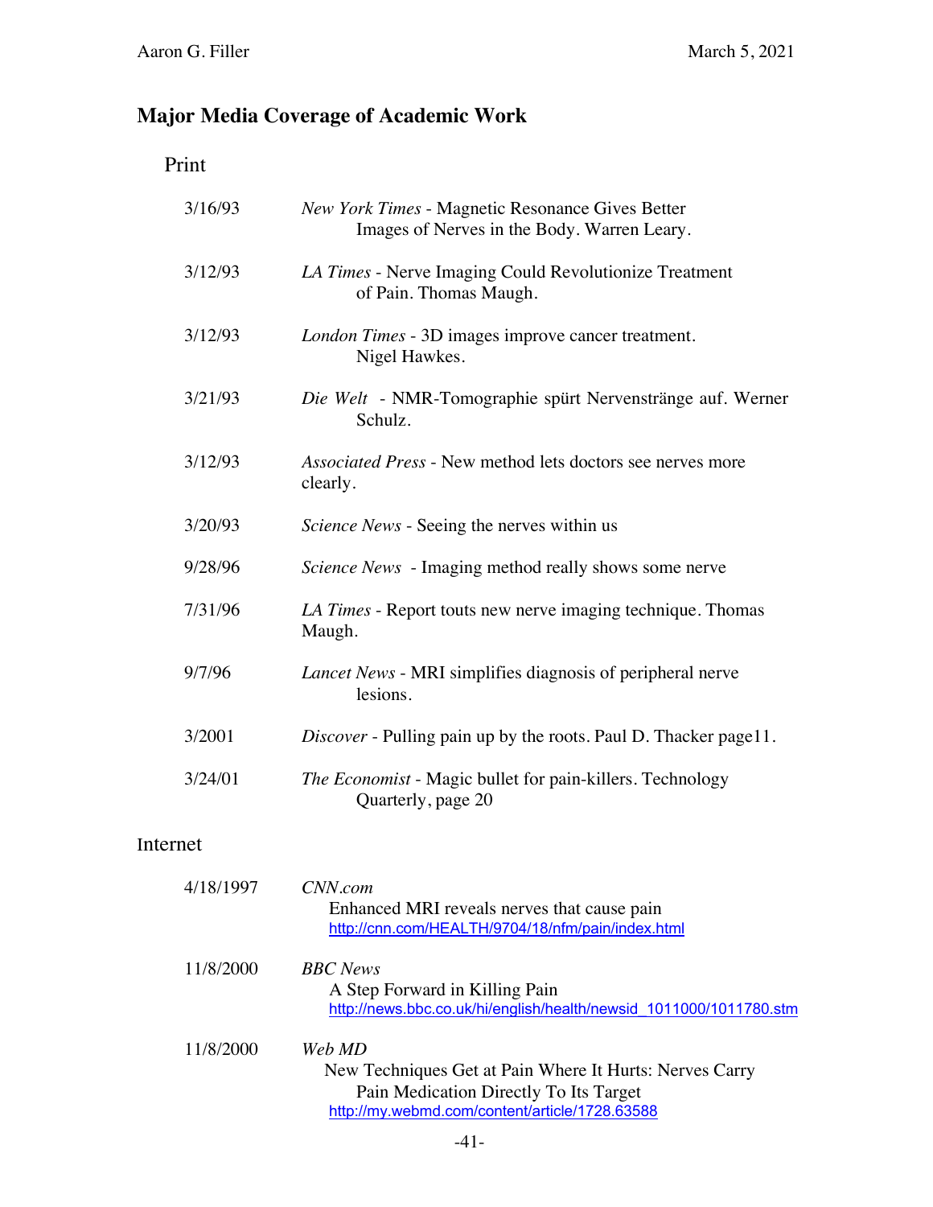## Major Media Coverage of Academic Work

### Print

| | |
|---|---|
| 3/16/93 | *New York Times* - Magnetic Resonance Gives Better Images of Nerves in the Body. Warren Leary. |
| 3/12/93 | *LA Times* - Nerve Imaging Could Revolutionize Treatment of Pain. Thomas Maugh. |
| 3/12/93 | *London Times* - 3D images improve cancer treatment. Nigel Hawkes. |
| 3/21/93 | *Die Welt* - NMR-Tomographie spürt Nervenstränge auf. Werner Schulz. |
| 3/12/93 | *Associated Press* - New method lets doctors see nerves more clearly. |
| 3/20/93 | *Science News* - Seeing the nerves within us |
| 9/28/96 | *Science News* - Imaging method really shows some nerve |
| 7/31/96 | *LA Times* - Report touts new nerve imaging technique. Thomas Maugh. |
| 9/7/96 | *Lancet News* - MRI simplifies diagnosis of peripheral nerve lesions. |
| 3/2001 | *Discover* - Pulling pain up by the roots. Paul D. Thacker page11. |
| 3/24/01 | *The Economist* - Magic bullet for pain-killers. Technology Quarterly, page 20 |

### Internet

| | |
|---|---|
| 4/18/1997 | *CNN.com*<br>Enhanced MRI reveals nerves that cause pain<br>http://cnn.com/HEALTH/9704/18/nfm/pain/index.html |
| 11/8/2000 | *BBC News*<br>A Step Forward in Killing Pain<br>http://news.bbc.co.uk/hi/english/health/newsid_1011000/1011780.stm |
| 11/8/2000 | *Web MD*<br>New Techniques Get at Pain Where It Hurts: Nerves Carry Pain Medication Directly To Its Target<br>http://my.webmd.com/content/article/1728.63588 |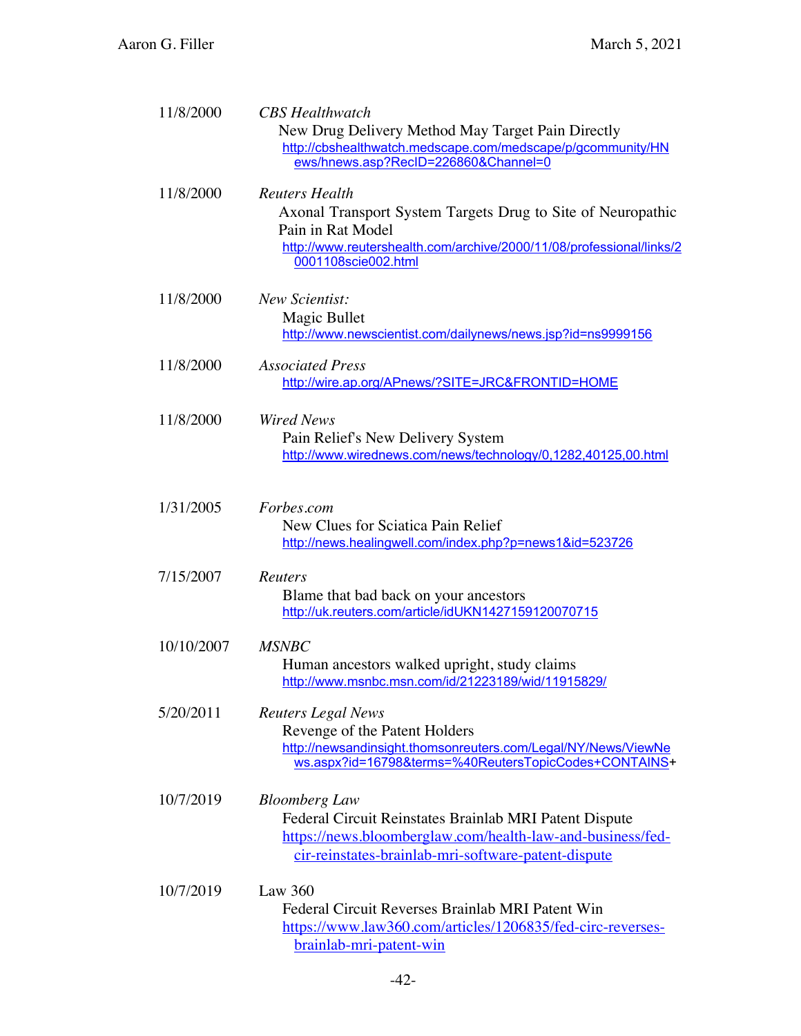11/8/2000 *CBS Healthwatch*
New Drug Delivery Method May Target Pain Directly
http://cbshealthwatch.medscape.com/medscape/p/gcommunity/HNews/hnews.asp?RecID=226860&Channel=0

11/8/2000 *Reuters Health*
Axonal Transport System Targets Drug to Site of Neuropathic Pain in Rat Model
http://www.reutershealth.com/archive/2000/11/08/professional/links/20001108scie002.html

11/8/2000 *New Scientist:*
Magic Bullet
http://www.newscientist.com/dailynews/news.jsp?id=ns9999156

11/8/2000 *Associated Press*
http://wire.ap.org/APnews/?SITE=JRC&FRONTID=HOME

11/8/2000 *Wired News*
Pain Relief's New Delivery System
http://www.wirednews.com/news/technology/0,1282,40125,00.html

1/31/2005 *Forbes.com*
New Clues for Sciatica Pain Relief
http://news.healingwell.com/index.php?p=news1&id=523726

7/15/2007 *Reuters*
Blame that bad back on your ancestors
http://uk.reuters.com/article/idUKN1427159120070715

10/10/2007 *MSNBC*
Human ancestors walked upright, study claims
http://www.msnbc.msn.com/id/21223189/wid/11915829/

5/20/2011 *Reuters Legal News*
Revenge of the Patent Holders
http://newsandinsight.thomsonreuters.com/Legal/NY/News/ViewNews.aspx?id=16798&terms=%40ReutersTopicCodes+CONTAINS+

10/7/2019 *Bloomberg Law*
Federal Circuit Reinstates Brainlab MRI Patent Dispute
https://news.bloomberglaw.com/health-law-and-business/fed-cir-reinstates-brainlab-mri-software-patent-dispute

10/7/2019 Law 360
Federal Circuit Reverses Brainlab MRI Patent Win
https://www.law360.com/articles/1206835/fed-circ-reverses-brainlab-mri-patent-win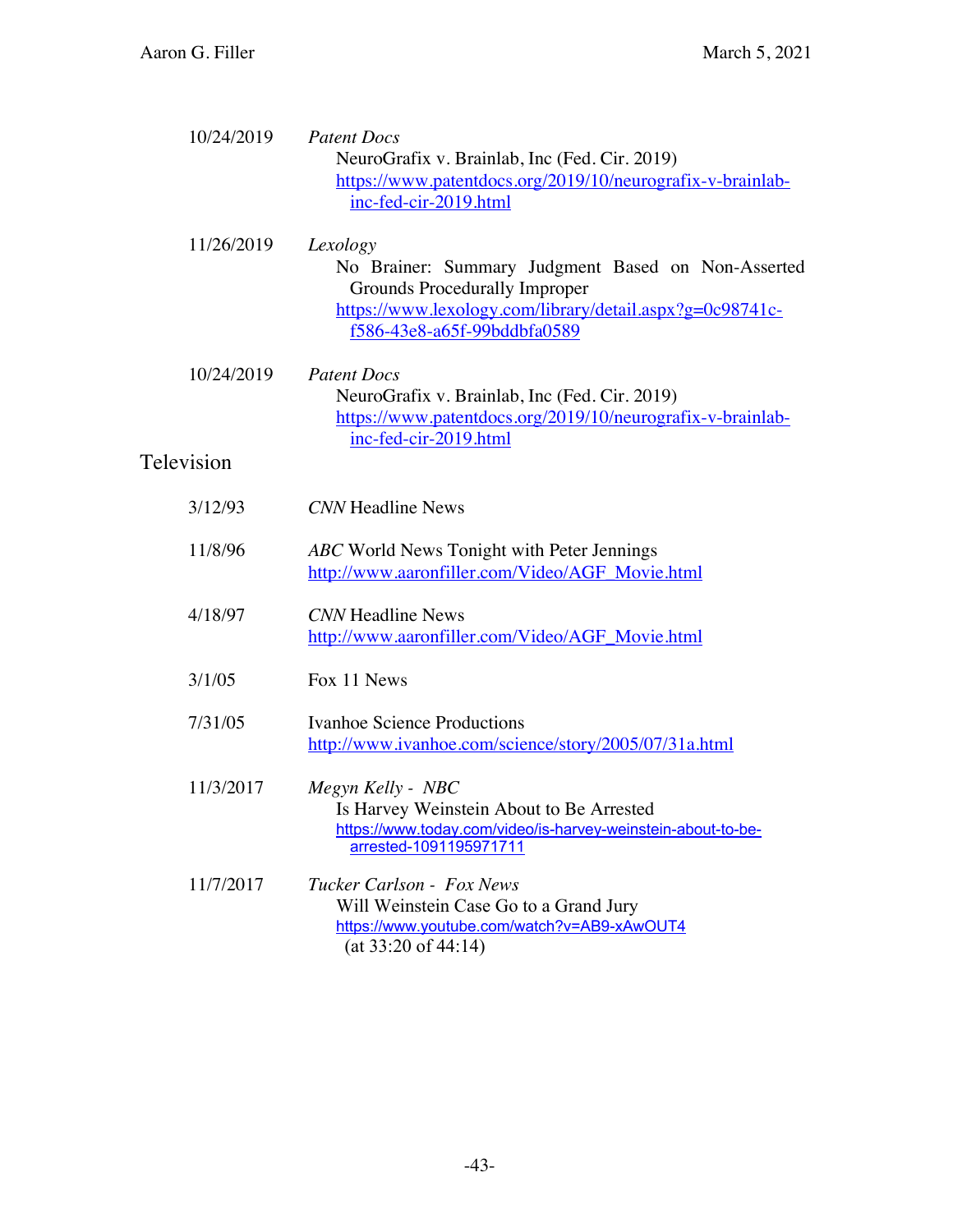10/24/2019 *Patent Docs*
NeuroGrafix v. Brainlab, Inc (Fed. Cir. 2019)
https://www.patentdocs.org/2019/10/neurografix-v-brainlab-inc-fed-cir-2019.html

11/26/2019 *Lexology*
No Brainer: Summary Judgment Based on Non-Asserted Grounds Procedurally Improper
https://www.lexology.com/library/detail.aspx?g=0c98741c-f586-43e8-a65f-99bddbfa0589

10/24/2019 *Patent Docs*
NeuroGrafix v. Brainlab, Inc (Fed. Cir. 2019)
https://www.patentdocs.org/2019/10/neurografix-v-brainlab-inc-fed-cir-2019.html

## Television

3/12/93 *CNN* Headline News

11/8/96 *ABC* World News Tonight with Peter Jennings
http://www.aaronfiller.com/Video/AGF_Movie.html

4/18/97 *CNN* Headline News
http://www.aaronfiller.com/Video/AGF_Movie.html

3/1/05 Fox 11 News

7/31/05 Ivanhoe Science Productions
http://www.ivanhoe.com/science/story/2005/07/31a.html

11/3/2017 *Megyn Kelly - NBC*
Is Harvey Weinstein About to Be Arrested
https://www.today.com/video/is-harvey-weinstein-about-to-be-arrested-1091195971711

11/7/2017 *Tucker Carlson - Fox News*
Will Weinstein Case Go to a Grand Jury
https://www.youtube.com/watch?v=AB9-xAwOUT4
(at 33:20 of 44:14)